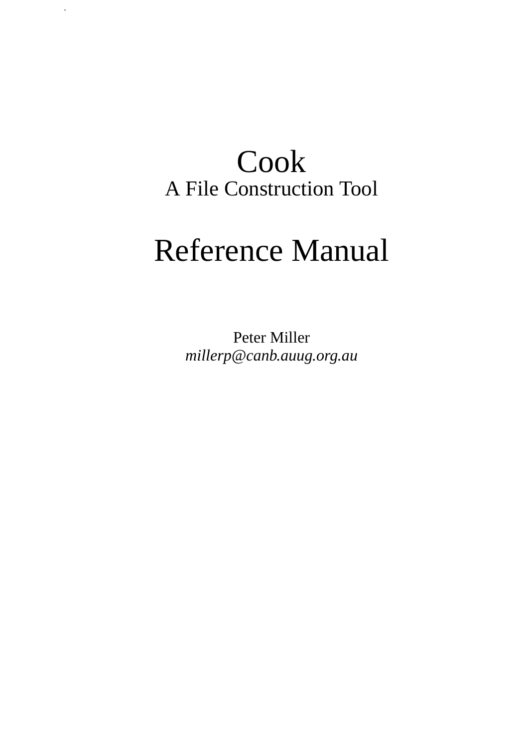# Cook

## A File Construction Tool

# Reference Manual

Peter Miller

*millerp@canb.auug.org.au*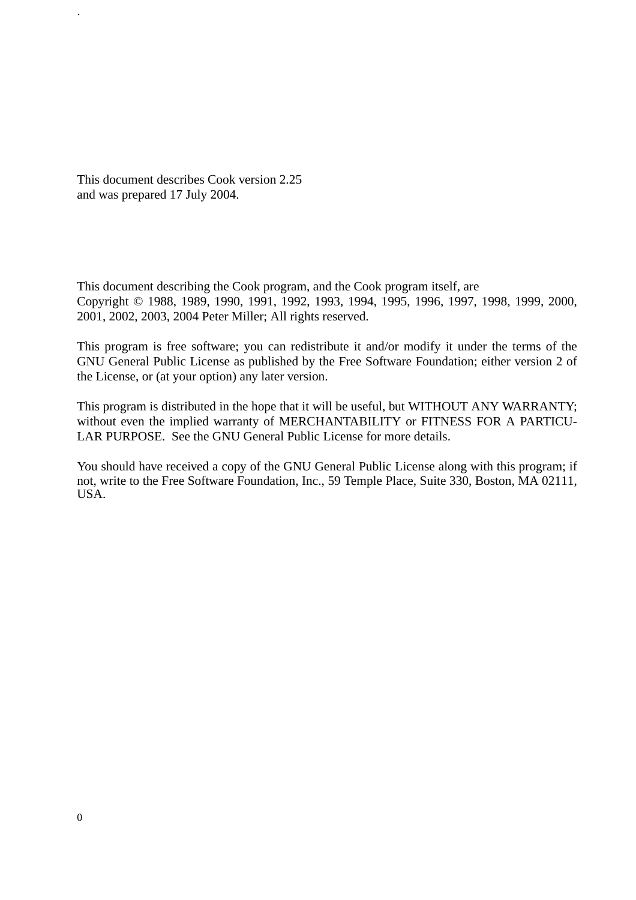This document describes Cook version 2.25
and was prepared 17 July 2004.

This document describing the Cook program, and the Cook program itself, are
Copyright © 1988, 1989, 1990, 1991, 1992, 1993, 1994, 1995, 1996, 1997, 1998, 1999, 2000, 2001, 2002, 2003, 2004 Peter Miller; All rights reserved.

This program is free software; you can redistribute it and/or modify it under the terms of the GNU General Public License as published by the Free Software Foundation; either version 2 of the License, or (at your option) any later version.

This program is distributed in the hope that it will be useful, but WITHOUT ANY WARRANTY; without even the implied warranty of MERCHANTABILITY or FITNESS FOR A PARTICULAR PURPOSE. See the GNU General Public License for more details.

You should have received a copy of the GNU General Public License along with this program; if not, write to the Free Software Foundation, Inc., 59 Temple Place, Suite 330, Boston, MA 02111, USA.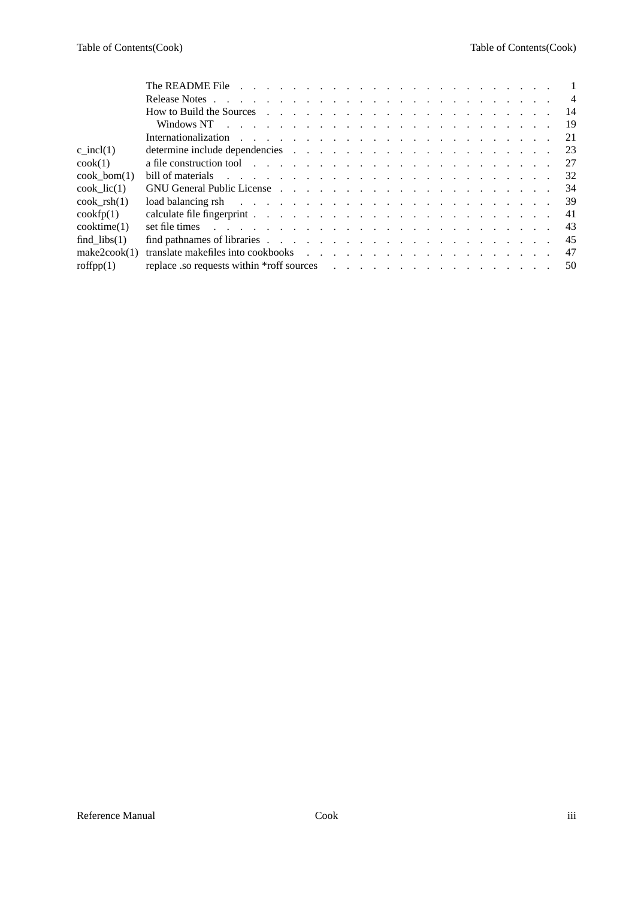| | | |
|---|---|---|
| | The README File | 1 |
| | Release Notes | 4 |
| | How to Build the Sources | 14 |
| | Windows NT | 19 |
| | Internationalization | 21 |
| c_incl(1) | determine include dependencies | 23 |
| cook(1) | a file construction tool | 27 |
| cook_bom(1) | bill of materials | 32 |
| cook_lic(1) | GNU General Public License | 34 |
| cook_rsh(1) | load balancing rsh | 39 |
| cookfp(1) | calculate file fingerprint | 41 |
| cooktime(1) | set file times | 43 |
| find_libs(1) | find pathnames of libraries | 45 |
| make2cook(1) | translate makefiles into cookbooks | 47 |
| roffpp(1) | replace .so requests within *roff sources | 50 |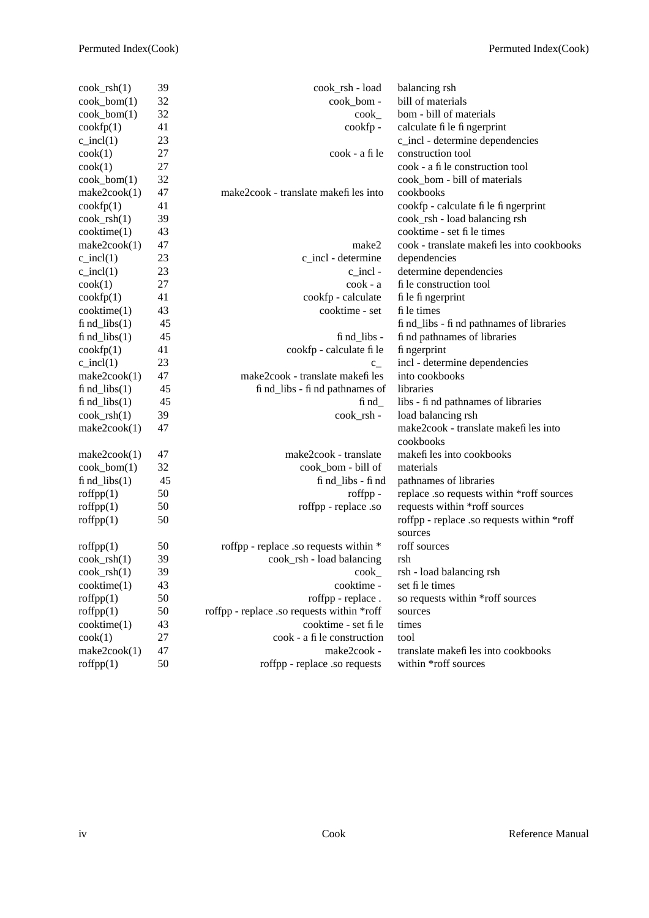| | | | |
|---|---|---|---|
| cook_rsh(1) | 39 | cook_rsh - load | balancing rsh |
| cook_bom(1) | 32 | cook_bom - | bill of materials |
| cook_bom(1) | 32 | cook_ | bom - bill of materials |
| cookfp(1) | 41 | cookfp - | calculate file fingerprint |
| c_incl(1) | 23 | | c_incl - determine dependencies |
| cook(1) | 27 | cook - a file | construction tool |
| cook(1) | 27 | | cook - a file construction tool |
| cook_bom(1) | 32 | | cook_bom - bill of materials |
| make2cook(1) | 47 | make2cook - translate makefiles into | cookbooks |
| cookfp(1) | 41 | | cookfp - calculate file fingerprint |
| cook_rsh(1) | 39 | | cook_rsh - load balancing rsh |
| cooktime(1) | 43 | | cooktime - set file times |
| make2cook(1) | 47 | make2 | cook - translate makefiles into cookbooks |
| c_incl(1) | 23 | c_incl - determine | dependencies |
| c_incl(1) | 23 | c_incl - | determine dependencies |
| cook(1) | 27 | cook - a | file construction tool |
| cookfp(1) | 41 | cookfp - calculate | file fingerprint |
| cooktime(1) | 43 | cooktime - set | file times |
| find_libs(1) | 45 | | find_libs - find pathnames of libraries |
| find_libs(1) | 45 | find_libs - | find pathnames of libraries |
| cookfp(1) | 41 | cookfp - calculate file | fingerprint |
| c_incl(1) | 23 | c_ | incl - determine dependencies |
| make2cook(1) | 47 | make2cook - translate makefiles | into cookbooks |
| find_libs(1) | 45 | find_libs - find pathnames of | libraries |
| find_libs(1) | 45 | find_ | libs - find pathnames of libraries |
| cook_rsh(1) | 39 | cook_rsh - | load balancing rsh |
| make2cook(1) | 47 | | make2cook - translate makefiles into cookbooks |
| make2cook(1) | 47 | make2cook - translate | makefiles into cookbooks |
| cook_bom(1) | 32 | cook_bom - bill of | materials |
| find_libs(1) | 45 | find_libs - find | pathnames of libraries |
| roffpp(1) | 50 | roffpp - | replace .so requests within *roff sources |
| roffpp(1) | 50 | roffpp - replace .so | requests within *roff sources |
| roffpp(1) | 50 | | roffpp - replace .so requests within *roff sources |
| roffpp(1) | 50 | roffpp - replace .so requests within * | roff sources |
| cook_rsh(1) | 39 | cook_rsh - load balancing | rsh |
| cook_rsh(1) | 39 | cook_ | rsh - load balancing rsh |
| cooktime(1) | 43 | cooktime - | set file times |
| roffpp(1) | 50 | roffpp - replace . | so requests within *roff sources |
| roffpp(1) | 50 | roffpp - replace .so requests within *roff | sources |
| cooktime(1) | 43 | cooktime - set file | times |
| cook(1) | 27 | cook - a file construction | tool |
| make2cook(1) | 47 | make2cook - | translate makefiles into cookbooks |
| roffpp(1) | 50 | roffpp - replace .so requests | within *roff sources |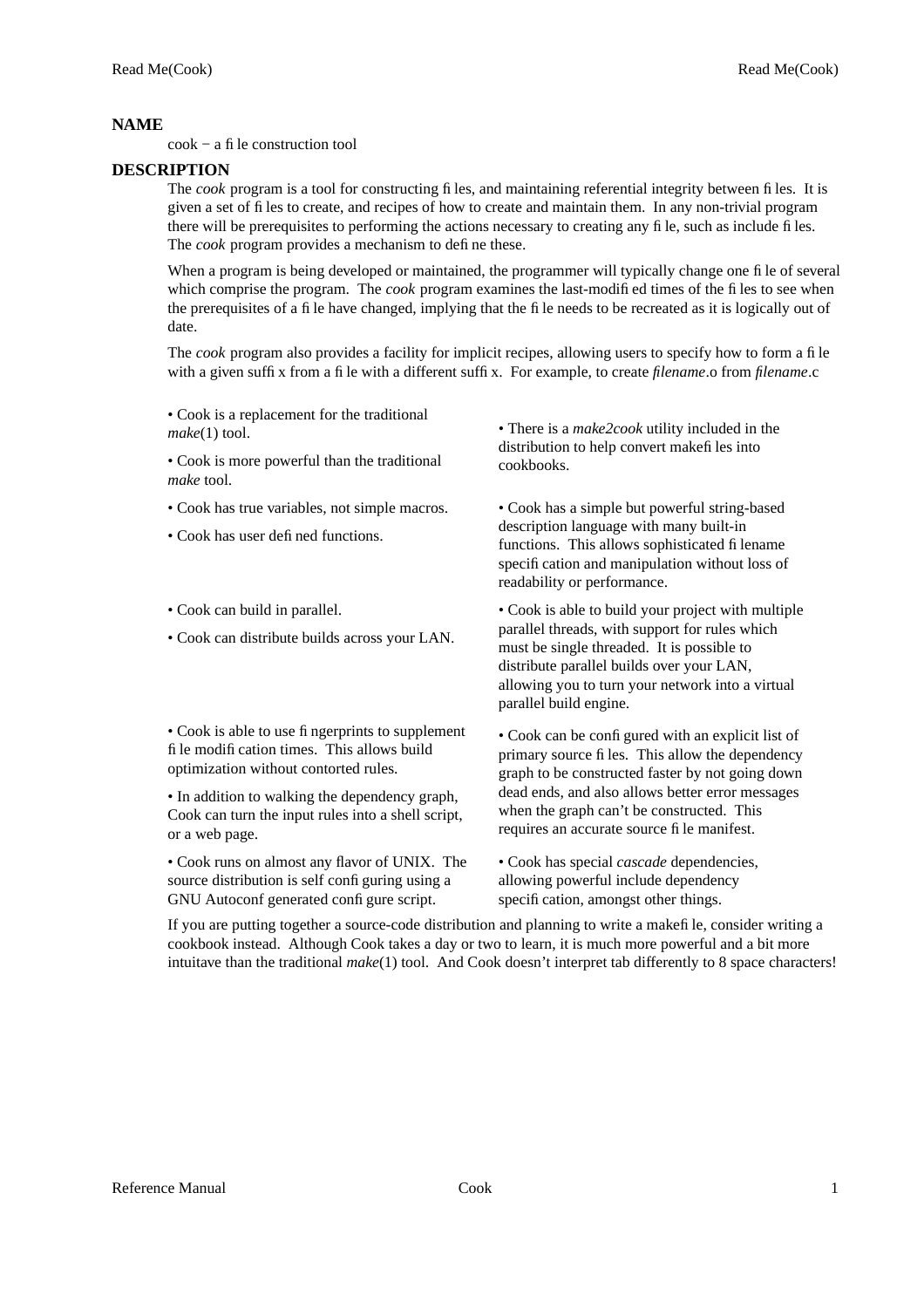## NAME

cook − a file construction tool

## DESCRIPTION

The *cook* program is a tool for constructing files, and maintaining referential integrity between files. It is given a set of files to create, and recipes of how to create and maintain them. In any non-trivial program there will be prerequisites to performing the actions necessary to creating any file, such as include files. The *cook* program provides a mechanism to define these.

When a program is being developed or maintained, the programmer will typically change one file of several which comprise the program. The *cook* program examines the last-modified times of the files to see when the prerequisites of a file have changed, implying that the file needs to be recreated as it is logically out of date.

The *cook* program also provides a facility for implicit recipes, allowing users to specify how to form a file with a given suffix from a file with a different suffix. For example, to create *filename*.o from *filename*.c

• Cook is a replacement for the traditional *make*(1) tool.

• Cook is more powerful than the traditional *make* tool.

• There is a *make2cook* utility included in the distribution to help convert makefiles into cookbooks.

• Cook has true variables, not simple macros.

• Cook has user defined functions.

• Cook has a simple but powerful string-based description language with many built-in functions. This allows sophisticated filename specification and manipulation without loss of readability or performance.

• Cook can build in parallel.

• Cook can distribute builds across your LAN.

• Cook is able to build your project with multiple parallel threads, with support for rules which must be single threaded. It is possible to distribute parallel builds over your LAN, allowing you to turn your network into a virtual parallel build engine.

• Cook is able to use fingerprints to supplement file modification times. This allows build optimization without contorted rules.

• In addition to walking the dependency graph, Cook can turn the input rules into a shell script, or a web page.

• Cook can be configured with an explicit list of primary source files. This allow the dependency graph to be constructed faster by not going down dead ends, and also allows better error messages when the graph can't be constructed. This requires an accurate source file manifest.

• Cook runs on almost any flavor of UNIX. The source distribution is self configuring using a GNU Autoconf generated configure script.

• Cook has special *cascade* dependencies, allowing powerful include dependency specification, amongst other things.

If you are putting together a source-code distribution and planning to write a makefile, consider writing a cookbook instead. Although Cook takes a day or two to learn, it is much more powerful and a bit more intuitave than the traditional *make*(1) tool. And Cook doesn't interpret tab differently to 8 space characters!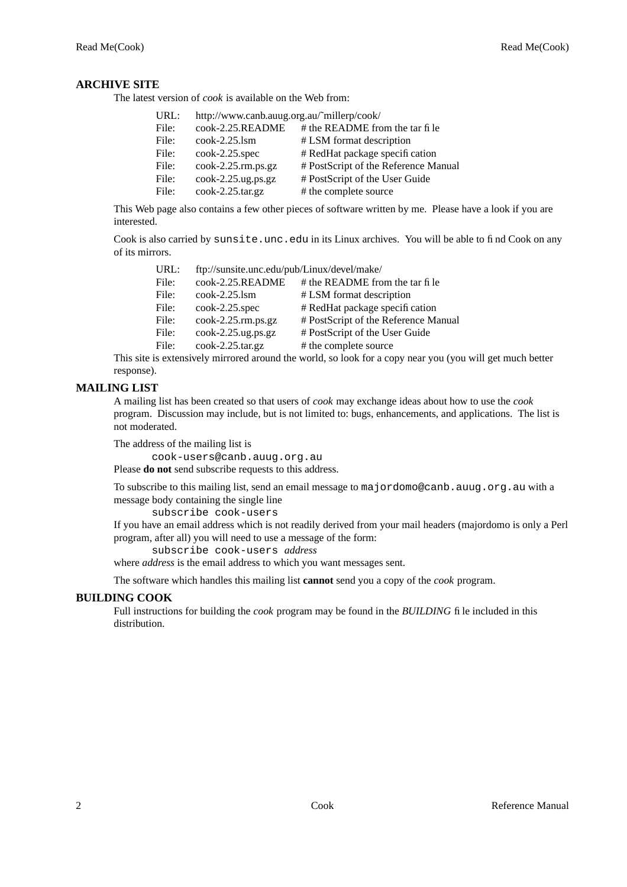## ARCHIVE SITE

The latest version of *cook* is available on the Web from:

| | | |
|---|---|---|
| URL: | http://www.canb.auug.org.au/~millerp/cook/ | |
| File: | cook-2.25.README | # the README from the tar file |
| File: | cook-2.25.lsm | # LSM format description |
| File: | cook-2.25.spec | # RedHat package specification |
| File: | cook-2.25.rm.ps.gz | # PostScript of the Reference Manual |
| File: | cook-2.25.ug.ps.gz | # PostScript of the User Guide |
| File: | cook-2.25.tar.gz | # the complete source |

This Web page also contains a few other pieces of software written by me. Please have a look if you are interested.

Cook is also carried by `sunsite.unc.edu` in its Linux archives. You will be able to find Cook on any of its mirrors.

| | | |
|---|---|---|
| URL: | ftp://sunsite.unc.edu/pub/Linux/devel/make/ | |
| File: | cook-2.25.README | # the README from the tar file |
| File: | cook-2.25.lsm | # LSM format description |
| File: | cook-2.25.spec | # RedHat package specification |
| File: | cook-2.25.rm.ps.gz | # PostScript of the Reference Manual |
| File: | cook-2.25.ug.ps.gz | # PostScript of the User Guide |
| File: | cook-2.25.tar.gz | # the complete source |

This site is extensively mirrored around the world, so look for a copy near you (you will get much better response).

## MAILING LIST

A mailing list has been created so that users of *cook* may exchange ideas about how to use the *cook* program. Discussion may include, but is not limited to: bugs, enhancements, and applications. The list is not moderated.

The address of the mailing list is

```
cook-users@canb.auug.org.au
```

Please **do not** send subscribe requests to this address.

To subscribe to this mailing list, send an email message to `majordomo@canb.auug.org.au` with a message body containing the single line

```
subscribe cook-users
```

If you have an email address which is not readily derived from your mail headers (majordomo is only a Perl program, after all) you will need to use a message of the form:

```
subscribe cook-users address
```

where *address* is the email address to which you want messages sent.

The software which handles this mailing list **cannot** send you a copy of the *cook* program.

## BUILDING COOK

Full instructions for building the *cook* program may be found in the *BUILDING* file included in this distribution.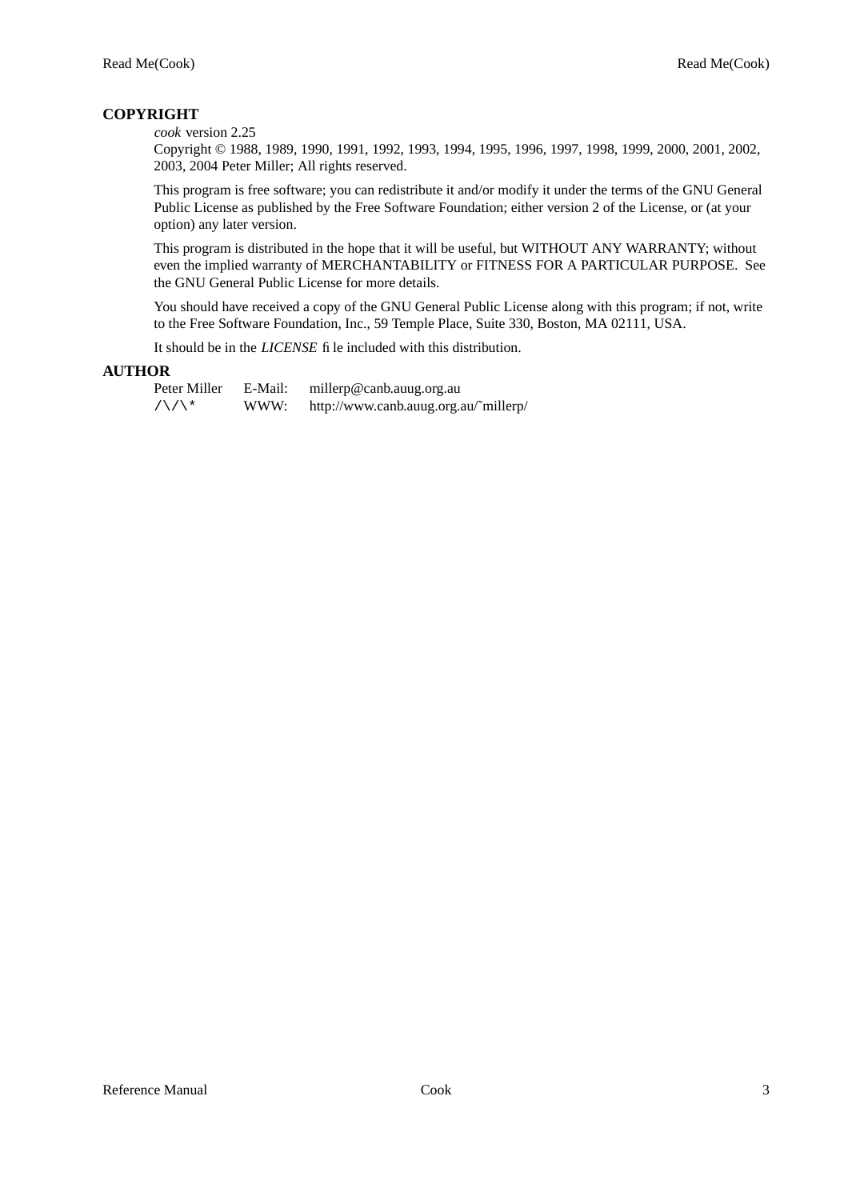## COPYRIGHT

*cook* version 2.25
Copyright © 1988, 1989, 1990, 1991, 1992, 1993, 1994, 1995, 1996, 1997, 1998, 1999, 2000, 2001, 2002, 2003, 2004 Peter Miller; All rights reserved.

This program is free software; you can redistribute it and/or modify it under the terms of the GNU General Public License as published by the Free Software Foundation; either version 2 of the License, or (at your option) any later version.

This program is distributed in the hope that it will be useful, but WITHOUT ANY WARRANTY; without even the implied warranty of MERCHANTABILITY or FITNESS FOR A PARTICULAR PURPOSE. See the GNU General Public License for more details.

You should have received a copy of the GNU General Public License along with this program; if not, write to the Free Software Foundation, Inc., 59 Temple Place, Suite 330, Boston, MA 02111, USA.

It should be in the *LICENSE* file included with this distribution.

## AUTHOR

| | | |
|---|---|---|
| Peter Miller | E-Mail: | millerp@canb.auug.org.au |
| /\/\* | WWW: | http://www.canb.auug.org.au/~millerp/ |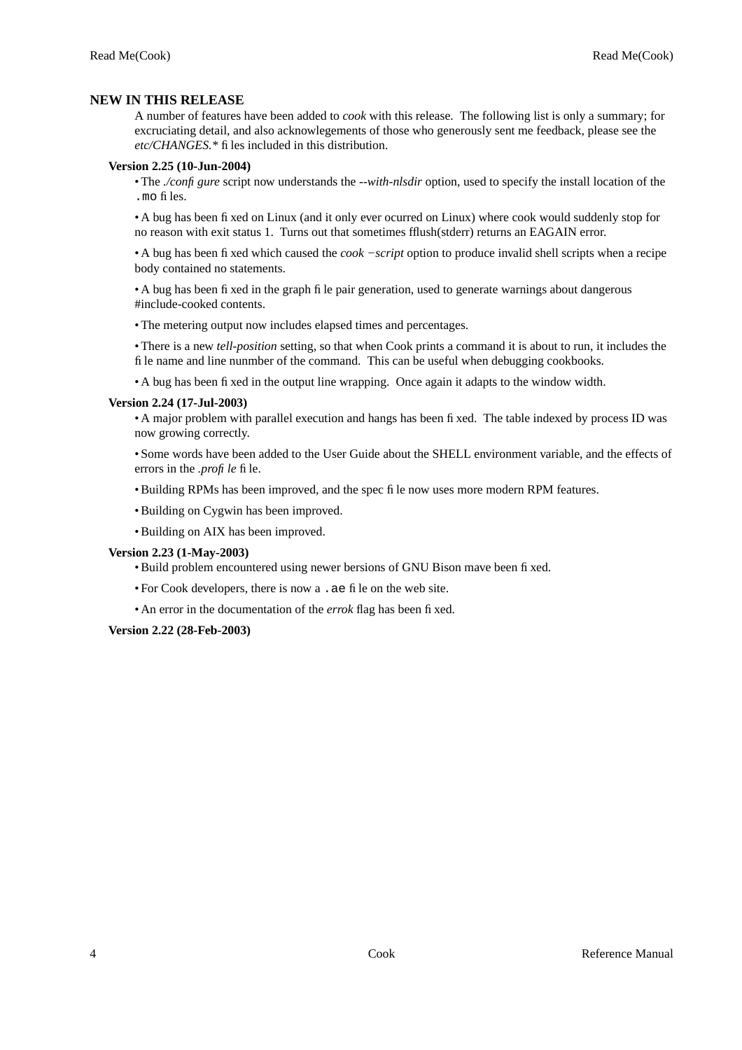## NEW IN THIS RELEASE

A number of features have been added to *cook* with this release. The following list is only a summary; for excruciating detail, and also acknowlegements of those who generously sent me feedback, please see the *etc/CHANGES.** files included in this distribution.

### Version 2.25 (10-Jun-2004)

- The *./configure* script now understands the *--with-nlsdir* option, used to specify the install location of the `.mo` files.
- A bug has been fixed on Linux (and it only ever ocurred on Linux) where cook would suddenly stop for no reason with exit status 1. Turns out that sometimes fflush(stderr) returns an EAGAIN error.
- A bug has been fixed which caused the *cook −script* option to produce invalid shell scripts when a recipe body contained no statements.
- A bug has been fixed in the graph file pair generation, used to generate warnings about dangerous #include-cooked contents.
- The metering output now includes elapsed times and percentages.
- There is a new *tell-position* setting, so that when Cook prints a command it is about to run, it includes the file name and line nunmber of the command. This can be useful when debugging cookbooks.
- A bug has been fixed in the output line wrapping. Once again it adapts to the window width.

### Version 2.24 (17-Jul-2003)

- A major problem with parallel execution and hangs has been fixed. The table indexed by process ID was now growing correctly.
- Some words have been added to the User Guide about the SHELL environment variable, and the effects of errors in the *.profile* file.
- Building RPMs has been improved, and the spec file now uses more modern RPM features.
- Building on Cygwin has been improved.
- Building on AIX has been improved.

### Version 2.23 (1-May-2003)

- Build problem encountered using newer bersions of GNU Bison mave been fixed.
- For Cook developers, there is now a `.ae` file on the web site.
- An error in the documentation of the *errok* flag has been fixed.

### Version 2.22 (28-Feb-2003)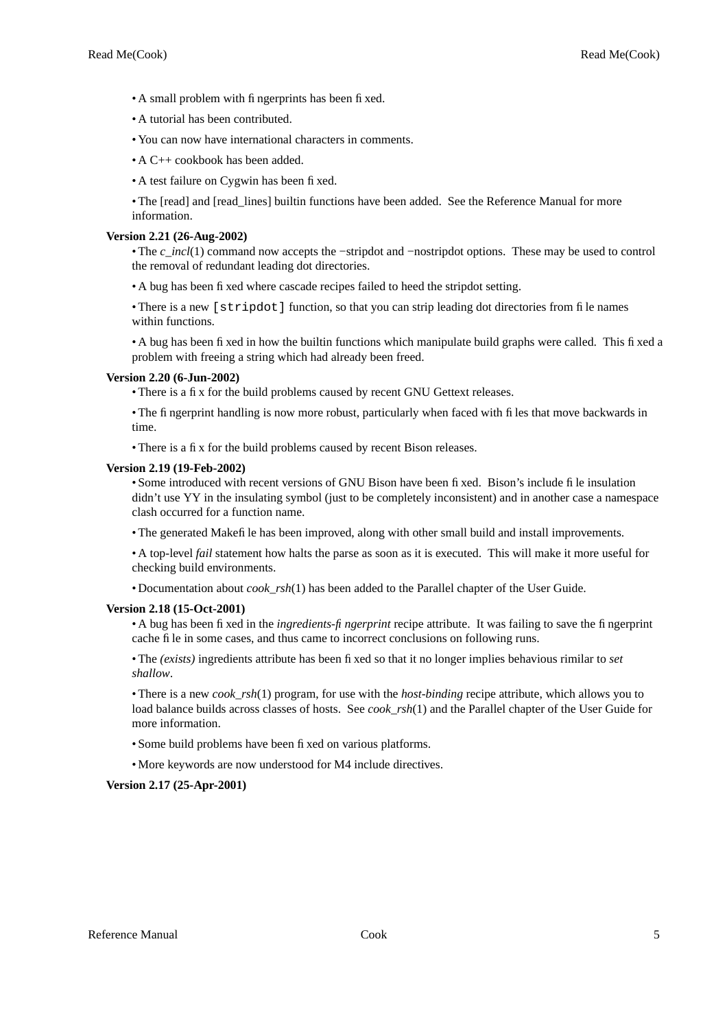- A small problem with fingerprints has been fixed.
- A tutorial has been contributed.
- You can now have international characters in comments.
- A C++ cookbook has been added.
- A test failure on Cygwin has been fixed.
- The [read] and [read_lines] builtin functions have been added. See the Reference Manual for more information.

**Version 2.21 (26-Aug-2002)**

- The *c_incl*(1) command now accepts the −stripdot and −nostripdot options. These may be used to control the removal of redundant leading dot directories.
- A bug has been fixed where cascade recipes failed to heed the stripdot setting.
- There is a new `[stripdot]` function, so that you can strip leading dot directories from file names within functions.
- A bug has been fixed in how the builtin functions which manipulate build graphs were called. This fixed a problem with freeing a string which had already been freed.

**Version 2.20 (6-Jun-2002)**

- There is a fix for the build problems caused by recent GNU Gettext releases.
- The fingerprint handling is now more robust, particularly when faced with files that move backwards in time.
- There is a fix for the build problems caused by recent Bison releases.

**Version 2.19 (19-Feb-2002)**

- Some introduced with recent versions of GNU Bison have been fixed. Bison's include file insulation didn't use YY in the insulating symbol (just to be completely inconsistent) and in another case a namespace clash occurred for a function name.
- The generated Makefile has been improved, along with other small build and install improvements.
- A top-level *fail* statement how halts the parse as soon as it is executed. This will make it more useful for checking build environments.
- Documentation about *cook_rsh*(1) has been added to the Parallel chapter of the User Guide.

**Version 2.18 (15-Oct-2001)**

- A bug has been fixed in the *ingredients-fingerprint* recipe attribute. It was failing to save the fingerprint cache file in some cases, and thus came to incorrect conclusions on following runs.
- The *(exists)* ingredients attribute has been fixed so that it no longer implies behavious rimilar to *set shallow*.
- There is a new *cook_rsh*(1) program, for use with the *host-binding* recipe attribute, which allows you to load balance builds across classes of hosts. See *cook_rsh*(1) and the Parallel chapter of the User Guide for more information.
- Some build problems have been fixed on various platforms.
- More keywords are now understood for M4 include directives.

**Version 2.17 (25-Apr-2001)**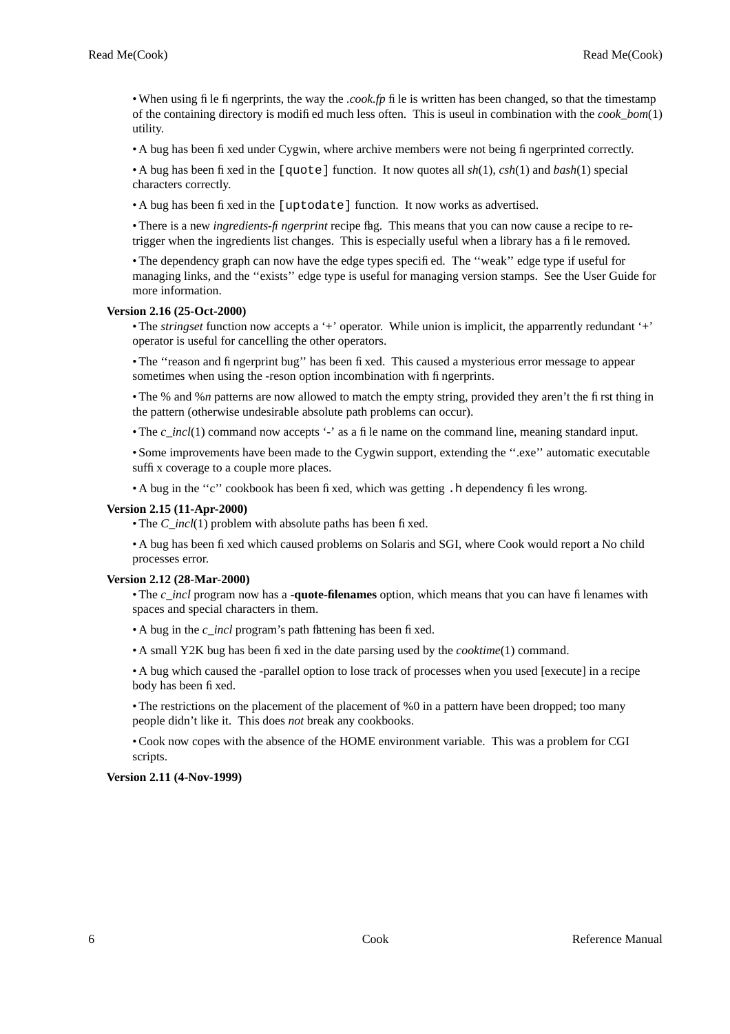- When using file fingerprints, the way the *.cook.fp* file is written has been changed, so that the timestamp of the containing directory is modified much less often. This is useul in combination with the *cook_bom*(1) utility.

- A bug has been fixed under Cygwin, where archive members were not being fingerprinted correctly.

- A bug has been fixed in the `[quote]` function. It now quotes all *sh*(1), *csh*(1) and *bash*(1) special characters correctly.

- A bug has been fixed in the `[uptodate]` function. It now works as advertised.

- There is a new *ingredients-fingerprint* recipe flag. This means that you can now cause a recipe to re-trigger when the ingredients list changes. This is especially useful when a library has a file removed.

- The dependency graph can now have the edge types specified. The ''weak'' edge type if useful for managing links, and the ''exists'' edge type is useful for managing version stamps. See the User Guide for more information.

**Version 2.16 (25-Oct-2000)**

- The *stringset* function now accepts a '+' operator. While union is implicit, the apparrently redundant '+' operator is useful for cancelling the other operators.

- The ''reason and fingerprint bug'' has been fixed. This caused a mysterious error message to appear sometimes when using the -reson option incombination with fingerprints.

- The % and %*n* patterns are now allowed to match the empty string, provided they aren't the first thing in the pattern (otherwise undesirable absolute path problems can occur).

- The *c_incl*(1) command now accepts '-' as a file name on the command line, meaning standard input.

- Some improvements have been made to the Cygwin support, extending the ''.exe'' automatic executable suffix coverage to a couple more places.

- A bug in the ''c'' cookbook has been fixed, which was getting `.h` dependency files wrong.

**Version 2.15 (11-Apr-2000)**

- The *C_incl*(1) problem with absolute paths has been fixed.

- A bug has been fixed which caused problems on Solaris and SGI, where Cook would report a No child processes error.

**Version 2.12 (28-Mar-2000)**

- The *c_incl* program now has a **-quote-filenames** option, which means that you can have filenames with spaces and special characters in them.

- A bug in the *c_incl* program's path flattening has been fixed.

- A small Y2K bug has been fixed in the date parsing used by the *cooktime*(1) command.

- A bug which caused the -parallel option to lose track of processes when you used [execute] in a recipe body has been fixed.

- The restrictions on the placement of the placement of %0 in a pattern have been dropped; too many people didn't like it. This does *not* break any cookbooks.

- Cook now copes with the absence of the HOME environment variable. This was a problem for CGI scripts.

**Version 2.11 (4-Nov-1999)**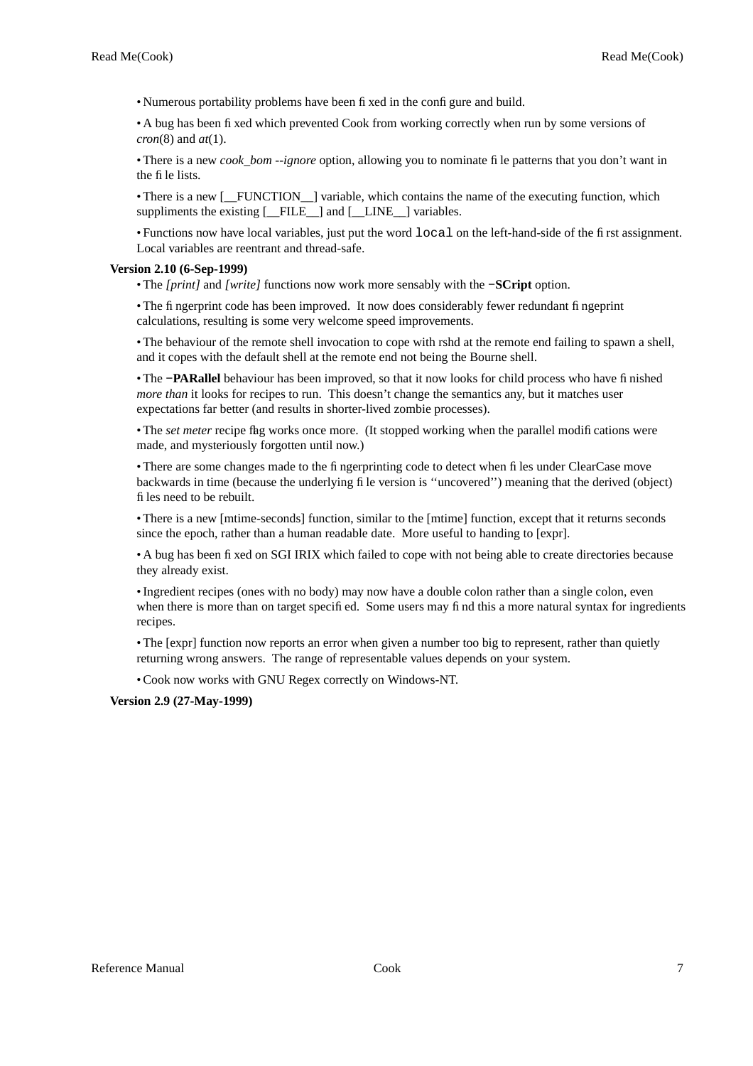- Numerous portability problems have been fixed in the configure and build.

- A bug has been fixed which prevented Cook from working correctly when run by some versions of *cron*(8) and *at*(1).

- There is a new *cook_bom --ignore* option, allowing you to nominate file patterns that you don't want in the file lists.

- There is a new [__FUNCTION__] variable, which contains the name of the executing function, which suppliments the existing [__FILE__] and [__LINE__] variables.

- Functions now have local variables, just put the word `local` on the left-hand-side of the first assignment. Local variables are reentrant and thread-safe.

**Version 2.10 (6-Sep-1999)**

- The *[print]* and *[write]* functions now work more sensably with the **−SCript** option.

- The fingerprint code has been improved. It now does considerably fewer redundant fingeprint calculations, resulting is some very welcome speed improvements.

- The behaviour of the remote shell invocation to cope with rshd at the remote end failing to spawn a shell, and it copes with the default shell at the remote end not being the Bourne shell.

- The **−PARallel** behaviour has been improved, so that it now looks for child process who have finished *more than* it looks for recipes to run. This doesn't change the semantics any, but it matches user expectations far better (and results in shorter-lived zombie processes).

- The *set meter* recipe flag works once more. (It stopped working when the parallel modifications were made, and mysteriously forgotten until now.)

- There are some changes made to the fingerprinting code to detect when files under ClearCase move backwards in time (because the underlying file version is ''uncovered'') meaning that the derived (object) files need to be rebuilt.

- There is a new [mtime-seconds] function, similar to the [mtime] function, except that it returns seconds since the epoch, rather than a human readable date. More useful to handing to [expr].

- A bug has been fixed on SGI IRIX which failed to cope with not being able to create directories because they already exist.

- Ingredient recipes (ones with no body) may now have a double colon rather than a single colon, even when there is more than on target specified. Some users may find this a more natural syntax for ingredients recipes.

- The [expr] function now reports an error when given a number too big to represent, rather than quietly returning wrong answers. The range of representable values depends on your system.

- Cook now works with GNU Regex correctly on Windows-NT.

**Version 2.9 (27-May-1999)**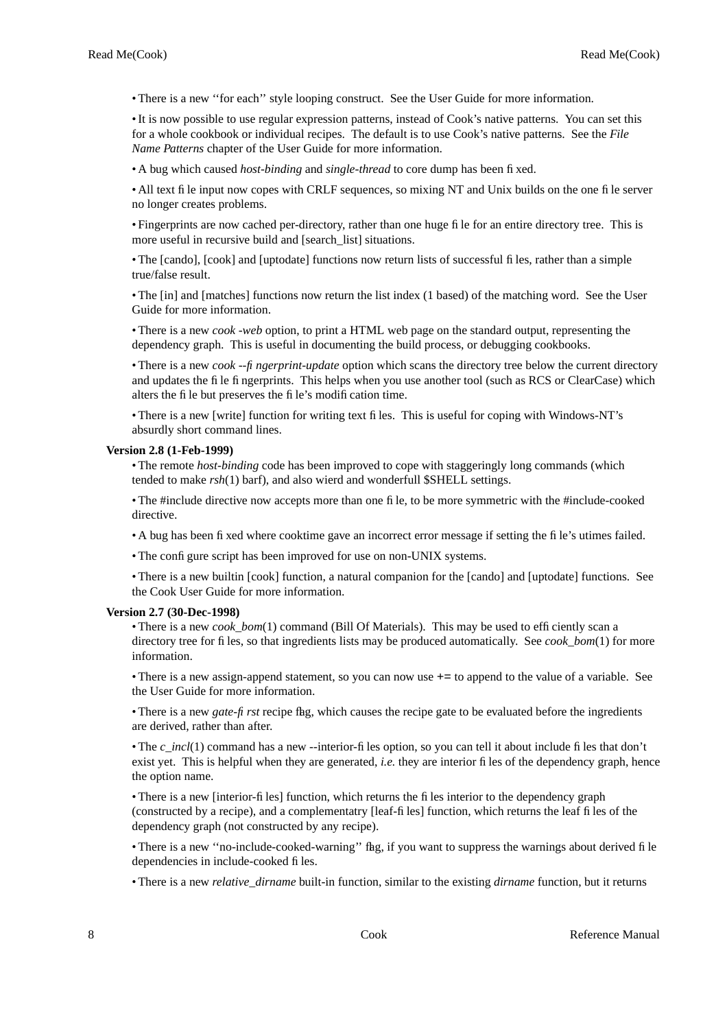• There is a new ‘‘for each’’ style looping construct. See the User Guide for more information.

• It is now possible to use regular expression patterns, instead of Cook’s native patterns. You can set this for a whole cookbook or individual recipes. The default is to use Cook’s native patterns. See the *File Name Patterns* chapter of the User Guide for more information.

• A bug which caused *host-binding* and *single-thread* to core dump has been fixed.

• All text file input now copes with CRLF sequences, so mixing NT and Unix builds on the one file server no longer creates problems.

• Fingerprints are now cached per-directory, rather than one huge file for an entire directory tree. This is more useful in recursive build and [search_list] situations.

• The [cando], [cook] and [uptodate] functions now return lists of successful files, rather than a simple true/false result.

• The [in] and [matches] functions now return the list index (1 based) of the matching word. See the User Guide for more information.

• There is a new *cook -web* option, to print a HTML web page on the standard output, representing the dependency graph. This is useful in documenting the build process, or debugging cookbooks.

• There is a new *cook --fingerprint-update* option which scans the directory tree below the current directory and updates the file fingerprints. This helps when you use another tool (such as RCS or ClearCase) which alters the file but preserves the file’s modification time.

• There is a new [write] function for writing text files. This is useful for coping with Windows-NT’s absurdly short command lines.

**Version 2.8 (1-Feb-1999)**

• The remote *host-binding* code has been improved to cope with staggeringly long commands (which tended to make *rsh*(1) barf), and also wierd and wonderfull $SHELL settings.

• The #include directive now accepts more than one file, to be more symmetric with the #include-cooked directive.

• A bug has been fixed where cooktime gave an incorrect error message if setting the file’s utimes failed.

• The configure script has been improved for use on non-UNIX systems.

• There is a new builtin [cook] function, a natural companion for the [cando] and [uptodate] functions. See the Cook User Guide for more information.

**Version 2.7 (30-Dec-1998)**

• There is a new *cook_bom*(1) command (Bill Of Materials). This may be used to efficiently scan a directory tree for files, so that ingredients lists may be produced automatically. See *cook_bom*(1) for more information.

• There is a new assign-append statement, so you can now use **+=** to append to the value of a variable. See the User Guide for more information.

• There is a new *gate-first* recipe flag, which causes the recipe gate to be evaluated before the ingredients are derived, rather than after.

• The *c_incl*(1) command has a new --interior-files option, so you can tell it about include files that don’t exist yet. This is helpful when they are generated, *i.e.* they are interior files of the dependency graph, hence the option name.

• There is a new [interior-files] function, which returns the files interior to the dependency graph (constructed by a recipe), and a complementatry [leaf-files] function, which returns the leaf files of the dependency graph (not constructed by any recipe).

• There is a new ‘‘no-include-cooked-warning’’ flag, if you want to suppress the warnings about derived file dependencies in include-cooked files.

• There is a new *relative_dirname* built-in function, similar to the existing *dirname* function, but it returns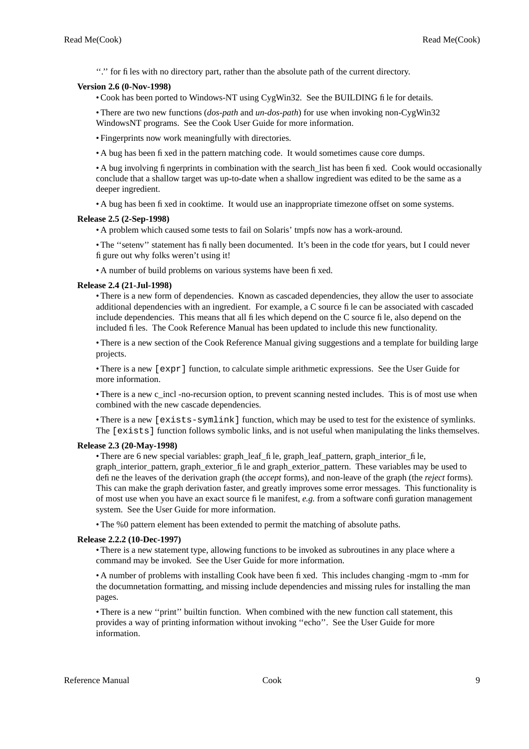‘‘.’’ for files with no directory part, rather than the absolute path of the current directory.

**Version 2.6 (0-Nov-1998)**

- Cook has been ported to Windows-NT using CygWin32. See the BUILDING file for details.
- There are two new functions (*dos-path* and *un-dos-path*) for use when invoking non-CygWin32 WindowsNT programs. See the Cook User Guide for more information.
- Fingerprints now work meaningfully with directories.
- A bug has been fixed in the pattern matching code. It would sometimes cause core dumps.
- A bug involving fingerprints in combination with the search_list has been fixed. Cook would occasionally conclude that a shallow target was up-to-date when a shallow ingredient was edited to be the same as a deeper ingredient.
- A bug has been fixed in cooktime. It would use an inappropriate timezone offset on some systems.

**Release 2.5 (2-Sep-1998)**

- A problem which caused some tests to fail on Solaris’ tmpfs now has a work-around.
- The ‘‘setenv’’ statement has finally been documented. It’s been in the code tfor years, but I could never figure out why folks weren’t using it!
- A number of build problems on various systems have been fixed.

**Release 2.4 (21-Jul-1998)**

- There is a new form of dependencies. Known as cascaded dependencies, they allow the user to associate additional dependencies with an ingredient. For example, a C source file can be associated with cascaded include dependencies. This means that all files which depend on the C source file, also depend on the included files. The Cook Reference Manual has been updated to include this new functionality.
- There is a new section of the Cook Reference Manual giving suggestions and a template for building large projects.
- There is a new `[expr]` function, to calculate simple arithmetic expressions. See the User Guide for more information.
- There is a new c_incl -no-recursion option, to prevent scanning nested includes. This is of most use when combined with the new cascade dependencies.
- There is a new `[exists-symlink]` function, which may be used to test for the existence of symlinks. The `[exists]` function follows symbolic links, and is not useful when manipulating the links themselves.

**Release 2.3 (20-May-1998)**

- There are 6 new special variables: graph_leaf_file, graph_leaf_pattern, graph_interior_file, graph_interior_pattern, graph_exterior_file and graph_exterior_pattern. These variables may be used to define the leaves of the derivation graph (the *accept* forms), and non-leave of the graph (the *reject* forms). This can make the graph derivation faster, and greatly improves some error messages. This functionality is of most use when you have an exact source file manifest, *e.g.* from a software configuration management system. See the User Guide for more information.
- The %0 pattern element has been extended to permit the matching of absolute paths.

**Release 2.2.2 (10-Dec-1997)**

- There is a new statement type, allowing functions to be invoked as subroutines in any place where a command may be invoked. See the User Guide for more information.
- A number of problems with installing Cook have been fixed. This includes changing -mgm to -mm for the documnetation formatting, and missing include dependencies and missing rules for installing the man pages.
- There is a new ‘‘print’’ builtin function. When combined with the new function call statement, this provides a way of printing information without invoking ‘‘echo’’. See the User Guide for more information.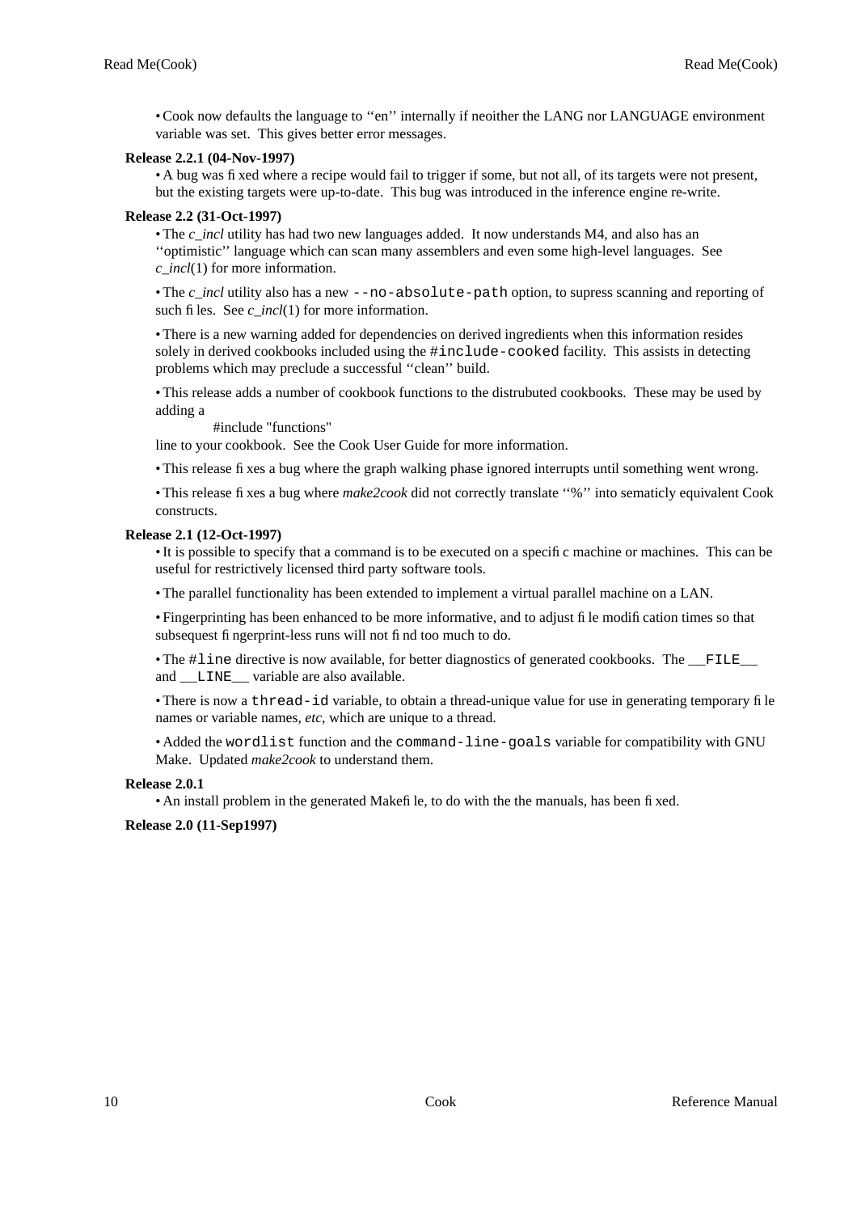• Cook now defaults the language to ''en'' internally if neoither the LANG nor LANGUAGE environment variable was set. This gives better error messages.

**Release 2.2.1 (04-Nov-1997)**

• A bug was fixed where a recipe would fail to trigger if some, but not all, of its targets were not present, but the existing targets were up-to-date. This bug was introduced in the inference engine re-write.

**Release 2.2 (31-Oct-1997)**

• The *c_incl* utility has had two new languages added. It now understands M4, and also has an ''optimistic'' language which can scan many assemblers and even some high-level languages. See *c_incl*(1) for more information.

• The *c_incl* utility also has a new `--no-absolute-path` option, to supress scanning and reporting of such files. See *c_incl*(1) for more information.

• There is a new warning added for dependencies on derived ingredients when this information resides solely in derived cookbooks included using the `#include-cooked` facility. This assists in detecting problems which may preclude a successful ''clean'' build.

• This release adds a number of cookbook functions to the distrubuted cookbooks. These may be used by adding a

```
#include "functions"
```

line to your cookbook. See the Cook User Guide for more information.

• This release fixes a bug where the graph walking phase ignored interrupts until something went wrong.

• This release fixes a bug where *make2cook* did not correctly translate ''%'' into sematicly equivalent Cook constructs.

**Release 2.1 (12-Oct-1997)**

• It is possible to specify that a command is to be executed on a specific machine or machines. This can be useful for restrictively licensed third party software tools.

• The parallel functionality has been extended to implement a virtual parallel machine on a LAN.

• Fingerprinting has been enhanced to be more informative, and to adjust file modification times so that subsequest fingerprint-less runs will not find too much to do.

• The `#line` directive is now available, for better diagnostics of generated cookbooks. The `__FILE__` and `__LINE__` variable are also available.

• There is now a `thread-id` variable, to obtain a thread-unique value for use in generating temporary file names or variable names, *etc*, which are unique to a thread.

• Added the `wordlist` function and the `command-line-goals` variable for compatibility with GNU Make. Updated *make2cook* to understand them.

**Release 2.0.1**

• An install problem in the generated Makefile, to do with the the manuals, has been fixed.

**Release 2.0 (11-Sep1997)**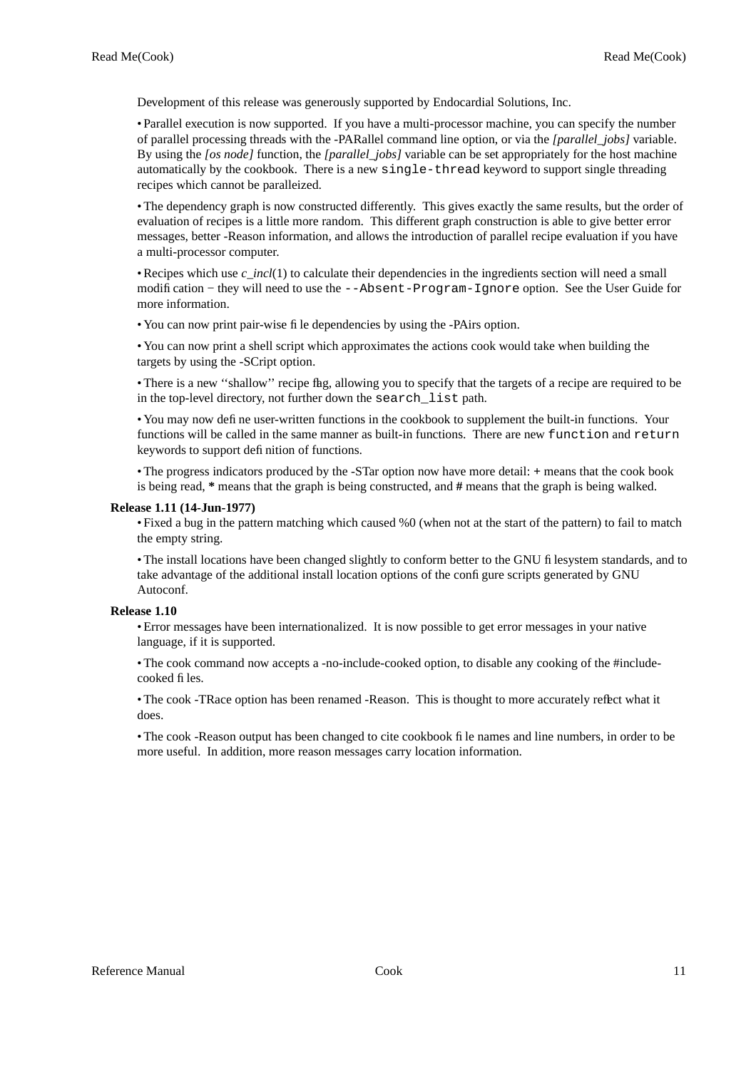Development of this release was generously supported by Endocardial Solutions, Inc.

- Parallel execution is now supported. If you have a multi-processor machine, you can specify the number of parallel processing threads with the -PARallel command line option, or via the *[parallel_jobs]* variable. By using the *[os node]* function, the *[parallel_jobs]* variable can be set appropriately for the host machine automatically by the cookbook. There is a new `single-thread` keyword to support single threading recipes which cannot be paralleized.

- The dependency graph is now constructed differently. This gives exactly the same results, but the order of evaluation of recipes is a little more random. This different graph construction is able to give better error messages, better -Reason information, and allows the introduction of parallel recipe evaluation if you have a multi-processor computer.

- Recipes which use *c_incl*(1) to calculate their dependencies in the ingredients section will need a small modification − they will need to use the `--Absent-Program-Ignore` option. See the User Guide for more information.

- You can now print pair-wise file dependencies by using the -PAirs option.

- You can now print a shell script which approximates the actions cook would take when building the targets by using the -SCript option.

- There is a new ''shallow'' recipe flag, allowing you to specify that the targets of a recipe are required to be in the top-level directory, not further down the `search_list` path.

- You may now define user-written functions in the cookbook to supplement the built-in functions. Your functions will be called in the same manner as built-in functions. There are new `function` and `return` keywords to support definition of functions.

- The progress indicators produced by the -STar option now have more detail: **+** means that the cook book is being read, **\*** means that the graph is being constructed, and **#** means that the graph is being walked.

**Release 1.11 (14-Jun-1977)**

- Fixed a bug in the pattern matching which caused %0 (when not at the start of the pattern) to fail to match the empty string.

- The install locations have been changed slightly to conform better to the GNU filesystem standards, and to take advantage of the additional install location options of the configure scripts generated by GNU Autoconf.

**Release 1.10**

- Error messages have been internationalized. It is now possible to get error messages in your native language, if it is supported.

- The cook command now accepts a -no-include-cooked option, to disable any cooking of the #include-cooked files.

- The cook -TRace option has been renamed -Reason. This is thought to more accurately reflect what it does.

- The cook -Reason output has been changed to cite cookbook file names and line numbers, in order to be more useful. In addition, more reason messages carry location information.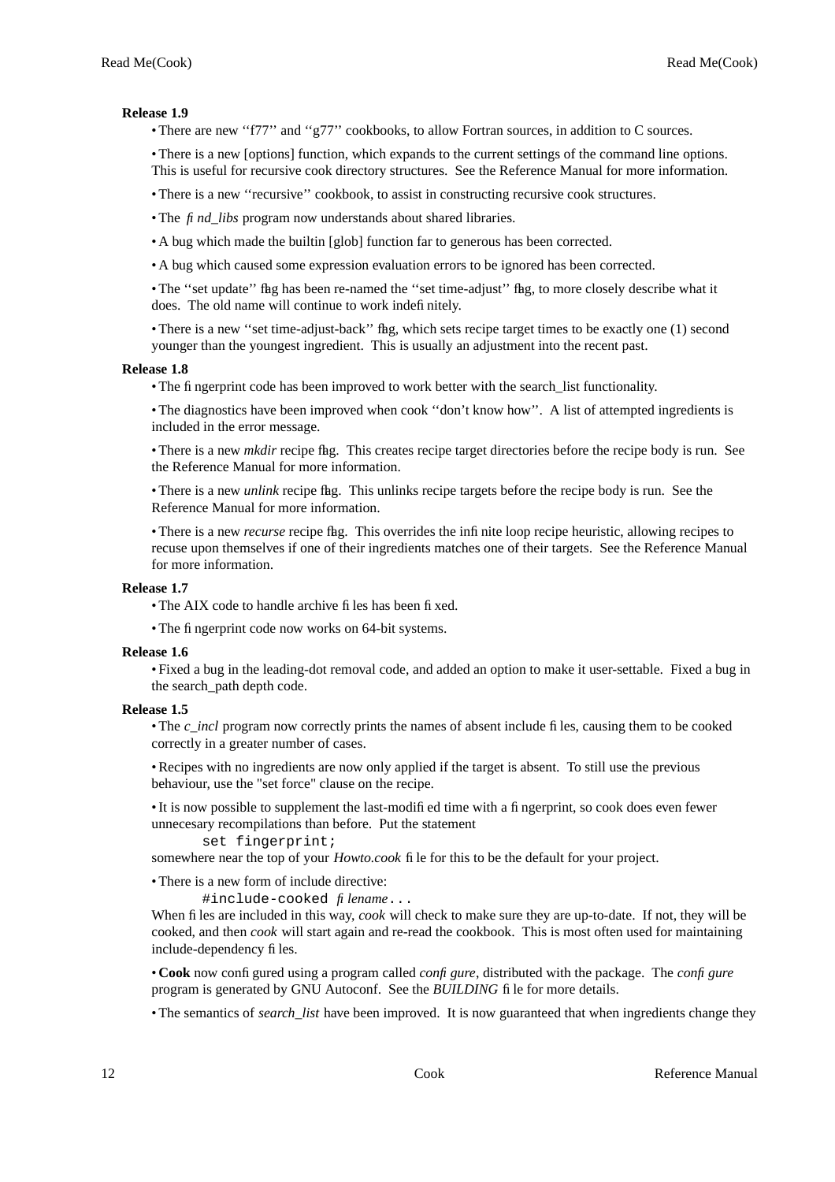**Release 1.9**

- There are new ''f77'' and ''g77'' cookbooks, to allow Fortran sources, in addition to C sources.
- There is a new [options] function, which expands to the current settings of the command line options. This is useful for recursive cook directory structures. See the Reference Manual for more information.
- There is a new ''recursive'' cookbook, to assist in constructing recursive cook structures.
- The *find_libs* program now understands about shared libraries.
- A bug which made the builtin [glob] function far to generous has been corrected.
- A bug which caused some expression evaluation errors to be ignored has been corrected.
- The ''set update'' flag has been re-named the ''set time-adjust'' flag, to more closely describe what it does. The old name will continue to work indefinitely.
- There is a new ''set time-adjust-back'' flag, which sets recipe target times to be exactly one (1) second younger than the youngest ingredient. This is usually an adjustment into the recent past.

**Release 1.8**

- The fingerprint code has been improved to work better with the search_list functionality.
- The diagnostics have been improved when cook ''don't know how''. A list of attempted ingredients is included in the error message.
- There is a new *mkdir* recipe flag. This creates recipe target directories before the recipe body is run. See the Reference Manual for more information.
- There is a new *unlink* recipe flag. This unlinks recipe targets before the recipe body is run. See the Reference Manual for more information.
- There is a new *recurse* recipe flag. This overrides the infinite loop recipe heuristic, allowing recipes to recuse upon themselves if one of their ingredients matches one of their targets. See the Reference Manual for more information.

**Release 1.7**

- The AIX code to handle archive files has been fixed.
- The fingerprint code now works on 64-bit systems.

**Release 1.6**

- Fixed a bug in the leading-dot removal code, and added an option to make it user-settable. Fixed a bug in the search_path depth code.

**Release 1.5**

- The *c_incl* program now correctly prints the names of absent include files, causing them to be cooked correctly in a greater number of cases.
- Recipes with no ingredients are now only applied if the target is absent. To still use the previous behaviour, use the "set force" clause on the recipe.
- It is now possible to supplement the last-modified time with a fingerprint, so cook does even fewer unnecesary recompilations than before. Put the statement

  ```
  set fingerprint;
  ```

  somewhere near the top of your *Howto.cook* file for this to be the default for your project.
- There is a new form of include directive:

  ```
  #include-cooked filename...
  ```

  When files are included in this way, *cook* will check to make sure they are up-to-date. If not, they will be cooked, and then *cook* will start again and re-read the cookbook. This is most often used for maintaining include-dependency files.
- **Cook** now configured using a program called *configure*, distributed with the package. The *configure* program is generated by GNU Autoconf. See the *BUILDING* file for more details.
- The semantics of *search_list* have been improved. It is now guaranteed that when ingredients change they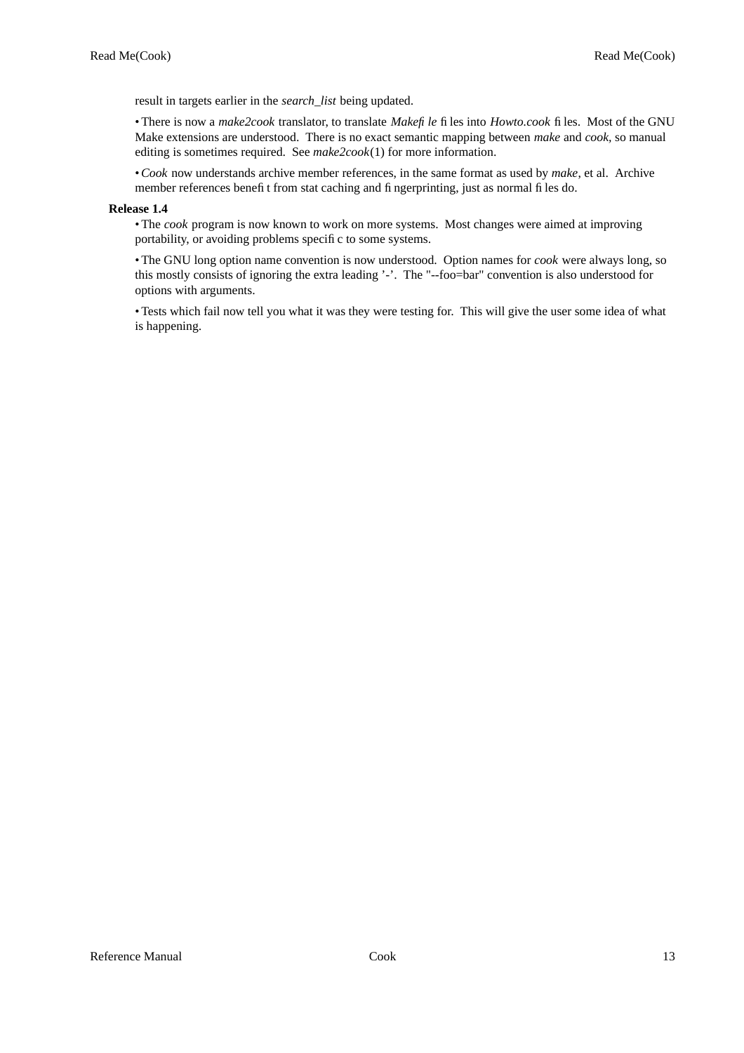result in targets earlier in the *search_list* being updated.

- There is now a *make2cook* translator, to translate *Makefile* files into *Howto.cook* files. Most of the GNU Make extensions are understood. There is no exact semantic mapping between *make* and *cook*, so manual editing is sometimes required. See *make2cook*(1) for more information.

- *Cook* now understands archive member references, in the same format as used by *make*, et al. Archive member references benefit from stat caching and fingerprinting, just as normal files do.

**Release 1.4**

- The *cook* program is now known to work on more systems. Most changes were aimed at improving portability, or avoiding problems specific to some systems.

- The GNU long option name convention is now understood. Option names for *cook* were always long, so this mostly consists of ignoring the extra leading '-'. The "--foo=bar" convention is also understood for options with arguments.

- Tests which fail now tell you what it was they were testing for. This will give the user some idea of what is happening.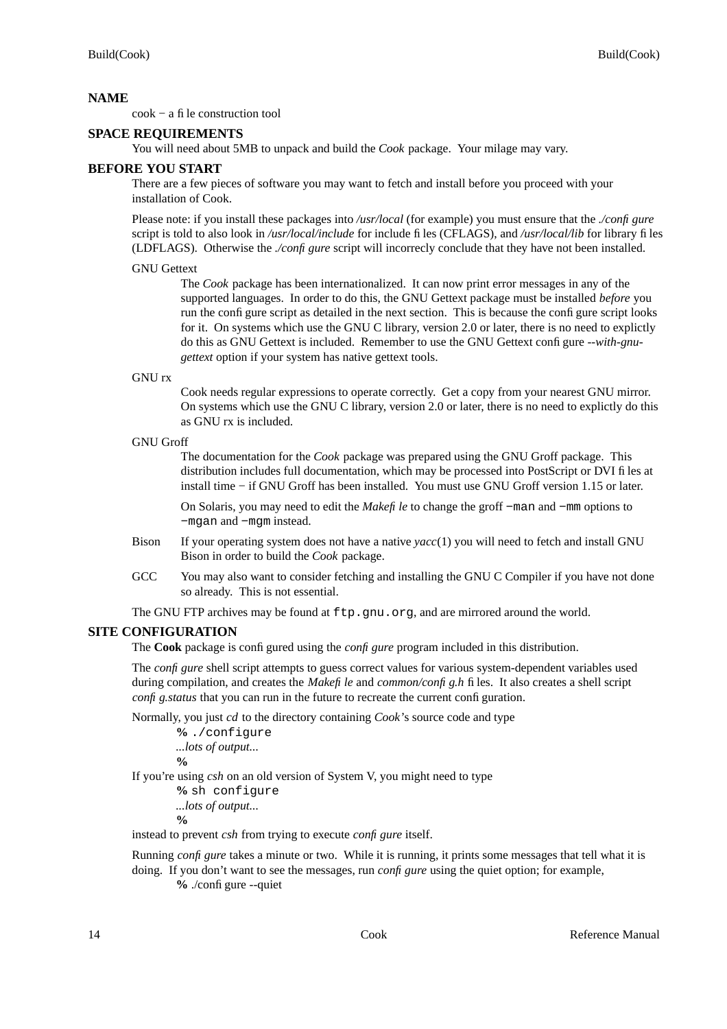## NAME

cook − a file construction tool

## SPACE REQUIREMENTS

You will need about 5MB to unpack and build the *Cook* package. Your milage may vary.

## BEFORE YOU START

There are a few pieces of software you may want to fetch and install before you proceed with your installation of Cook.

Please note: if you install these packages into */usr/local* (for example) you must ensure that the *./configure* script is told to also look in */usr/local/include* for include files (CFLAGS), and */usr/local/lib* for library files (LDFLAGS). Otherwise the *./configure* script will incorrecly conclude that they have not been installed.

GNU Gettext

The *Cook* package has been internationalized. It can now print error messages in any of the supported languages. In order to do this, the GNU Gettext package must be installed *before* you run the configure script as detailed in the next section. This is because the configure script looks for it. On systems which use the GNU C library, version 2.0 or later, there is no need to explictly do this as GNU Gettext is included. Remember to use the GNU Gettext configure *--with-gnu-gettext* option if your system has native gettext tools.

GNU rx

Cook needs regular expressions to operate correctly. Get a copy from your nearest GNU mirror. On systems which use the GNU C library, version 2.0 or later, there is no need to explictly do this as GNU rx is included.

GNU Groff

The documentation for the *Cook* package was prepared using the GNU Groff package. This distribution includes full documentation, which may be processed into PostScript or DVI files at install time − if GNU Groff has been installed. You must use GNU Groff version 1.15 or later.

On Solaris, you may need to edit the *Makefile* to change the groff `−man` and `−mm` options to `−mgan` and `−mgm` instead.

Bison

If your operating system does not have a native *yacc*(1) you will need to fetch and install GNU Bison in order to build the *Cook* package.

GCC

You may also want to consider fetching and installing the GNU C Compiler if you have not done so already. This is not essential.

The GNU FTP archives may be found at `ftp.gnu.org`, and are mirrored around the world.

## SITE CONFIGURATION

The **Cook** package is configured using the *configure* program included in this distribution.

The *configure* shell script attempts to guess correct values for various system-dependent variables used during compilation, and creates the *Makefile* and *common/config.h* files. It also creates a shell script *config.status* that you can run in the future to recreate the current configuration.

Normally, you just *cd* to the directory containing *Cook*'s source code and type

```
% ./configure
...lots of output...
%
```

If you're using *csh* on an old version of System V, you might need to type

```
% sh configure
...lots of output...
%
```

instead to prevent *csh* from trying to execute *configure* itself.

Running *configure* takes a minute or two. While it is running, it prints some messages that tell what it is doing. If you don't want to see the messages, run *configure* using the quiet option; for example,

```
% ./configure --quiet
```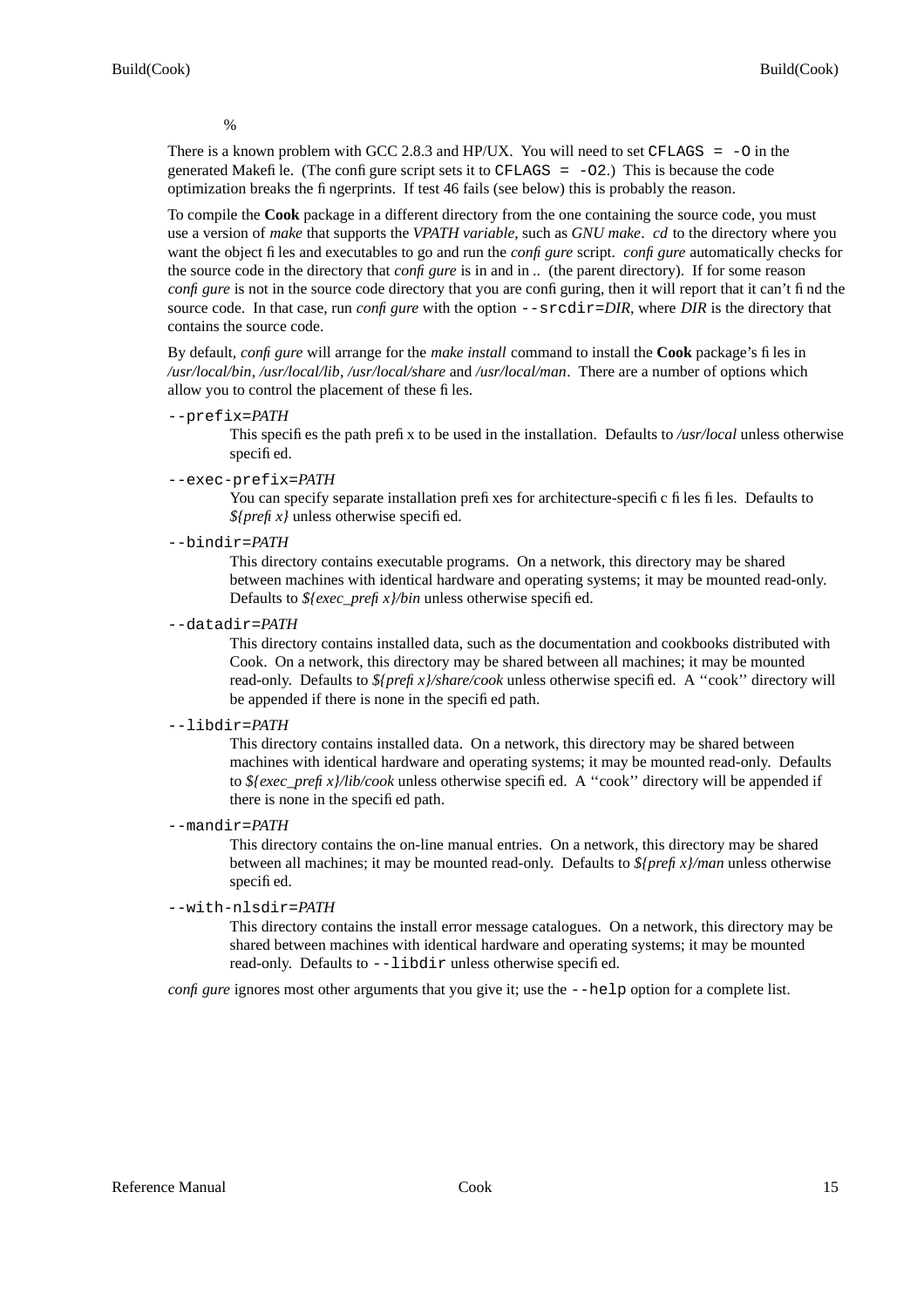%

There is a known problem with GCC 2.8.3 and HP/UX. You will need to set `CFLAGS = -O` in the generated Makefile. (The configure script sets it to `CFLAGS = -O2`.) This is because the code optimization breaks the fingerprints. If test 46 fails (see below) this is probably the reason.

To compile the **Cook** package in a different directory from the one containing the source code, you must use a version of *make* that supports the *VPATH variable*, such as *GNU make*. *cd* to the directory where you want the object files and executables to go and run the *configure* script. *configure* automatically checks for the source code in the directory that *configure* is in and in .. (the parent directory). If for some reason *configure* is not in the source code directory that you are configuring, then it will report that it can't find the source code. In that case, run *configure* with the option `--srcdir=`*DIR*, where *DIR* is the directory that contains the source code.

By default, *configure* will arrange for the *make install* command to install the **Cook** package's files in */usr/local/bin*, */usr/local/lib*, */usr/local/share* and */usr/local/man*. There are a number of options which allow you to control the placement of these files.

`--prefix=`*PATH*
: This specifies the path prefix to be used in the installation. Defaults to */usr/local* unless otherwise specified.

`--exec-prefix=`*PATH*
: You can specify separate installation prefixes for architecture-specific files files. Defaults to *${prefix}* unless otherwise specified.

`--bindir=`*PATH*
: This directory contains executable programs. On a network, this directory may be shared between machines with identical hardware and operating systems; it may be mounted read-only. Defaults to *${exec_prefix}/bin* unless otherwise specified.

`--datadir=`*PATH*
: This directory contains installed data, such as the documentation and cookbooks distributed with Cook. On a network, this directory may be shared between all machines; it may be mounted read-only. Defaults to *${prefix}/share/cook* unless otherwise specified. A ''cook'' directory will be appended if there is none in the specified path.

`--libdir=`*PATH*
: This directory contains installed data. On a network, this directory may be shared between machines with identical hardware and operating systems; it may be mounted read-only. Defaults to *${exec_prefix}/lib/cook* unless otherwise specified. A ''cook'' directory will be appended if there is none in the specified path.

`--mandir=`*PATH*
: This directory contains the on-line manual entries. On a network, this directory may be shared between all machines; it may be mounted read-only. Defaults to *${prefix}/man* unless otherwise specified.

`--with-nlsdir=`*PATH*
: This directory contains the install error message catalogues. On a network, this directory may be shared between machines with identical hardware and operating systems; it may be mounted read-only. Defaults to `--libdir` unless otherwise specified.

*configure* ignores most other arguments that you give it; use the `--help` option for a complete list.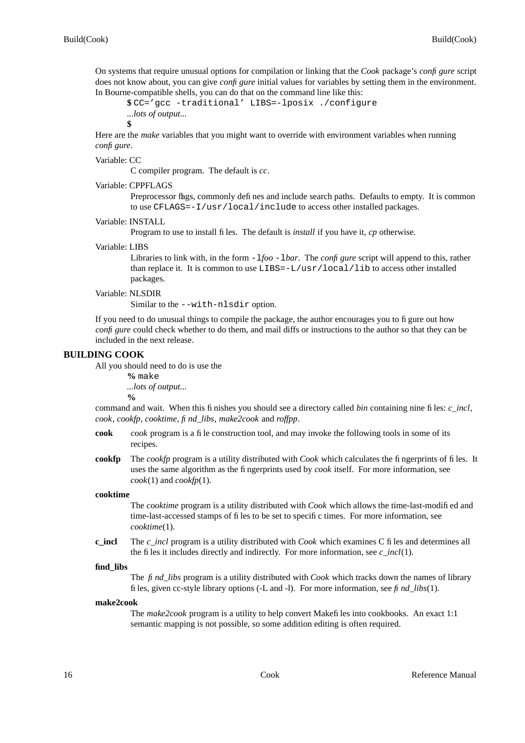On systems that require unusual options for compilation or linking that the *Cook* package's *configure* script does not know about, you can give *configure* initial values for variables by setting them in the environment. In Bourne-compatible shells, you can do that on the command line like this:

```
$ CC='gcc -traditional' LIBS=-lposix ./configure
...lots of output...
$
```

Here are the *make* variables that you might want to override with environment variables when running *configure*.

Variable: CC
: C compiler program. The default is *cc*.

Variable: CPPFLAGS
: Preprocessor flags, commonly defines and include search paths. Defaults to empty. It is common to use `CFLAGS=-I/usr/local/include` to access other installed packages.

Variable: INSTALL
: Program to use to install files. The default is *install* if you have it, *cp* otherwise.

Variable: LIBS
: Libraries to link with, in the form `-l`*foo* `-l`*bar*. The *configure* script will append to this, rather than replace it. It is common to use `LIBS=-L/usr/local/lib` to access other installed packages.

Variable: NLSDIR
: Similar to the `--with-nlsdir` option.

If you need to do unusual things to compile the package, the author encourages you to figure out how *configure* could check whether to do them, and mail diffs or instructions to the author so that they can be included in the next release.

## BUILDING COOK

All you should need to do is use the

```
% make
...lots of output...
%
```

command and wait. When this finishes you should see a directory called *bin* containing nine files: *c_incl*, *cook*, *cookfp*, *cooktime*, *find_libs*, *make2cook* and *roffpp*.

**cook**
: *cook* program is a file construction tool, and may invoke the following tools in some of its recipes.

**cookfp**
: The *cookfp* program is a utility distributed with *Cook* which calculates the fingerprints of files. It uses the same algorithm as the fingerprints used by *cook* itself. For more information, see *cook*(1) and *cookfp*(1).

**cooktime**
: The *cooktime* program is a utility distributed with *Cook* which allows the time-last-modified and time-last-accessed stamps of files to be set to specific times. For more information, see *cooktime*(1).

**c_incl**
: The *c_incl* program is a utility distributed with *Cook* which examines C files and determines all the files it includes directly and indirectly. For more information, see *c_incl*(1).

**find_libs**
: The *find_libs* program is a utility distributed with *Cook* which tracks down the names of library files, given cc-style library options (-L and -l). For more information, see *find_libs*(1).

**make2cook**
: The *make2cook* program is a utility to help convert Makefiles into cookbooks. An exact 1:1 semantic mapping is not possible, so some addition editing is often required.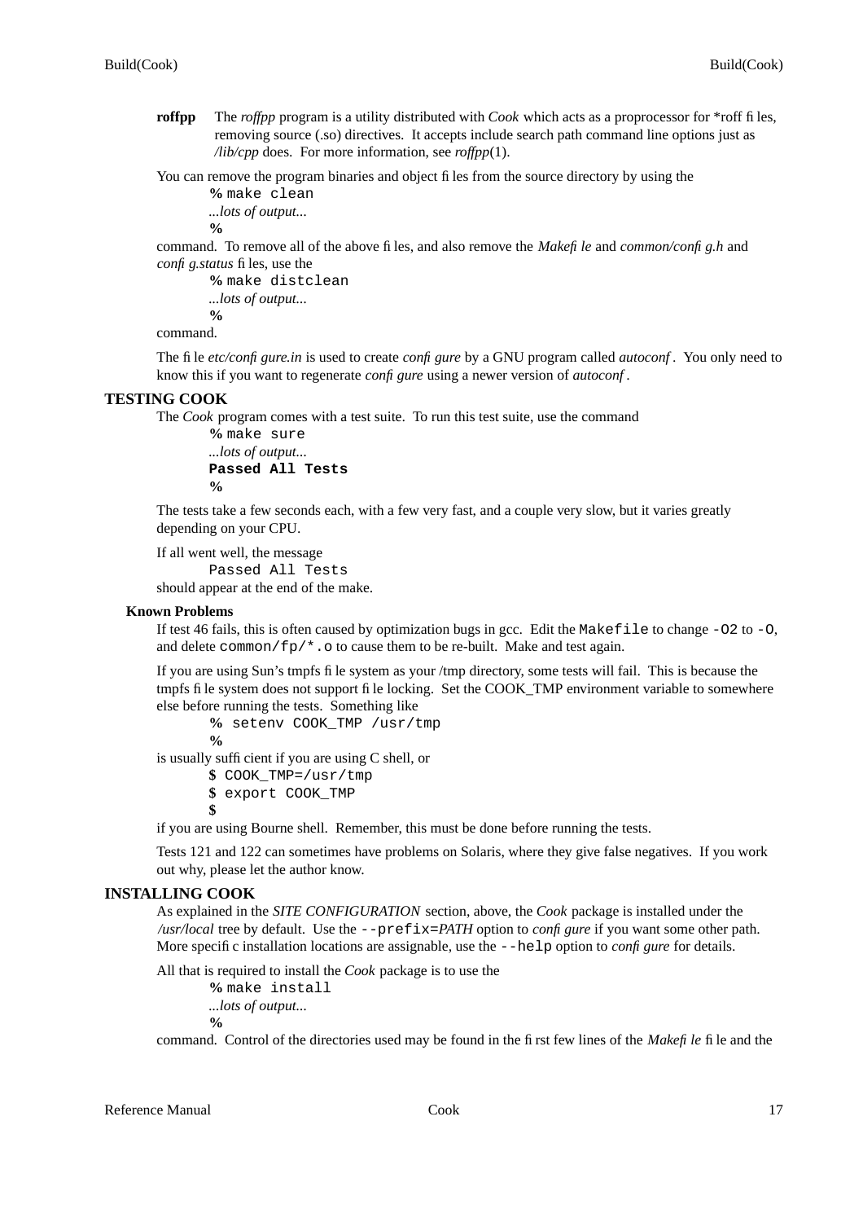**roffpp** The *roffpp* program is a utility distributed with *Cook* which acts as a proprocessor for *roff files, removing source (.so) directives. It accepts include search path command line options just as */lib/cpp* does. For more information, see *roffpp*(1).

You can remove the program binaries and object files from the source directory by using the

```
% make clean
...lots of output...
%
```

command. To remove all of the above files, and also remove the *Makefile* and *common/config.h* and *config.status* files, use the

```
% make distclean
...lots of output...
%
```

command.

The file *etc/configure.in* is used to create *configure* by a GNU program called *autoconf*. You only need to know this if you want to regenerate *configure* using a newer version of *autoconf*.

## TESTING COOK

The *Cook* program comes with a test suite. To run this test suite, use the command

```
% make sure
...lots of output...
Passed All Tests
%
```

The tests take a few seconds each, with a few very fast, and a couple very slow, but it varies greatly depending on your CPU.

If all went well, the message

```
Passed All Tests
```

should appear at the end of the make.

### Known Problems

If test 46 fails, this is often caused by optimization bugs in gcc. Edit the `Makefile` to change `-O2` to `-O`, and delete `common/fp/*.o` to cause them to be re-built. Make and test again.

If you are using Sun's tmpfs file system as your /tmp directory, some tests will fail. This is because the tmpfs file system does not support file locking. Set the COOK_TMP environment variable to somewhere else before running the tests. Something like

```
% setenv COOK_TMP /usr/tmp
%
```

is usually sufficient if you are using C shell, or

```
$ COOK_TMP=/usr/tmp
$ export COOK_TMP
$
```

if you are using Bourne shell. Remember, this must be done before running the tests.

Tests 121 and 122 can sometimes have problems on Solaris, where they give false negatives. If you work out why, please let the author know.

## INSTALLING COOK

As explained in the *SITE CONFIGURATION* section, above, the *Cook* package is installed under the */usr/local* tree by default. Use the `--prefix=`*PATH* option to *configure* if you want some other path. More specific installation locations are assignable, use the `--help` option to *configure* for details.

All that is required to install the *Cook* package is to use the

```
% make install
...lots of output...
%
```

command. Control of the directories used may be found in the first few lines of the *Makefile* file and the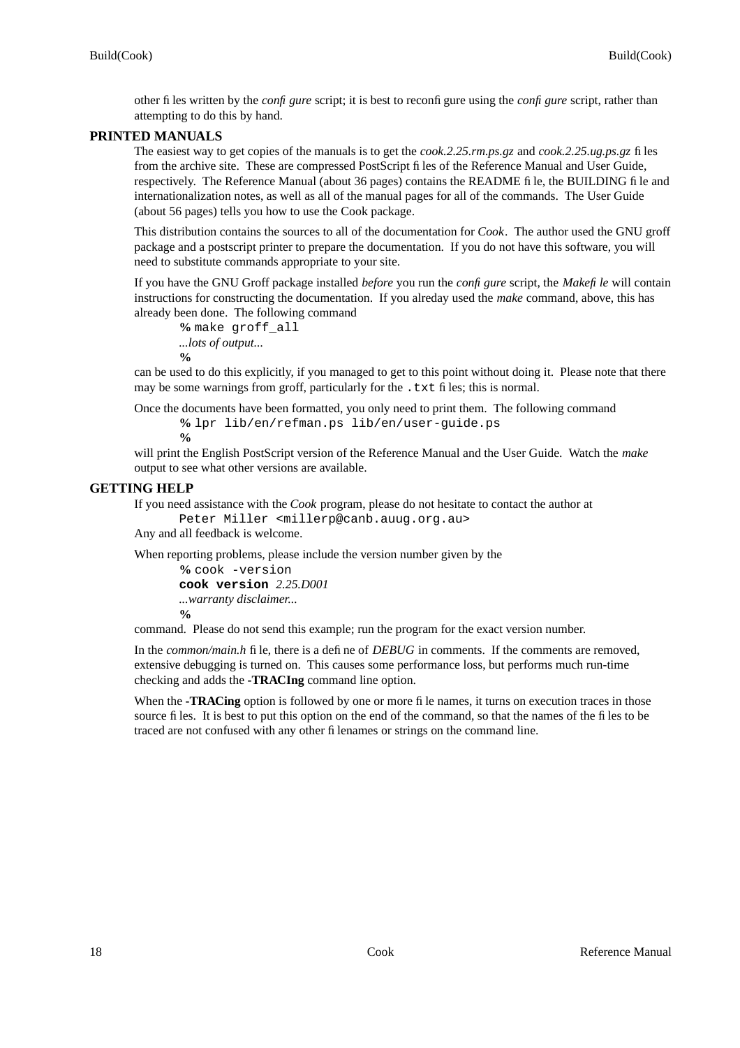other files written by the *configure* script; it is best to reconfigure using the *configure* script, rather than attempting to do this by hand.

## PRINTED MANUALS

The easiest way to get copies of the manuals is to get the *cook.2.25.rm.ps.gz* and *cook.2.25.ug.ps.gz* files from the archive site. These are compressed PostScript files of the Reference Manual and User Guide, respectively. The Reference Manual (about 36 pages) contains the README file, the BUILDING file and internationalization notes, as well as all of the manual pages for all of the commands. The User Guide (about 56 pages) tells you how to use the Cook package.

This distribution contains the sources to all of the documentation for *Cook*. The author used the GNU groff package and a postscript printer to prepare the documentation. If you do not have this software, you will need to substitute commands appropriate to your site.

If you have the GNU Groff package installed *before* you run the *configure* script, the *Makefile* will contain instructions for constructing the documentation. If you alreday used the *make* command, above, this has already been done. The following command

```
% make groff_all
...lots of output...
%
```

can be used to do this explicitly, if you managed to get to this point without doing it. Please note that there may be some warnings from groff, particularly for the `.txt` files; this is normal.

Once the documents have been formatted, you only need to print them. The following command

```
% lpr lib/en/refman.ps lib/en/user-guide.ps
%
```

will print the English PostScript version of the Reference Manual and the User Guide. Watch the *make* output to see what other versions are available.

## GETTING HELP

If you need assistance with the *Cook* program, please do not hesitate to contact the author at

```
Peter Miller <millerp@canb.auug.org.au>
```

Any and all feedback is welcome.

When reporting problems, please include the version number given by the

```
% cook -version
cook version 2.25.D001
...warranty disclaimer...
%
```

command. Please do not send this example; run the program for the exact version number.

In the *common/main.h* file, there is a define of *DEBUG* in comments. If the comments are removed, extensive debugging is turned on. This causes some performance loss, but performs much run-time checking and adds the **-TRACIng** command line option.

When the **-TRACing** option is followed by one or more file names, it turns on execution traces in those source files. It is best to put this option on the end of the command, so that the names of the files to be traced are not confused with any other filenames or strings on the command line.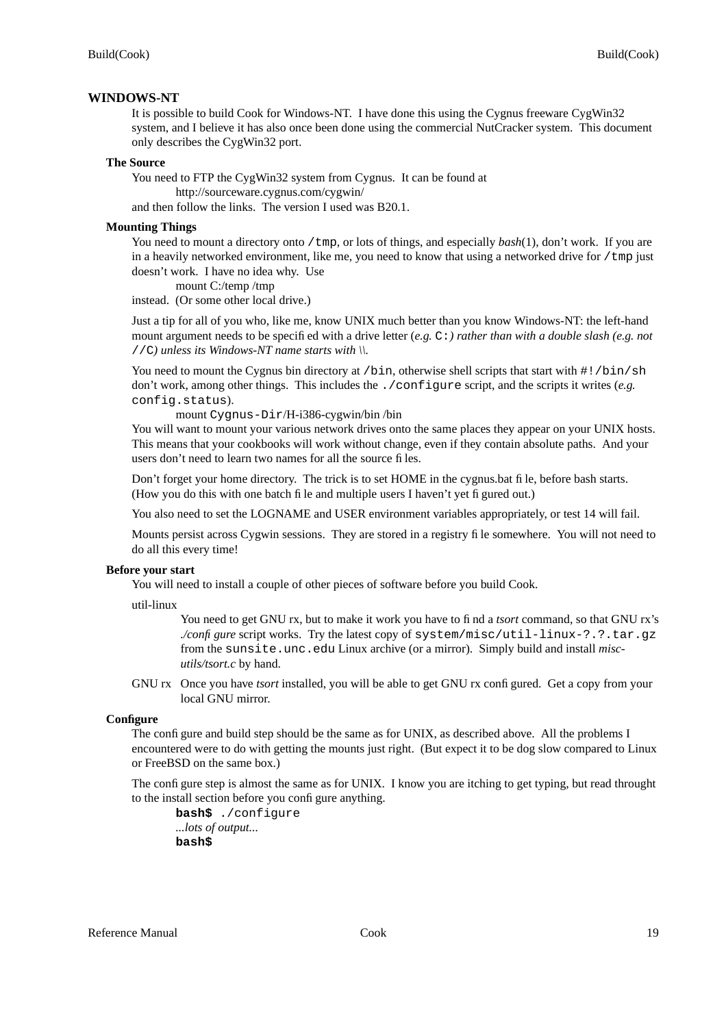## WINDOWS-NT

It is possible to build Cook for Windows-NT. I have done this using the Cygnus freeware CygWin32 system, and I believe it has also once been done using the commercial NutCracker system. This document only describes the CygWin32 port.

### The Source

You need to FTP the CygWin32 system from Cygnus. It can be found at

    http://sourceware.cygnus.com/cygwin/

and then follow the links. The version I used was B20.1.

### Mounting Things

You need to mount a directory onto `/tmp`, or lots of things, and especially *bash*(1), don't work. If you are in a heavily networked environment, like me, you need to know that using a networked drive for `/tmp` just doesn't work. I have no idea why. Use

    mount C:/temp /tmp

instead. (Or some other local drive.)

Just a tip for all of you who, like me, know UNIX much better than you know Windows-NT: the left-hand mount argument needs to be specified with a drive letter (*e.g.* `C:`*) rather than with a double slash (e.g. not* `//C`*) unless its Windows-NT name starts with \\.*

You need to mount the Cygnus bin directory at `/bin`, otherwise shell scripts that start with `#!/bin/sh` don't work, among other things. This includes the `./configure` script, and the scripts it writes (*e.g.* `config.status`).

    mount Cygnus-Dir/H-i386-cygwin/bin /bin

You will want to mount your various network drives onto the same places they appear on your UNIX hosts. This means that your cookbooks will work without change, even if they contain absolute paths. And your users don't need to learn two names for all the source files.

Don't forget your home directory. The trick is to set HOME in the cygnus.bat file, before bash starts. (How you do this with one batch file and multiple users I haven't yet figured out.)

You also need to set the LOGNAME and USER environment variables appropriately, or test 14 will fail.

Mounts persist across Cygwin sessions. They are stored in a registry file somewhere. You will not need to do all this every time!

### Before your start

You will need to install a couple of other pieces of software before you build Cook.

util-linux
: You need to get GNU rx, but to make it work you have to find a *tsort* command, so that GNU rx's *./configure* script works. Try the latest copy of `system/misc/util-linux-?.?.tar.gz` from the `sunsite.unc.edu` Linux archive (or a mirror). Simply build and install *misc-utils/tsort.c* by hand.

GNU rx
: Once you have *tsort* installed, you will be able to get GNU rx configured. Get a copy from your local GNU mirror.

### Configure

The configure and build step should be the same as for UNIX, as described above. All the problems I encountered were to do with getting the mounts just right. (But expect it to be dog slow compared to Linux or FreeBSD on the same box.)

The configure step is almost the same as for UNIX. I know you are itching to get typing, but read throught to the install section before you configure anything.

```
bash$ ./configure
...lots of output...
bash$
```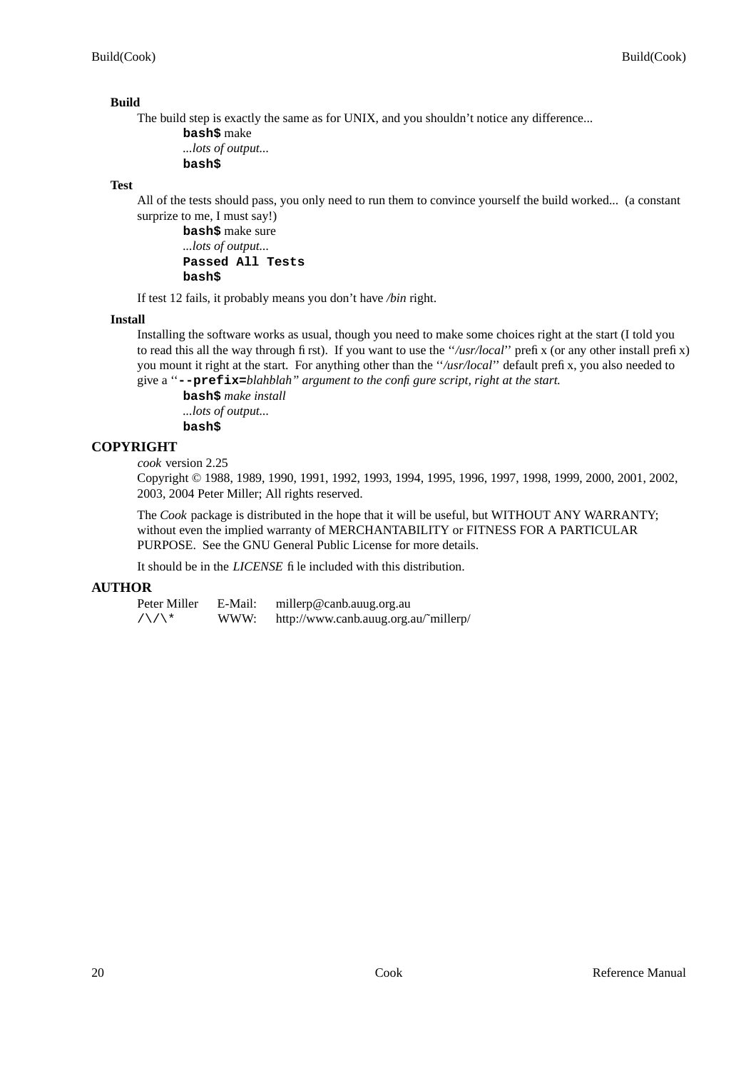### Build

The build step is exactly the same as for UNIX, and you shouldn't notice any difference...

```
bash$ make
...lots of output...
bash$
```

### Test

All of the tests should pass, you only need to run them to convince yourself the build worked... (a constant surprize to me, I must say!)

```
bash$ make sure
...lots of output...
Passed All Tests
bash$
```

If test 12 fails, it probably means you don't have */bin* right.

### Install

Installing the software works as usual, though you need to make some choices right at the start (I told you to read this all the way through first). If you want to use the ''*/usr/local*'' prefix (or any other install prefix) you mount it right at the start. For anything other than the ''*/usr/local*'' default prefix, you also needed to give a ''**--prefix=***blahblah'' argument to the configure script, right at the start.*

```
bash$ make install
...lots of output...
bash$
```

## COPYRIGHT

*cook* version 2.25
Copyright © 1988, 1989, 1990, 1991, 1992, 1993, 1994, 1995, 1996, 1997, 1998, 1999, 2000, 2001, 2002, 2003, 2004 Peter Miller; All rights reserved.

The *Cook* package is distributed in the hope that it will be useful, but WITHOUT ANY WARRANTY; without even the implied warranty of MERCHANTABILITY or FITNESS FOR A PARTICULAR PURPOSE. See the GNU General Public License for more details.

It should be in the *LICENSE* file included with this distribution.

## AUTHOR

| | | |
|---|---|---|
| Peter Miller | E-Mail: | millerp@canb.auug.org.au |
| /\/\* | WWW: | http://www.canb.auug.org.au/~millerp/ |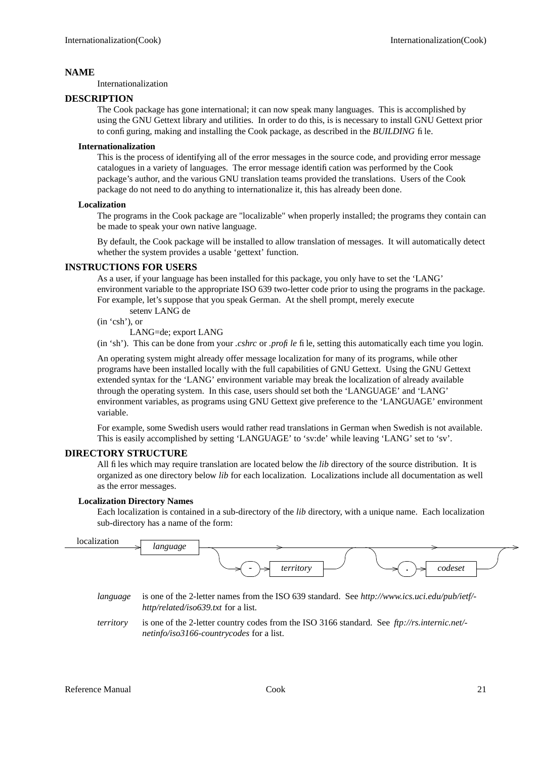# NAME

Internationalization

# DESCRIPTION

The Cook package has gone international; it can now speak many languages. This is accomplished by using the GNU Gettext library and utilities. In order to do this, is is necessary to install GNU Gettext prior to configuring, making and installing the Cook package, as described in the *BUILDING* file.

## Internationalization

This is the process of identifying all of the error messages in the source code, and providing error message catalogues in a variety of languages. The error message identification was performed by the Cook package's author, and the various GNU translation teams provided the translations. Users of the Cook package do not need to do anything to internationalize it, this has already been done.

## Localization

The programs in the Cook package are "localizable" when properly installed; the programs they contain can be made to speak your own native language.

By default, the Cook package will be installed to allow translation of messages. It will automatically detect whether the system provides a usable 'gettext' function.

# INSTRUCTIONS FOR USERS

As a user, if your language has been installed for this package, you only have to set the 'LANG' environment variable to the appropriate ISO 639 two-letter code prior to using the programs in the package. For example, let's suppose that you speak German. At the shell prompt, merely execute

```
setenv LANG de
```

(in 'csh'), or

```
LANG=de; export LANG
```

(in 'sh'). This can be done from your *.cshrc* or *.profile* file, setting this automatically each time you login.

An operating system might already offer message localization for many of its programs, while other programs have been installed locally with the full capabilities of GNU Gettext. Using the GNU Gettext extended syntax for the 'LANG' environment variable may break the localization of already available through the operating system. In this case, users should set both the 'LANGUAGE' and 'LANG' environment variables, as programs using GNU Gettext give preference to the 'LANGUAGE' environment variable.

For example, some Swedish users would rather read translations in German when Swedish is not available. This is easily accomplished by setting 'LANGUAGE' to 'sv:de' while leaving 'LANG' set to 'sv'.

# DIRECTORY STRUCTURE

All files which may require translation are located below the *lib* directory of the source distribution. It is organized as one directory below *lib* for each localization. Localizations include all documentation as well as the error messages.

## Localization Directory Names

Each localization is contained in a sub-directory of the *lib* directory, with a unique name. Each localization sub-directory has a name of the form:

```
localization → language → [ - territory ] → [ . codeset ] →
```

*language* is one of the 2-letter names from the ISO 639 standard. See *http://www.ics.uci.edu/pub/ietf/http/related/iso639.txt* for a list.

*territory* is one of the 2-letter country codes from the ISO 3166 standard. See *ftp://rs.internic.net/netinfo/iso3166-countrycodes* for a list.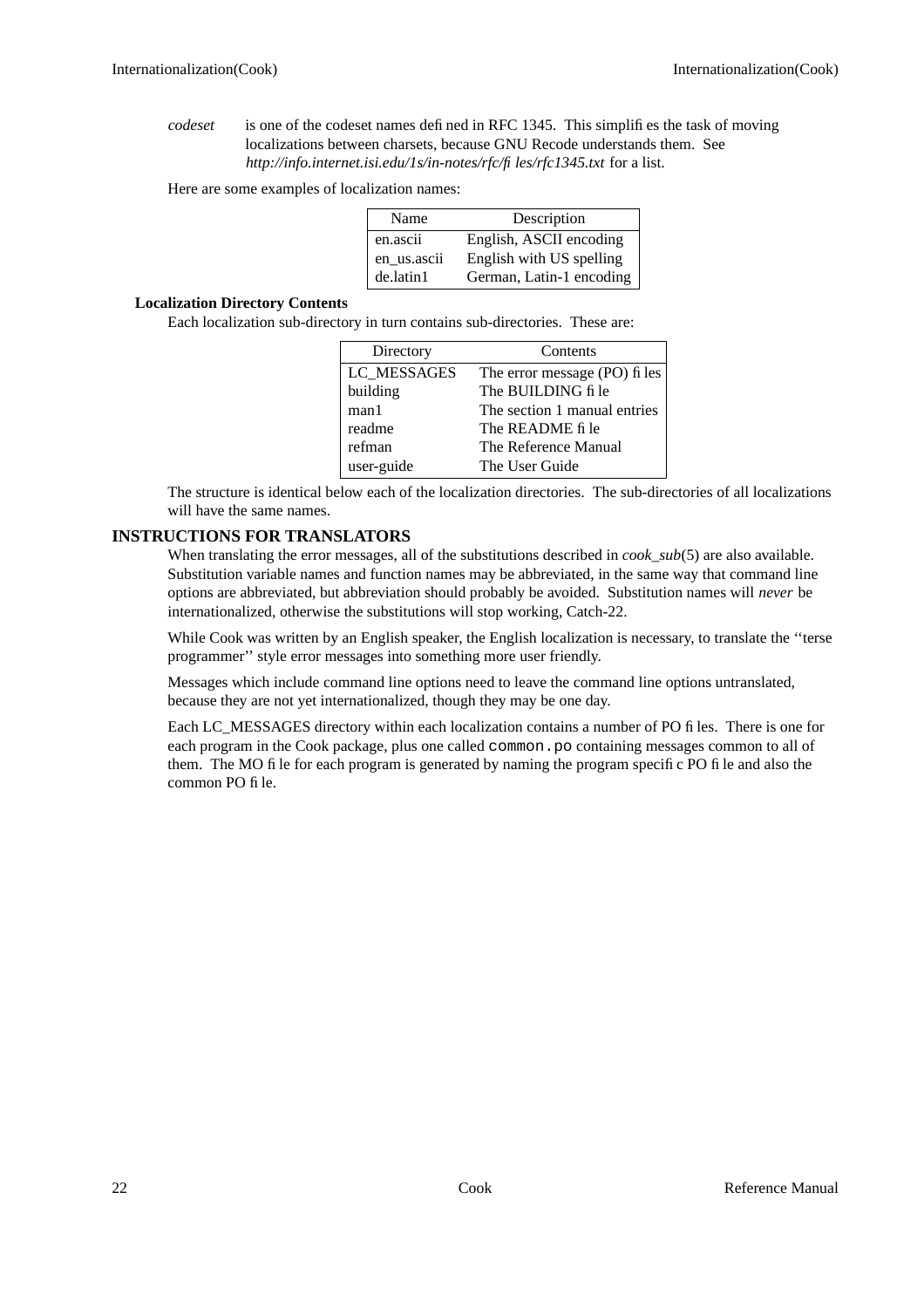*codeset* is one of the codeset names defined in RFC 1345. This simplifies the task of moving localizations between charsets, because GNU Recode understands them. See *http://info.internet.isi.edu/1s/in-notes/rfc/files/rfc1345.txt* for a list.

Here are some examples of localization names:

| Name | Description |
|---|---|
| en.ascii | English, ASCII encoding |
| en_us.ascii | English with US spelling |
| de.latin1 | German, Latin-1 encoding |

### Localization Directory Contents

Each localization sub-directory in turn contains sub-directories. These are:

| Directory | Contents |
|---|---|
| LC_MESSAGES | The error message (PO) files |
| building | The BUILDING file |
| man1 | The section 1 manual entries |
| readme | The README file |
| refman | The Reference Manual |
| user-guide | The User Guide |

The structure is identical below each of the localization directories. The sub-directories of all localizations will have the same names.

## INSTRUCTIONS FOR TRANSLATORS

When translating the error messages, all of the substitutions described in *cook_sub*(5) are also available. Substitution variable names and function names may be abbreviated, in the same way that command line options are abbreviated, but abbreviation should probably be avoided. Substitution names will *never* be internationalized, otherwise the substitutions will stop working, Catch-22.

While Cook was written by an English speaker, the English localization is necessary, to translate the ''terse programmer'' style error messages into something more user friendly.

Messages which include command line options need to leave the command line options untranslated, because they are not yet internationalized, though they may be one day.

Each LC_MESSAGES directory within each localization contains a number of PO files. There is one for each program in the Cook package, plus one called `common.po` containing messages common to all of them. The MO file for each program is generated by naming the program specific PO file and also the common PO file.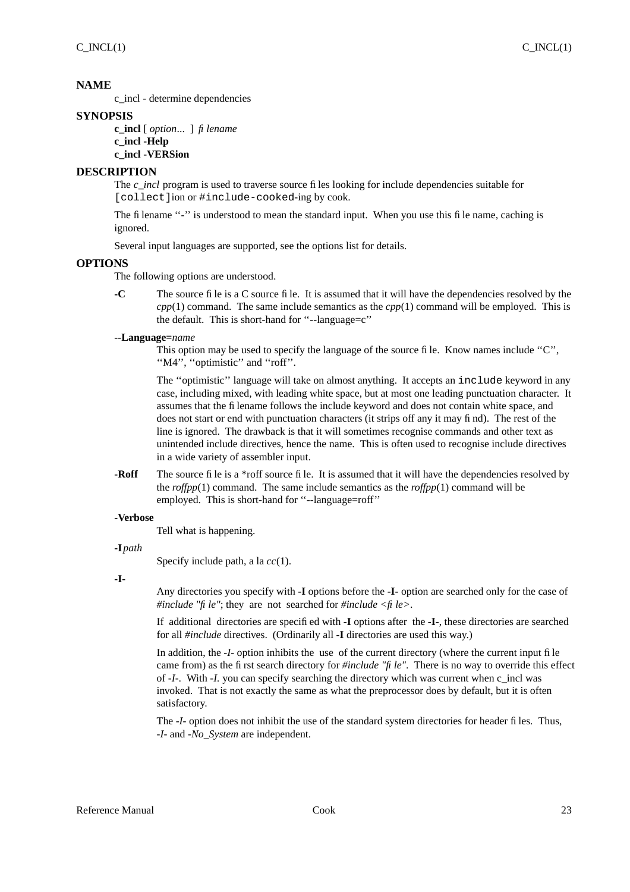## NAME

c_incl - determine dependencies

## SYNOPSIS

**c_incl** [ *option*... ] *filename*
**c_incl -Help**
**c_incl -VERSion**

## DESCRIPTION

The *c_incl* program is used to traverse source files looking for include dependencies suitable for `[collect]`ion or `#include-cooked`-ing by cook.

The filename ‘‘-’’ is understood to mean the standard input. When you use this file name, caching is ignored.

Several input languages are supported, see the options list for details.

## OPTIONS

The following options are understood.

**-C**
The source file is a C source file. It is assumed that it will have the dependencies resolved by the *cpp*(1) command. The same include semantics as the *cpp*(1) command will be employed. This is the default. This is short-hand for ‘‘--language=c’’

**--Language=***name*
This option may be used to specify the language of the source file. Know names include ‘‘C’’, ‘‘M4’’, ‘‘optimistic’’ and ‘‘roff’’.

The ‘‘optimistic’’ language will take on almost anything. It accepts an `include` keyword in any case, including mixed, with leading white space, but at most one leading punctuation character. It assumes that the filename follows the include keyword and does not contain white space, and does not start or end with punctuation characters (it strips off any it may find). The rest of the line is ignored. The drawback is that it will sometimes recognise commands and other text as unintended include directives, hence the name. This is often used to recognise include directives in a wide variety of assembler input.

**-Roff**
The source file is a *roff source file. It is assumed that it will have the dependencies resolved by the *roffpp*(1) command. The same include semantics as the *roffpp*(1) command will be employed. This is short-hand for ‘‘--language=roff’’

**-Verbose**
Tell what is happening.

**-I***path*
Specify include path, a la *cc*(1).

**-I-**
Any directories you specify with **-I** options before the **-I-** option are searched only for the case of *#include "file"*; they are not searched for *#include <file>*.

If additional directories are specified with **-I** options after the **-I-**, these directories are searched for all *#include* directives. (Ordinarily all **-I** directories are used this way.)

In addition, the *-I-* option inhibits the use of the current directory (where the current input file came from) as the first search directory for *#include "file"*. There is no way to override this effect of *-I-*. With *-I.* you can specify searching the directory which was current when c_incl was invoked. That is not exactly the same as what the preprocessor does by default, but it is often satisfactory.

The *-I-* option does not inhibit the use of the standard system directories for header files. Thus, *-I-* and *-No_System* are independent.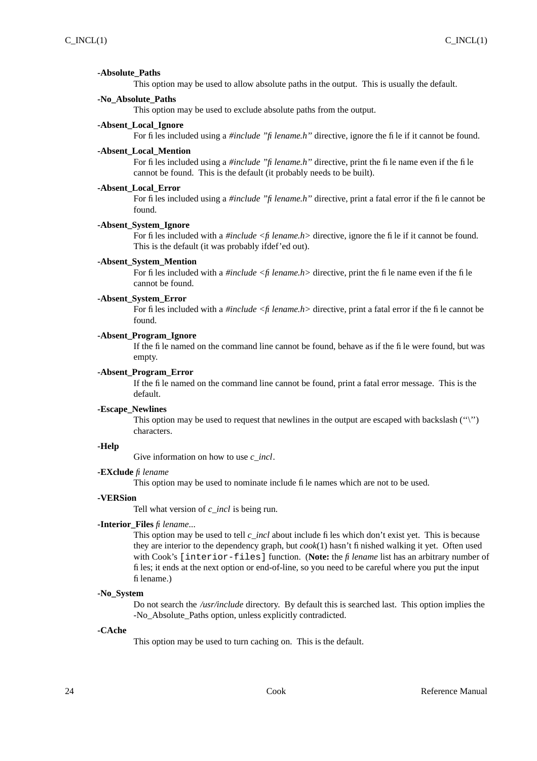**-Absolute_Paths**

This option may be used to allow absolute paths in the output. This is usually the default.

**-No_Absolute_Paths**

This option may be used to exclude absolute paths from the output.

**-Absent_Local_Ignore**

For files included using a *#include "filename.h"* directive, ignore the file if it cannot be found.

**-Absent_Local_Mention**

For files included using a *#include "filename.h"* directive, print the file name even if the file cannot be found. This is the default (it probably needs to be built).

**-Absent_Local_Error**

For files included using a *#include "filename.h"* directive, print a fatal error if the file cannot be found.

**-Absent_System_Ignore**

For files included with a *#include <filename.h>* directive, ignore the file if it cannot be found. This is the default (it was probably ifdef'ed out).

**-Absent_System_Mention**

For files included with a *#include <filename.h>* directive, print the file name even if the file cannot be found.

**-Absent_System_Error**

For files included with a *#include <filename.h>* directive, print a fatal error if the file cannot be found.

**-Absent_Program_Ignore**

If the file named on the command line cannot be found, behave as if the file were found, but was empty.

**-Absent_Program_Error**

If the file named on the command line cannot be found, print a fatal error message. This is the default.

**-Escape_Newlines**

This option may be used to request that newlines in the output are escaped with backslash (''\'') characters.

**-Help**

Give information on how to use *c_incl*.

**-EXclude** *filename*

This option may be used to nominate include file names which are not to be used.

**-VERSion**

Tell what version of *c_incl* is being run.

**-Interior_Files** *filename*...

This option may be used to tell *c_incl* about include files which don't exist yet. This is because they are interior to the dependency graph, but *cook*(1) hasn't finished walking it yet. Often used with Cook's `[interior-files]` function. (**Note:** the *filename* list has an arbitrary number of files; it ends at the next option or end-of-line, so you need to be careful where you put the input filename.)

**-No_System**

Do not search the */usr/include* directory. By default this is searched last. This option implies the -No_Absolute_Paths option, unless explicitly contradicted.

**-CAche**

This option may be used to turn caching on. This is the default.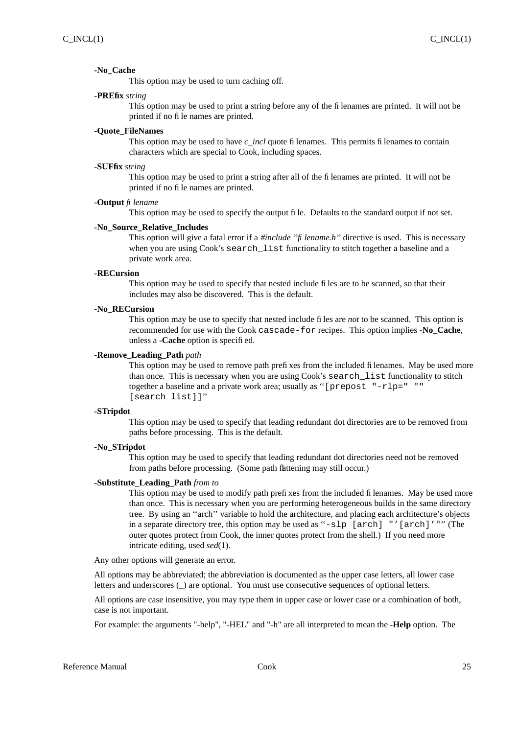**-No_Cache**
This option may be used to turn caching off.

**-PREfix** *string*
This option may be used to print a string before any of the filenames are printed. It will not be printed if no file names are printed.

**-Quote_FileNames**
This option may be used to have *c_incl* quote filenames. This permits filenames to contain characters which are special to Cook, including spaces.

**-SUFfix** *string*
This option may be used to print a string after all of the filenames are printed. It will not be printed if no file names are printed.

**-Output** *filename*
This option may be used to specify the output file. Defaults to the standard output if not set.

**-No_Source_Relative_Includes**
This option will give a fatal error if a *#include "filename.h"* directive is used. This is necessary when you are using Cook's `search_list` functionality to stitch together a baseline and a private work area.

**-RECursion**
This option may be used to specify that nested include files are to be scanned, so that their includes may also be discovered. This is the default.

**-No_RECursion**
This option may be use to specify that nested include files are *not* to be scanned. This option is recommended for use with the Cook `cascade-for` recipes. This option implies **-No_Cache**, unless a **-Cache** option is specified.

**-Remove_Leading_Path** *path*
This option may be used to remove path prefixes from the included filenames. May be used more than once. This is necessary when you are using Cook's `search_list` functionality to stitch together a baseline and a private work area; usually as ''`[prepost "-rlp=" "" [search_list]]`''

**-STripdot**
This option may be used to specify that leading redundant dot directories are to be removed from paths before processing. This is the default.

**-No_STripdot**
This option may be used to specify that leading redundant dot directories need not be removed from paths before processing. (Some path flattening may still occur.)

**-Substitute_Leading_Path** *from to*
This option may be used to modify path prefixes from the included filenames. May be used more than once. This is necessary when you are performing heterogeneous builds in the same directory tree. By using an ''arch'' variable to hold the architecture, and placing each architecture's objects in a separate directory tree, this option may be used as ''`-slp [arch] "'[arch]'"`'' (The outer quotes protect from Cook, the inner quotes protect from the shell.) If you need more intricate editing, used *sed*(1).

Any other options will generate an error.

All options may be abbreviated; the abbreviation is documented as the upper case letters, all lower case letters and underscores (_) are optional. You must use consecutive sequences of optional letters.

All options are case insensitive, you may type them in upper case or lower case or a combination of both, case is not important.

For example: the arguments "-help", "-HEL" and "-h" are all interpreted to mean the **-Help** option. The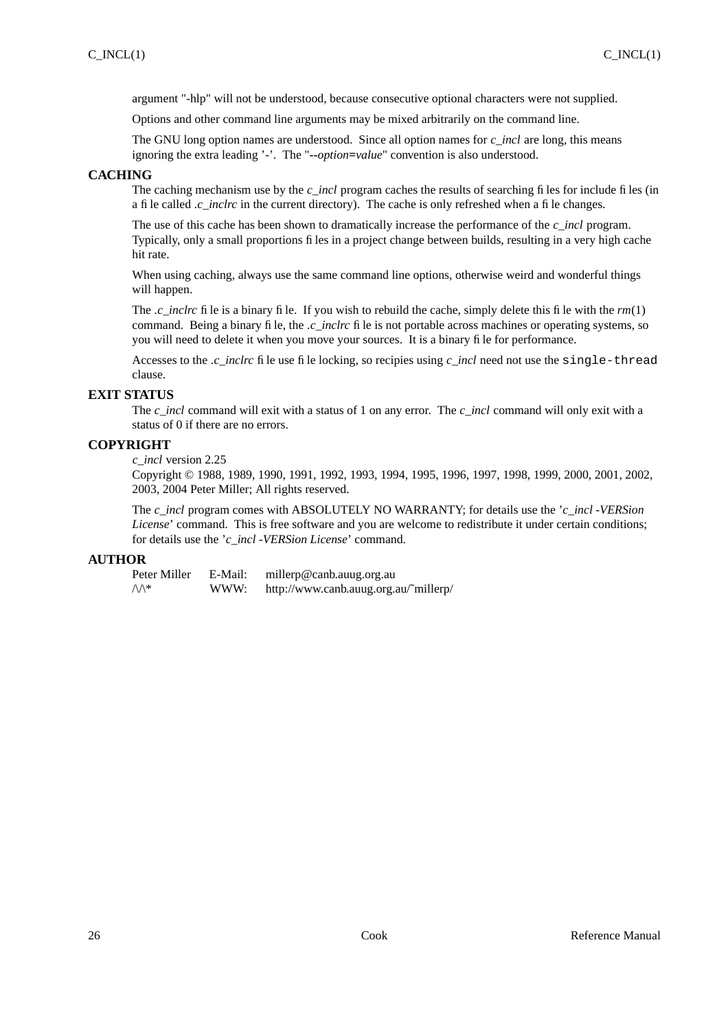argument "-hlp" will not be understood, because consecutive optional characters were not supplied.

Options and other command line arguments may be mixed arbitrarily on the command line.

The GNU long option names are understood. Since all option names for *c_incl* are long, this means ignoring the extra leading '-'. The "**--***option***=***value*" convention is also understood.

## CACHING

The caching mechanism use by the *c_incl* program caches the results of searching files for include files (in a file called *.c_inclrc* in the current directory). The cache is only refreshed when a file changes.

The use of this cache has been shown to dramatically increase the performance of the *c_incl* program. Typically, only a small proportions files in a project change between builds, resulting in a very high cache hit rate.

When using caching, always use the same command line options, otherwise weird and wonderful things will happen.

The *.c_inclrc* file is a binary file. If you wish to rebuild the cache, simply delete this file with the *rm*(1) command. Being a binary file, the *.c_inclrc* file is not portable across machines or operating systems, so you will need to delete it when you move your sources. It is a binary file for performance.

Accesses to the *.c_inclrc* file use file locking, so recipies using *c_incl* need not use the `single-thread` clause.

## EXIT STATUS

The *c_incl* command will exit with a status of 1 on any error. The *c_incl* command will only exit with a status of 0 if there are no errors.

## COPYRIGHT

*c_incl* version 2.25
Copyright © 1988, 1989, 1990, 1991, 1992, 1993, 1994, 1995, 1996, 1997, 1998, 1999, 2000, 2001, 2002, 2003, 2004 Peter Miller; All rights reserved.

The *c_incl* program comes with ABSOLUTELY NO WARRANTY; for details use the '*c_incl -VERSion License*' command. This is free software and you are welcome to redistribute it under certain conditions; for details use the '*c_incl -VERSion License*' command.

## AUTHOR

| | | |
|---|---|---|
| Peter Miller | E-Mail: | millerp@canb.auug.org.au |
| /\/\* | WWW: | http://www.canb.auug.org.au/~millerp/ |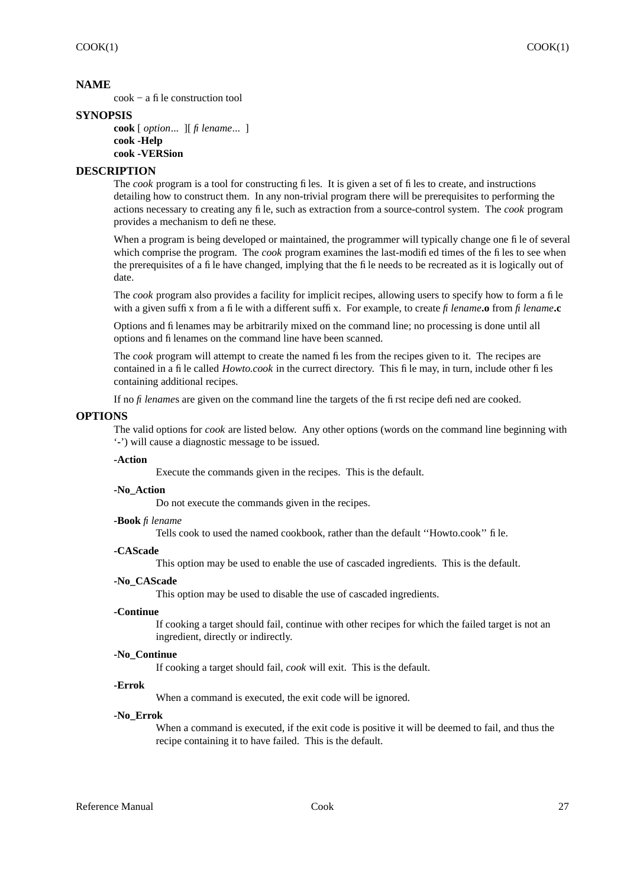## NAME

cook − a file construction tool

## SYNOPSIS

**cook** [ *option*... ][ *filename*... ]
**cook -Help**
**cook -VERSion**

## DESCRIPTION

The *cook* program is a tool for constructing files. It is given a set of files to create, and instructions detailing how to construct them. In any non-trivial program there will be prerequisites to performing the actions necessary to creating any file, such as extraction from a source-control system. The *cook* program provides a mechanism to define these.

When a program is being developed or maintained, the programmer will typically change one file of several which comprise the program. The *cook* program examines the last-modified times of the files to see when the prerequisites of a file have changed, implying that the file needs to be recreated as it is logically out of date.

The *cook* program also provides a facility for implicit recipes, allowing users to specify how to form a file with a given suffix from a file with a different suffix. For example, to create *filename***.o** from *filename***.c**

Options and filenames may be arbitrarily mixed on the command line; no processing is done until all options and filenames on the command line have been scanned.

The *cook* program will attempt to create the named files from the recipes given to it. The recipes are contained in a file called *Howto.cook* in the currect directory. This file may, in turn, include other files containing additional recipes.

If no *filename*s are given on the command line the targets of the first recipe defined are cooked.

## OPTIONS

The valid options for *cook* are listed below. Any other options (words on the command line beginning with '**-**') will cause a diagnostic message to be issued.

**-Action**
Execute the commands given in the recipes. This is the default.

**-No_Action**
Do not execute the commands given in the recipes.

**-Book** *filename*
Tells cook to used the named cookbook, rather than the default ''Howto.cook'' file.

**-CAScade**
This option may be used to enable the use of cascaded ingredients. This is the default.

**-No_CAScade**
This option may be used to disable the use of cascaded ingredients.

**-Continue**
If cooking a target should fail, continue with other recipes for which the failed target is not an ingredient, directly or indirectly.

**-No_Continue**
If cooking a target should fail, *cook* will exit. This is the default.

**-Errok**
When a command is executed, the exit code will be ignored.

**-No_Errok**
When a command is executed, if the exit code is positive it will be deemed to fail, and thus the recipe containing it to have failed. This is the default.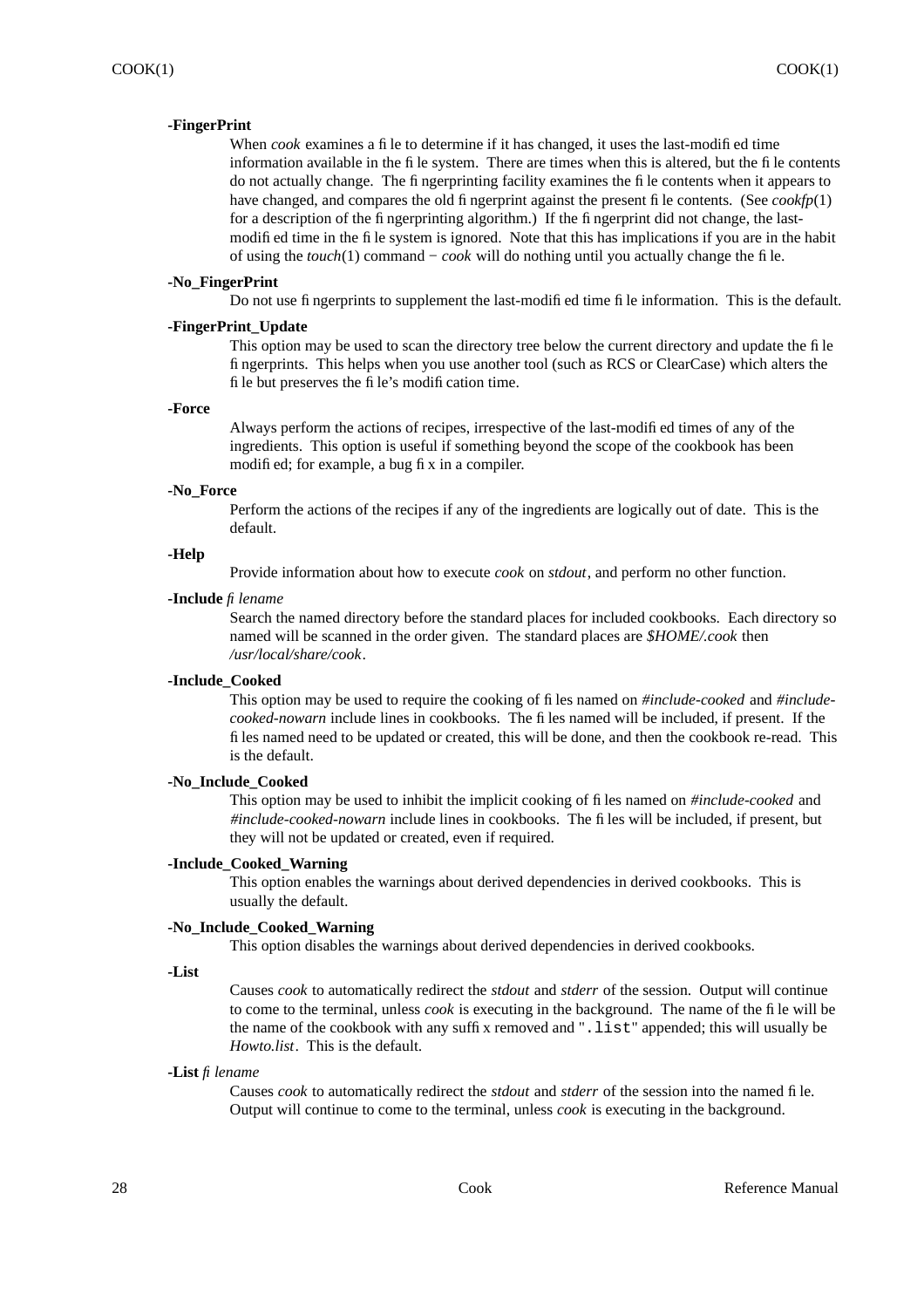**-FingerPrint**

When *cook* examines a file to determine if it has changed, it uses the last-modified time information available in the file system. There are times when this is altered, but the file contents do not actually change. The fingerprinting facility examines the file contents when it appears to have changed, and compares the old fingerprint against the present file contents. (See *cookfp*(1) for a description of the fingerprinting algorithm.) If the fingerprint did not change, the last-modified time in the file system is ignored. Note that this has implications if you are in the habit of using the *touch*(1) command − *cook* will do nothing until you actually change the file.

**-No_FingerPrint**

Do not use fingerprints to supplement the last-modified time file information. This is the default.

**-FingerPrint_Update**

This option may be used to scan the directory tree below the current directory and update the file fingerprints. This helps when you use another tool (such as RCS or ClearCase) which alters the file but preserves the file's modification time.

**-Force**

Always perform the actions of recipes, irrespective of the last-modified times of any of the ingredients. This option is useful if something beyond the scope of the cookbook has been modified; for example, a bug fix in a compiler.

**-No_Force**

Perform the actions of the recipes if any of the ingredients are logically out of date. This is the default.

**-Help**

Provide information about how to execute *cook* on *stdout*, and perform no other function.

**-Include** *filename*

Search the named directory before the standard places for included cookbooks. Each directory so named will be scanned in the order given. The standard places are *$HOME/.cook* then */usr/local/share/cook*.

**-Include_Cooked**

This option may be used to require the cooking of files named on *#include-cooked* and *#include-cooked-nowarn* include lines in cookbooks. The files named will be included, if present. If the files named need to be updated or created, this will be done, and then the cookbook re-read. This is the default.

**-No_Include_Cooked**

This option may be used to inhibit the implicit cooking of files named on *#include-cooked* and *#include-cooked-nowarn* include lines in cookbooks. The files will be included, if present, but they will not be updated or created, even if required.

**-Include_Cooked_Warning**

This option enables the warnings about derived dependencies in derived cookbooks. This is usually the default.

**-No_Include_Cooked_Warning**

This option disables the warnings about derived dependencies in derived cookbooks.

**-List**

Causes *cook* to automatically redirect the *stdout* and *stderr* of the session. Output will continue to come to the terminal, unless *cook* is executing in the background. The name of the file will be the name of the cookbook with any suffix removed and "`.list`" appended; this will usually be *Howto.list*. This is the default.

**-List** *filename*

Causes *cook* to automatically redirect the *stdout* and *stderr* of the session into the named file. Output will continue to come to the terminal, unless *cook* is executing in the background.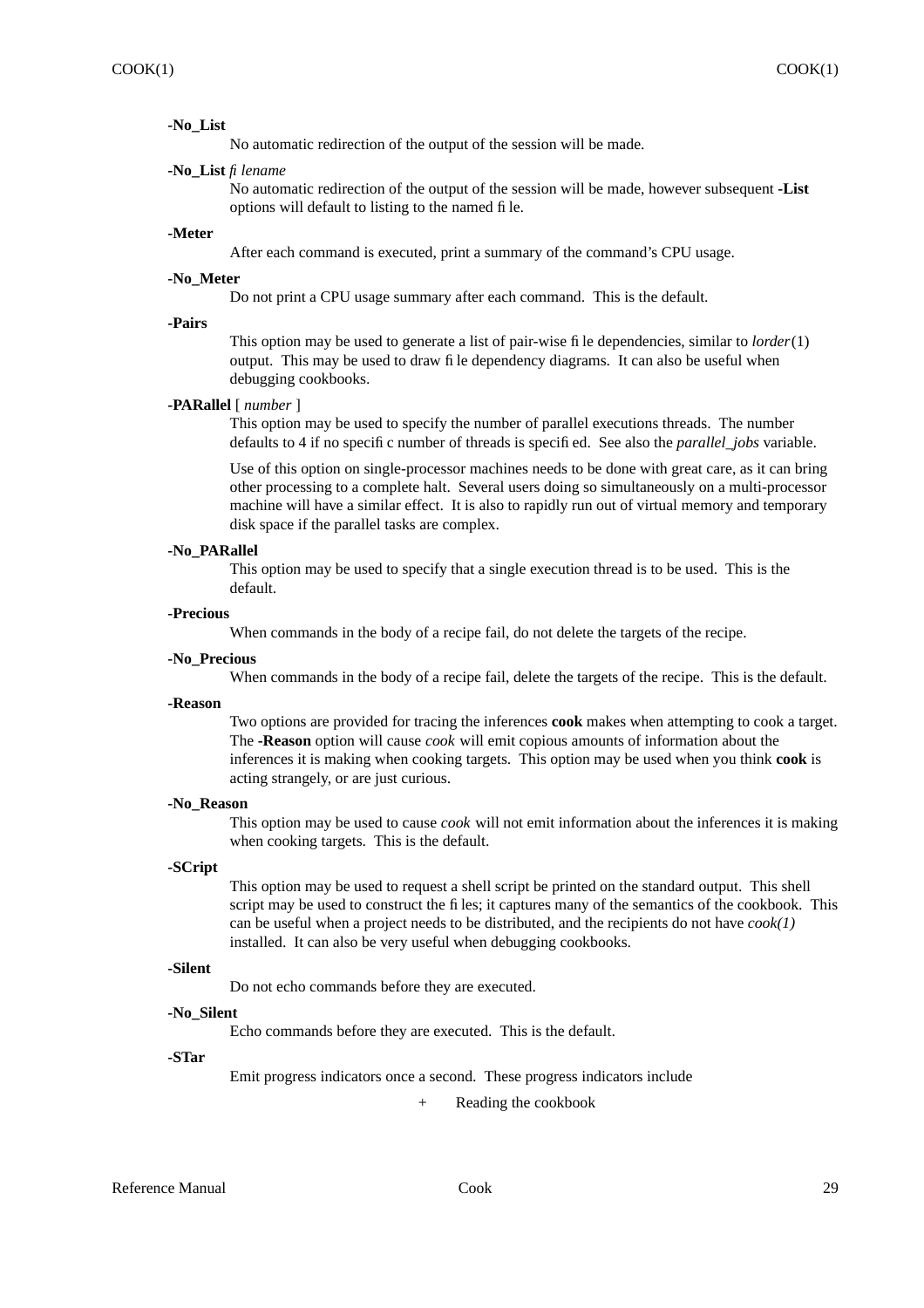**-No_List**

No automatic redirection of the output of the session will be made.

**-No_List** *filename*

No automatic redirection of the output of the session will be made, however subsequent **-List** options will default to listing to the named file.

**-Meter**

After each command is executed, print a summary of the command's CPU usage.

**-No_Meter**

Do not print a CPU usage summary after each command. This is the default.

**-Pairs**

This option may be used to generate a list of pair-wise file dependencies, similar to *lorder*(1) output. This may be used to draw file dependency diagrams. It can also be useful when debugging cookbooks.

**-PARallel** [ *number* ]

This option may be used to specify the number of parallel executions threads. The number defaults to 4 if no specific number of threads is specified. See also the *parallel_jobs* variable.

Use of this option on single-processor machines needs to be done with great care, as it can bring other processing to a complete halt. Several users doing so simultaneously on a multi-processor machine will have a similar effect. It is also to rapidly run out of virtual memory and temporary disk space if the parallel tasks are complex.

**-No_PARallel**

This option may be used to specify that a single execution thread is to be used. This is the default.

**-Precious**

When commands in the body of a recipe fail, do not delete the targets of the recipe.

**-No_Precious**

When commands in the body of a recipe fail, delete the targets of the recipe. This is the default.

**-Reason**

Two options are provided for tracing the inferences **cook** makes when attempting to cook a target. The **-Reason** option will cause *cook* will emit copious amounts of information about the inferences it is making when cooking targets. This option may be used when you think **cook** is acting strangely, or are just curious.

**-No_Reason**

This option may be used to cause *cook* will not emit information about the inferences it is making when cooking targets. This is the default.

**-SCript**

This option may be used to request a shell script be printed on the standard output. This shell script may be used to construct the files; it captures many of the semantics of the cookbook. This can be useful when a project needs to be distributed, and the recipients do not have *cook(1)* installed. It can also be very useful when debugging cookbooks.

**-Silent**

Do not echo commands before they are executed.

**-No_Silent**

Echo commands before they are executed. This is the default.

**-STar**

Emit progress indicators once a second. These progress indicators include

- Reading the cookbook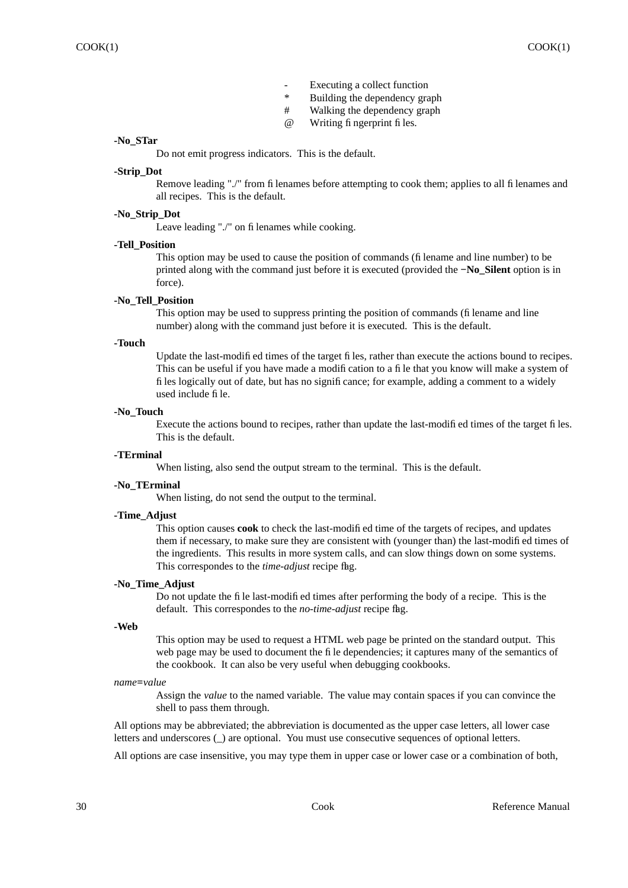| | |
|---|---|
| - | Executing a collect function |
| * | Building the dependency graph |
| # | Walking the dependency graph |
| @ | Writing fingerprint files. |

**-No_STar**
Do not emit progress indicators. This is the default.

**-Strip_Dot**
Remove leading "./" from filenames before attempting to cook them; applies to all filenames and all recipes. This is the default.

**-No_Strip_Dot**
Leave leading "./" on filenames while cooking.

**-Tell_Position**
This option may be used to cause the position of commands (filename and line number) to be printed along with the command just before it is executed (provided the **−No_Silent** option is in force).

**-No_Tell_Position**
This option may be used to suppress printing the position of commands (filename and line number) along with the command just before it is executed. This is the default.

**-Touch**
Update the last-modified times of the target files, rather than execute the actions bound to recipes. This can be useful if you have made a modification to a file that you know will make a system of files logically out of date, but has no significance; for example, adding a comment to a widely used include file.

**-No_Touch**
Execute the actions bound to recipes, rather than update the last-modified times of the target files. This is the default.

**-TErminal**
When listing, also send the output stream to the terminal. This is the default.

**-No_TErminal**
When listing, do not send the output to the terminal.

**-Time_Adjust**
This option causes **cook** to check the last-modified time of the targets of recipes, and updates them if necessary, to make sure they are consistent with (younger than) the last-modified times of the ingredients. This results in more system calls, and can slow things down on some systems. This correspondes to the *time-adjust* recipe flag.

**-No_Time_Adjust**
Do not update the file last-modified times after performing the body of a recipe. This is the default. This correspondes to the *no-time-adjust* recipe flag.

**-Web**
This option may be used to request a HTML web page be printed on the standard output. This web page may be used to document the file dependencies; it captures many of the semantics of the cookbook. It can also be very useful when debugging cookbooks.

*name*=*value*
Assign the *value* to the named variable. The value may contain spaces if you can convince the shell to pass them through.

All options may be abbreviated; the abbreviation is documented as the upper case letters, all lower case letters and underscores (_) are optional. You must use consecutive sequences of optional letters.

All options are case insensitive, you may type them in upper case or lower case or a combination of both,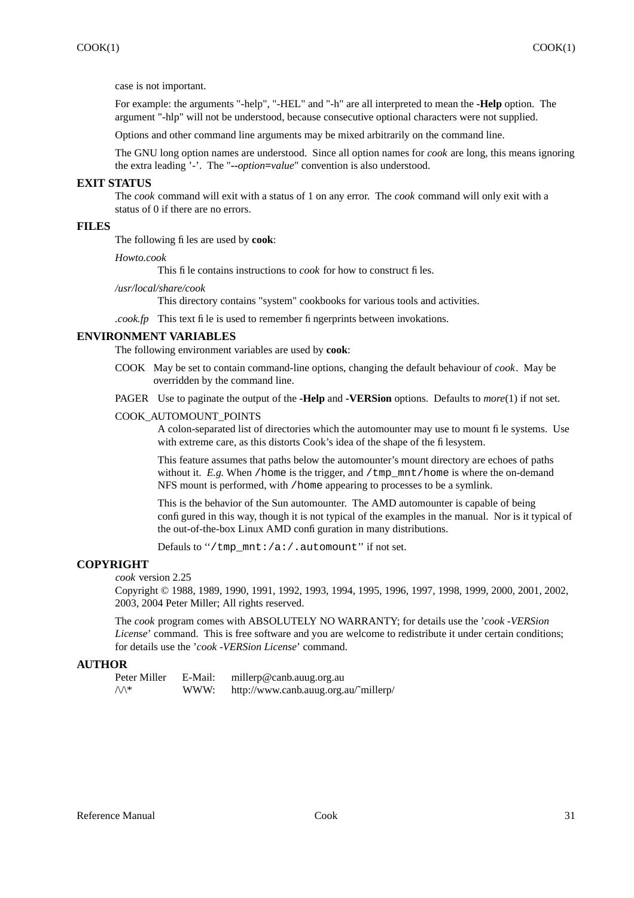case is not important.

For example: the arguments "-help", "-HEL" and "-h" are all interpreted to mean the **-Help** option. The argument "-hlp" will not be understood, because consecutive optional characters were not supplied.

Options and other command line arguments may be mixed arbitrarily on the command line.

The GNU long option names are understood. Since all option names for *cook* are long, this means ignoring the extra leading '-'. The "**--***option***=***value*" convention is also understood.

## EXIT STATUS

The *cook* command will exit with a status of 1 on any error. The *cook* command will only exit with a status of 0 if there are no errors.

## FILES

The following files are used by **cook**:

*Howto.cook*
: This file contains instructions to *cook* for how to construct files.

*/usr/local/share/cook*
: This directory contains "system" cookbooks for various tools and activities.

*.cook.fp*
: This text file is used to remember fingerprints between invokations.

## ENVIRONMENT VARIABLES

The following environment variables are used by **cook**:

COOK
: May be set to contain command-line options, changing the default behaviour of *cook*. May be overridden by the command line.

PAGER
: Use to paginate the output of the **-Help** and **-VERSion** options. Defaults to *more*(1) if not set.

COOK_AUTOMOUNT_POINTS
: A colon-separated list of directories which the automounter may use to mount file systems. Use with extreme care, as this distorts Cook's idea of the shape of the filesystem.

  This feature assumes that paths below the automounter's mount directory are echoes of paths without it. *E.g.* When `/home` is the trigger, and `/tmp_mnt/home` is where the on-demand NFS mount is performed, with `/home` appearing to processes to be a symlink.

  This is the behavior of the Sun automounter. The AMD automounter is capable of being configured in this way, though it is not typical of the examples in the manual. Nor is it typical of the out-of-the-box Linux AMD configuration in many distributions.

  Defauls to ''`/tmp_mnt:/a:/.automount`'' if not set.

## COPYRIGHT

*cook* version 2.25
Copyright © 1988, 1989, 1990, 1991, 1992, 1993, 1994, 1995, 1996, 1997, 1998, 1999, 2000, 2001, 2002, 2003, 2004 Peter Miller; All rights reserved.

The *cook* program comes with ABSOLUTELY NO WARRANTY; for details use the '*cook -VERSion License*' command. This is free software and you are welcome to redistribute it under certain conditions; for details use the '*cook -VERSion License*' command.

## AUTHOR

| | | |
|---|---|---|
| Peter Miller | E-Mail: | millerp@canb.auug.org.au |
| /\/\* | WWW: | http://www.canb.auug.org.au/~millerp/ |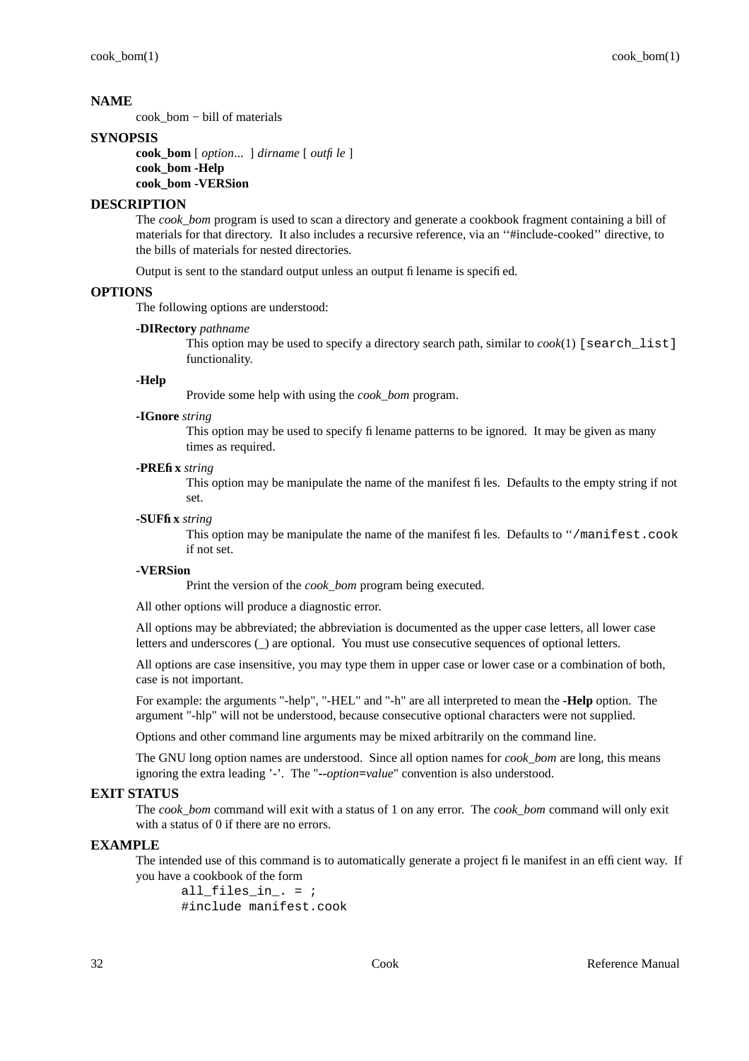## NAME

cook_bom − bill of materials

## SYNOPSIS

**cook_bom** [ *option*... ] *dirname* [ *outfile* ]
**cook_bom -Help**
**cook_bom -VERSion**

## DESCRIPTION

The *cook_bom* program is used to scan a directory and generate a cookbook fragment containing a bill of materials for that directory. It also includes a recursive reference, via an ‘‘#include-cooked’’ directive, to the bills of materials for nested directories.

Output is sent to the standard output unless an output filename is specified.

## OPTIONS

The following options are understood:

**-DIRectory** *pathname*
This option may be used to specify a directory search path, similar to *cook*(1) `[search_list]` functionality.

**-Help**
Provide some help with using the *cook_bom* program.

**-IGnore** *string*
This option may be used to specify filename patterns to be ignored. It may be given as many times as required.

**-PREfix** *string*
This option may be manipulate the name of the manifest files. Defaults to the empty string if not set.

**-SUFfix** *string*
This option may be manipulate the name of the manifest files. Defaults to ‘‘`/manifest.cook` if not set.

**-VERSion**
Print the version of the *cook_bom* program being executed.

All other options will produce a diagnostic error.

All options may be abbreviated; the abbreviation is documented as the upper case letters, all lower case letters and underscores (_) are optional. You must use consecutive sequences of optional letters.

All options are case insensitive, you may type them in upper case or lower case or a combination of both, case is not important.

For example: the arguments "-help", "-HEL" and "-h" are all interpreted to mean the **-Help** option. The argument "-hlp" will not be understood, because consecutive optional characters were not supplied.

Options and other command line arguments may be mixed arbitrarily on the command line.

The GNU long option names are understood. Since all option names for *cook_bom* are long, this means ignoring the extra leading '-'. The "**--***option***=***value*" convention is also understood.

## EXIT STATUS

The *cook_bom* command will exit with a status of 1 on any error. The *cook_bom* command will only exit with a status of 0 if there are no errors.

## EXAMPLE

The intended use of this command is to automatically generate a project file manifest in an efficient way. If you have a cookbook of the form

```
all_files_in_. = ;
#include manifest.cook
```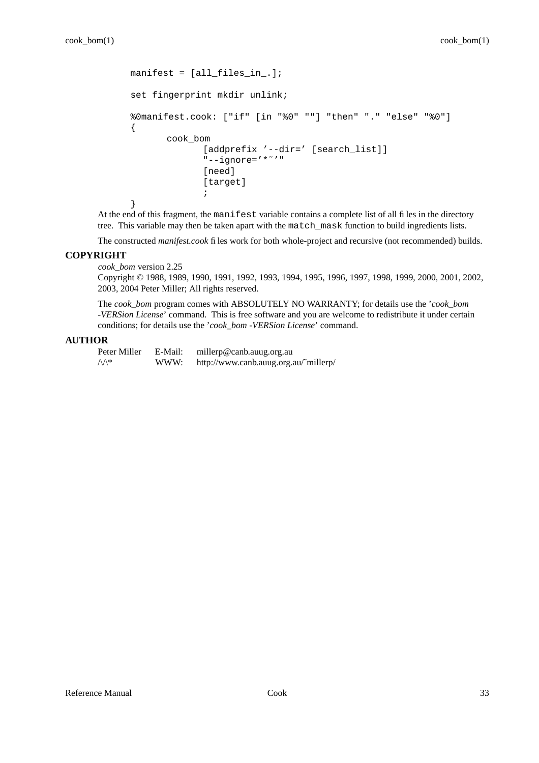```
manifest = [all_files_in_.];

set fingerprint mkdir unlink;

%0manifest.cook: ["if" [in "%0" ""] "then" "." "else" "%0"]
{
        cook_bom
                [addprefix '--dir=' [search_list]]
                "--ignore='*~'"
                [need]
                [target]
                ;
}
```

At the end of this fragment, the `manifest` variable contains a complete list of all files in the directory tree. This variable may then be taken apart with the `match_mask` function to build ingredients lists.

The constructed *manifest.cook* files work for both whole-project and recursive (not recommended) builds.

## COPYRIGHT

*cook_bom* version 2.25
Copyright © 1988, 1989, 1990, 1991, 1992, 1993, 1994, 1995, 1996, 1997, 1998, 1999, 2000, 2001, 2002, 2003, 2004 Peter Miller; All rights reserved.

The *cook_bom* program comes with ABSOLUTELY NO WARRANTY; for details use the '*cook_bom -VERSion License*' command. This is free software and you are welcome to redistribute it under certain conditions; for details use the '*cook_bom -VERSion License*' command.

## AUTHOR

| | | |
|---|---|---|
| Peter Miller | E-Mail: | millerp@canb.auug.org.au |
| /\/\* | WWW: | http://www.canb.auug.org.au/~millerp/ |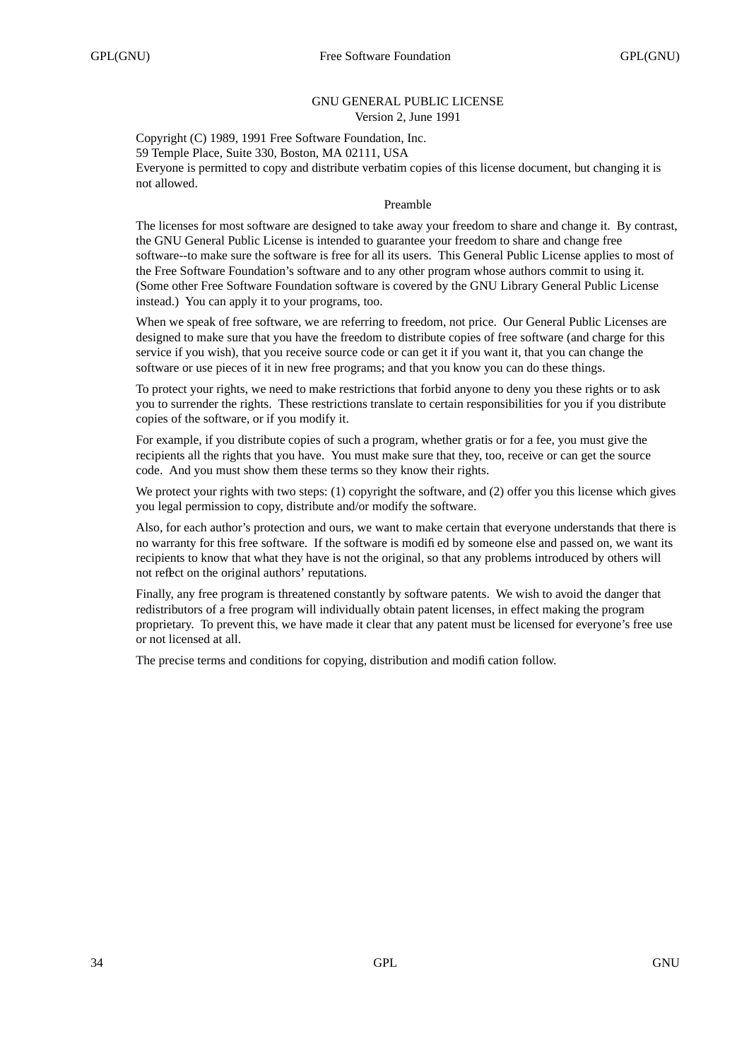# GNU GENERAL PUBLIC LICENSE

Version 2, June 1991

Copyright (C) 1989, 1991 Free Software Foundation, Inc.
59 Temple Place, Suite 330, Boston, MA 02111, USA
Everyone is permitted to copy and distribute verbatim copies of this license document, but changing it is not allowed.

## Preamble

The licenses for most software are designed to take away your freedom to share and change it. By contrast, the GNU General Public License is intended to guarantee your freedom to share and change free software--to make sure the software is free for all its users. This General Public License applies to most of the Free Software Foundation's software and to any other program whose authors commit to using it. (Some other Free Software Foundation software is covered by the GNU Library General Public License instead.) You can apply it to your programs, too.

When we speak of free software, we are referring to freedom, not price. Our General Public Licenses are designed to make sure that you have the freedom to distribute copies of free software (and charge for this service if you wish), that you receive source code or can get it if you want it, that you can change the software or use pieces of it in new free programs; and that you know you can do these things.

To protect your rights, we need to make restrictions that forbid anyone to deny you these rights or to ask you to surrender the rights. These restrictions translate to certain responsibilities for you if you distribute copies of the software, or if you modify it.

For example, if you distribute copies of such a program, whether gratis or for a fee, you must give the recipients all the rights that you have. You must make sure that they, too, receive or can get the source code. And you must show them these terms so they know their rights.

We protect your rights with two steps: (1) copyright the software, and (2) offer you this license which gives you legal permission to copy, distribute and/or modify the software.

Also, for each author's protection and ours, we want to make certain that everyone understands that there is no warranty for this free software. If the software is modified by someone else and passed on, we want its recipients to know that what they have is not the original, so that any problems introduced by others will not reflect on the original authors' reputations.

Finally, any free program is threatened constantly by software patents. We wish to avoid the danger that redistributors of a free program will individually obtain patent licenses, in effect making the program proprietary. To prevent this, we have made it clear that any patent must be licensed for everyone's free use or not licensed at all.

The precise terms and conditions for copying, distribution and modification follow.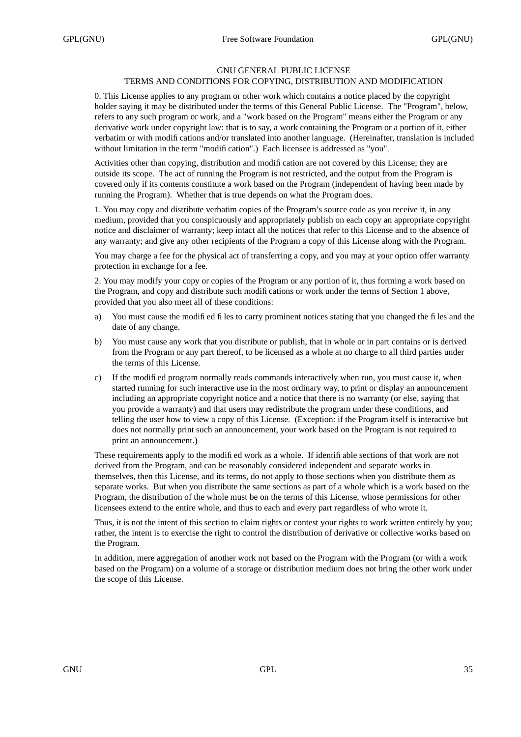# GNU GENERAL PUBLIC LICENSE

## TERMS AND CONDITIONS FOR COPYING, DISTRIBUTION AND MODIFICATION

0. This License applies to any program or other work which contains a notice placed by the copyright holder saying it may be distributed under the terms of this General Public License. The "Program", below, refers to any such program or work, and a "work based on the Program" means either the Program or any derivative work under copyright law: that is to say, a work containing the Program or a portion of it, either verbatim or with modifications and/or translated into another language. (Hereinafter, translation is included without limitation in the term "modification".) Each licensee is addressed as "you".

Activities other than copying, distribution and modification are not covered by this License; they are outside its scope. The act of running the Program is not restricted, and the output from the Program is covered only if its contents constitute a work based on the Program (independent of having been made by running the Program). Whether that is true depends on what the Program does.

1. You may copy and distribute verbatim copies of the Program's source code as you receive it, in any medium, provided that you conspicuously and appropriately publish on each copy an appropriate copyright notice and disclaimer of warranty; keep intact all the notices that refer to this License and to the absence of any warranty; and give any other recipients of the Program a copy of this License along with the Program.

You may charge a fee for the physical act of transferring a copy, and you may at your option offer warranty protection in exchange for a fee.

2. You may modify your copy or copies of the Program or any portion of it, thus forming a work based on the Program, and copy and distribute such modifications or work under the terms of Section 1 above, provided that you also meet all of these conditions:

a) You must cause the modified files to carry prominent notices stating that you changed the files and the date of any change.

b) You must cause any work that you distribute or publish, that in whole or in part contains or is derived from the Program or any part thereof, to be licensed as a whole at no charge to all third parties under the terms of this License.

c) If the modified program normally reads commands interactively when run, you must cause it, when started running for such interactive use in the most ordinary way, to print or display an announcement including an appropriate copyright notice and a notice that there is no warranty (or else, saying that you provide a warranty) and that users may redistribute the program under these conditions, and telling the user how to view a copy of this License. (Exception: if the Program itself is interactive but does not normally print such an announcement, your work based on the Program is not required to print an announcement.)

These requirements apply to the modified work as a whole. If identifiable sections of that work are not derived from the Program, and can be reasonably considered independent and separate works in themselves, then this License, and its terms, do not apply to those sections when you distribute them as separate works. But when you distribute the same sections as part of a whole which is a work based on the Program, the distribution of the whole must be on the terms of this License, whose permissions for other licensees extend to the entire whole, and thus to each and every part regardless of who wrote it.

Thus, it is not the intent of this section to claim rights or contest your rights to work written entirely by you; rather, the intent is to exercise the right to control the distribution of derivative or collective works based on the Program.

In addition, mere aggregation of another work not based on the Program with the Program (or with a work based on the Program) on a volume of a storage or distribution medium does not bring the other work under the scope of this License.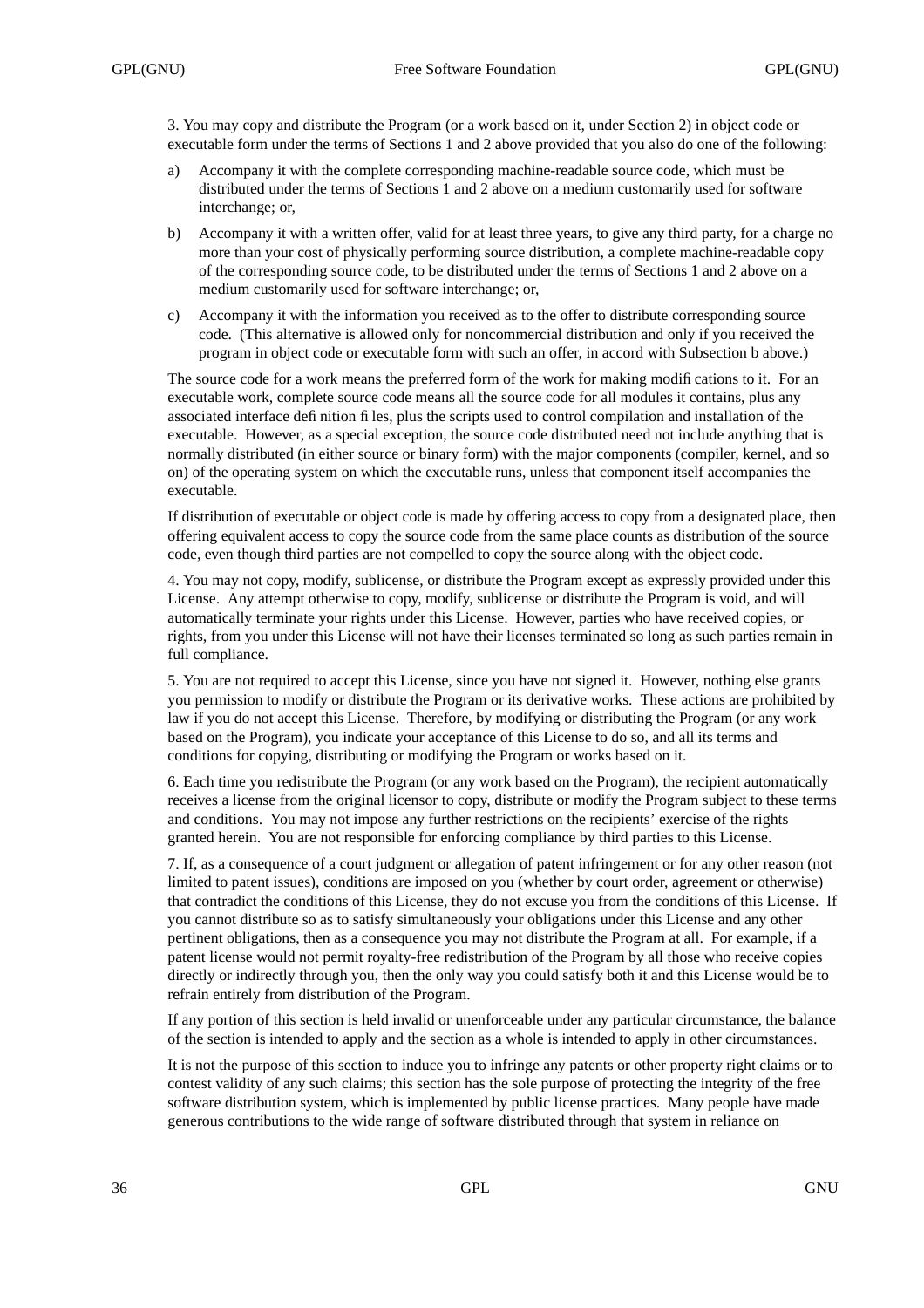3. You may copy and distribute the Program (or a work based on it, under Section 2) in object code or executable form under the terms of Sections 1 and 2 above provided that you also do one of the following:

a) Accompany it with the complete corresponding machine-readable source code, which must be distributed under the terms of Sections 1 and 2 above on a medium customarily used for software interchange; or,

b) Accompany it with a written offer, valid for at least three years, to give any third party, for a charge no more than your cost of physically performing source distribution, a complete machine-readable copy of the corresponding source code, to be distributed under the terms of Sections 1 and 2 above on a medium customarily used for software interchange; or,

c) Accompany it with the information you received as to the offer to distribute corresponding source code. (This alternative is allowed only for noncommercial distribution and only if you received the program in object code or executable form with such an offer, in accord with Subsection b above.)

The source code for a work means the preferred form of the work for making modifications to it. For an executable work, complete source code means all the source code for all modules it contains, plus any associated interface definition files, plus the scripts used to control compilation and installation of the executable. However, as a special exception, the source code distributed need not include anything that is normally distributed (in either source or binary form) with the major components (compiler, kernel, and so on) of the operating system on which the executable runs, unless that component itself accompanies the executable.

If distribution of executable or object code is made by offering access to copy from a designated place, then offering equivalent access to copy the source code from the same place counts as distribution of the source code, even though third parties are not compelled to copy the source along with the object code.

4. You may not copy, modify, sublicense, or distribute the Program except as expressly provided under this License. Any attempt otherwise to copy, modify, sublicense or distribute the Program is void, and will automatically terminate your rights under this License. However, parties who have received copies, or rights, from you under this License will not have their licenses terminated so long as such parties remain in full compliance.

5. You are not required to accept this License, since you have not signed it. However, nothing else grants you permission to modify or distribute the Program or its derivative works. These actions are prohibited by law if you do not accept this License. Therefore, by modifying or distributing the Program (or any work based on the Program), you indicate your acceptance of this License to do so, and all its terms and conditions for copying, distributing or modifying the Program or works based on it.

6. Each time you redistribute the Program (or any work based on the Program), the recipient automatically receives a license from the original licensor to copy, distribute or modify the Program subject to these terms and conditions. You may not impose any further restrictions on the recipients' exercise of the rights granted herein. You are not responsible for enforcing compliance by third parties to this License.

7. If, as a consequence of a court judgment or allegation of patent infringement or for any other reason (not limited to patent issues), conditions are imposed on you (whether by court order, agreement or otherwise) that contradict the conditions of this License, they do not excuse you from the conditions of this License. If you cannot distribute so as to satisfy simultaneously your obligations under this License and any other pertinent obligations, then as a consequence you may not distribute the Program at all. For example, if a patent license would not permit royalty-free redistribution of the Program by all those who receive copies directly or indirectly through you, then the only way you could satisfy both it and this License would be to refrain entirely from distribution of the Program.

If any portion of this section is held invalid or unenforceable under any particular circumstance, the balance of the section is intended to apply and the section as a whole is intended to apply in other circumstances.

It is not the purpose of this section to induce you to infringe any patents or other property right claims or to contest validity of any such claims; this section has the sole purpose of protecting the integrity of the free software distribution system, which is implemented by public license practices. Many people have made generous contributions to the wide range of software distributed through that system in reliance on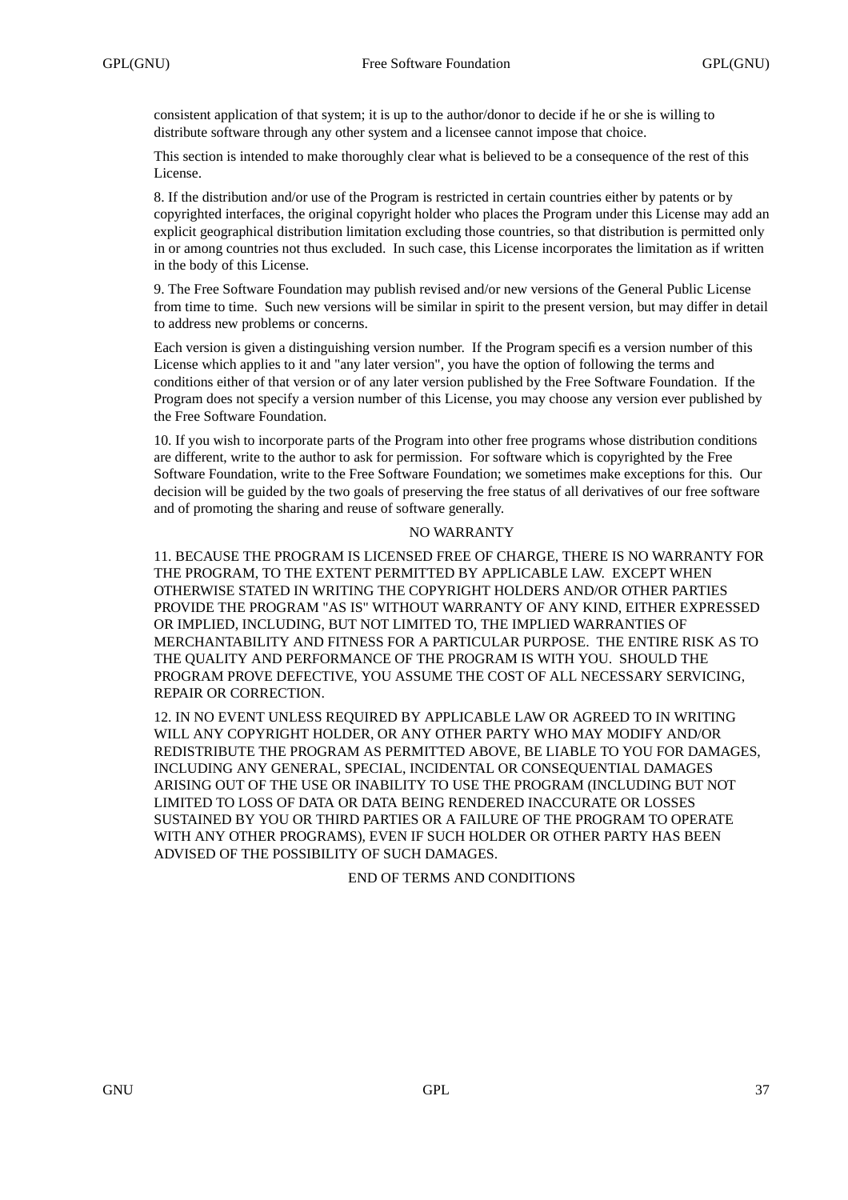consistent application of that system; it is up to the author/donor to decide if he or she is willing to distribute software through any other system and a licensee cannot impose that choice.

This section is intended to make thoroughly clear what is believed to be a consequence of the rest of this License.

8. If the distribution and/or use of the Program is restricted in certain countries either by patents or by copyrighted interfaces, the original copyright holder who places the Program under this License may add an explicit geographical distribution limitation excluding those countries, so that distribution is permitted only in or among countries not thus excluded. In such case, this License incorporates the limitation as if written in the body of this License.

9. The Free Software Foundation may publish revised and/or new versions of the General Public License from time to time. Such new versions will be similar in spirit to the present version, but may differ in detail to address new problems or concerns.

Each version is given a distinguishing version number. If the Program specifies a version number of this License which applies to it and "any later version", you have the option of following the terms and conditions either of that version or of any later version published by the Free Software Foundation. If the Program does not specify a version number of this License, you may choose any version ever published by the Free Software Foundation.

10. If you wish to incorporate parts of the Program into other free programs whose distribution conditions are different, write to the author to ask for permission. For software which is copyrighted by the Free Software Foundation, write to the Free Software Foundation; we sometimes make exceptions for this. Our decision will be guided by the two goals of preserving the free status of all derivatives of our free software and of promoting the sharing and reuse of software generally.

NO WARRANTY

11. BECAUSE THE PROGRAM IS LICENSED FREE OF CHARGE, THERE IS NO WARRANTY FOR THE PROGRAM, TO THE EXTENT PERMITTED BY APPLICABLE LAW. EXCEPT WHEN OTHERWISE STATED IN WRITING THE COPYRIGHT HOLDERS AND/OR OTHER PARTIES PROVIDE THE PROGRAM "AS IS" WITHOUT WARRANTY OF ANY KIND, EITHER EXPRESSED OR IMPLIED, INCLUDING, BUT NOT LIMITED TO, THE IMPLIED WARRANTIES OF MERCHANTABILITY AND FITNESS FOR A PARTICULAR PURPOSE. THE ENTIRE RISK AS TO THE QUALITY AND PERFORMANCE OF THE PROGRAM IS WITH YOU. SHOULD THE PROGRAM PROVE DEFECTIVE, YOU ASSUME THE COST OF ALL NECESSARY SERVICING, REPAIR OR CORRECTION.

12. IN NO EVENT UNLESS REQUIRED BY APPLICABLE LAW OR AGREED TO IN WRITING WILL ANY COPYRIGHT HOLDER, OR ANY OTHER PARTY WHO MAY MODIFY AND/OR REDISTRIBUTE THE PROGRAM AS PERMITTED ABOVE, BE LIABLE TO YOU FOR DAMAGES, INCLUDING ANY GENERAL, SPECIAL, INCIDENTAL OR CONSEQUENTIAL DAMAGES ARISING OUT OF THE USE OR INABILITY TO USE THE PROGRAM (INCLUDING BUT NOT LIMITED TO LOSS OF DATA OR DATA BEING RENDERED INACCURATE OR LOSSES SUSTAINED BY YOU OR THIRD PARTIES OR A FAILURE OF THE PROGRAM TO OPERATE WITH ANY OTHER PROGRAMS), EVEN IF SUCH HOLDER OR OTHER PARTY HAS BEEN ADVISED OF THE POSSIBILITY OF SUCH DAMAGES.

END OF TERMS AND CONDITIONS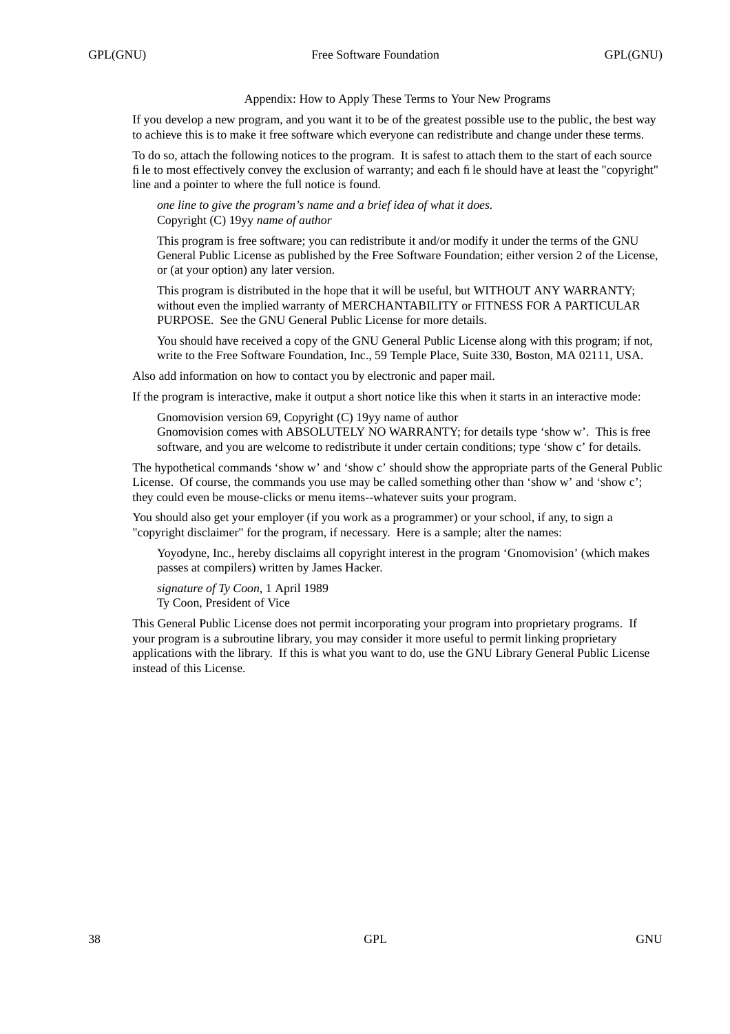## Appendix: How to Apply These Terms to Your New Programs

If you develop a new program, and you want it to be of the greatest possible use to the public, the best way to achieve this is to make it free software which everyone can redistribute and change under these terms.

To do so, attach the following notices to the program. It is safest to attach them to the start of each source file to most effectively convey the exclusion of warranty; and each file should have at least the "copyright" line and a pointer to where the full notice is found.

> *one line to give the program's name and a brief idea of what it does.*
> Copyright (C) 19yy *name of author*
>
> This program is free software; you can redistribute it and/or modify it under the terms of the GNU General Public License as published by the Free Software Foundation; either version 2 of the License, or (at your option) any later version.
>
> This program is distributed in the hope that it will be useful, but WITHOUT ANY WARRANTY; without even the implied warranty of MERCHANTABILITY or FITNESS FOR A PARTICULAR PURPOSE. See the GNU General Public License for more details.
>
> You should have received a copy of the GNU General Public License along with this program; if not, write to the Free Software Foundation, Inc., 59 Temple Place, Suite 330, Boston, MA 02111, USA.

Also add information on how to contact you by electronic and paper mail.

If the program is interactive, make it output a short notice like this when it starts in an interactive mode:

> Gnomovision version 69, Copyright (C) 19yy name of author
> Gnomovision comes with ABSOLUTELY NO WARRANTY; for details type 'show w'. This is free software, and you are welcome to redistribute it under certain conditions; type 'show c' for details.

The hypothetical commands 'show w' and 'show c' should show the appropriate parts of the General Public License. Of course, the commands you use may be called something other than 'show w' and 'show c'; they could even be mouse-clicks or menu items--whatever suits your program.

You should also get your employer (if you work as a programmer) or your school, if any, to sign a "copyright disclaimer" for the program, if necessary. Here is a sample; alter the names:

> Yoyodyne, Inc., hereby disclaims all copyright interest in the program 'Gnomovision' (which makes passes at compilers) written by James Hacker.
>
> *signature of Ty Coon,* 1 April 1989
> Ty Coon, President of Vice

This General Public License does not permit incorporating your program into proprietary programs. If your program is a subroutine library, you may consider it more useful to permit linking proprietary applications with the library. If this is what you want to do, use the GNU Library General Public License instead of this License.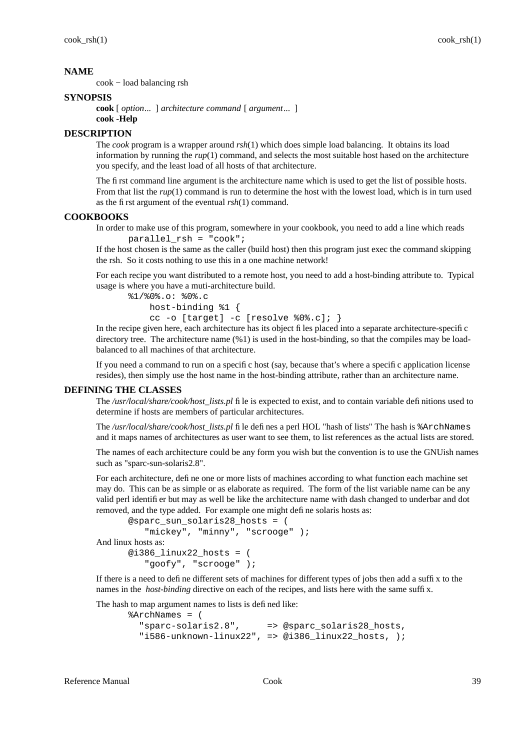## NAME

cook − load balancing rsh

## SYNOPSIS

**cook** [ *option*... ] *architecture command* [ *argument*... ]
**cook -Help**

## DESCRIPTION

The *cook* program is a wrapper around *rsh*(1) which does simple load balancing. It obtains its load information by running the *rup*(1) command, and selects the most suitable host hased on the architecture you specify, and the least load of all hosts of that architecture.

The first command line argument is the architecture name which is used to get the list of possible hosts. From that list the *rup*(1) command is run to determine the host with the lowest load, which is in turn used as the first argument of the eventual *rsh*(1) command.

## COOKBOOKS

In order to make use of this program, somewhere in your cookbook, you need to add a line which reads

```
parallel_rsh = "cook";
```

If the host chosen is the same as the caller (build host) then this program just exec the command skipping the rsh. So it costs nothing to use this in a one machine network!

For each recipe you want distributed to a remote host, you need to add a host-binding attribute to. Typical usage is where you have a muti-architecture build.

```
%1/%0%.o: %0%.c
     host-binding %1 {
     cc -o [target] -c [resolve %0%.c]; }
```

In the recipe given here, each architecture has its object files placed into a separate architecture-specific directory tree. The architecture name (%1) is used in the host-binding, so that the compiles may be load-balanced to all machines of that architecture.

If you need a command to run on a specific host (say, because that's where a specific application license resides), then simply use the host name in the host-binding attribute, rather than an architecture name.

## DEFINING THE CLASSES

The */usr/local/share/cook/host_lists.pl* file is expected to exist, and to contain variable definitions used to determine if hosts are members of particular architectures.

The */usr/local/share/cook/host_lists.pl* file defines a perl HOL "hash of lists" The hash is `%ArchNames` and it maps names of architectures as user want to see them, to list references as the actual lists are stored.

The names of each architecture could be any form you wish but the convention is to use the GNUish names such as "sparc-sun-solaris2.8".

For each architecture, define one or more lists of machines according to what function each machine set may do. This can be as simple or as elaborate as required. The form of the list variable name can be any valid perl identifier but may as well be like the architecture name with dash changed to underbar and dot removed, and the type added. For example one might define solaris hosts as:

```
@sparc_sun_solaris28_hosts = (
   "mickey", "minny", "scrooge" );
```

And linux hosts as:

```
@i386_linux22_hosts = (
   "goofy", "scrooge" );
```

If there is a need to define different sets of machines for different types of jobs then add a suffix to the names in the *host-binding* directive on each of the recipes, and lists here with the same suffix.

The hash to map argument names to lists is defined like:

```
%ArchNames = (
  "sparc-solaris2.8",     => @sparc_solaris28_hosts,
  "i586-unknown-linux22", => @i386_linux22_hosts, );
```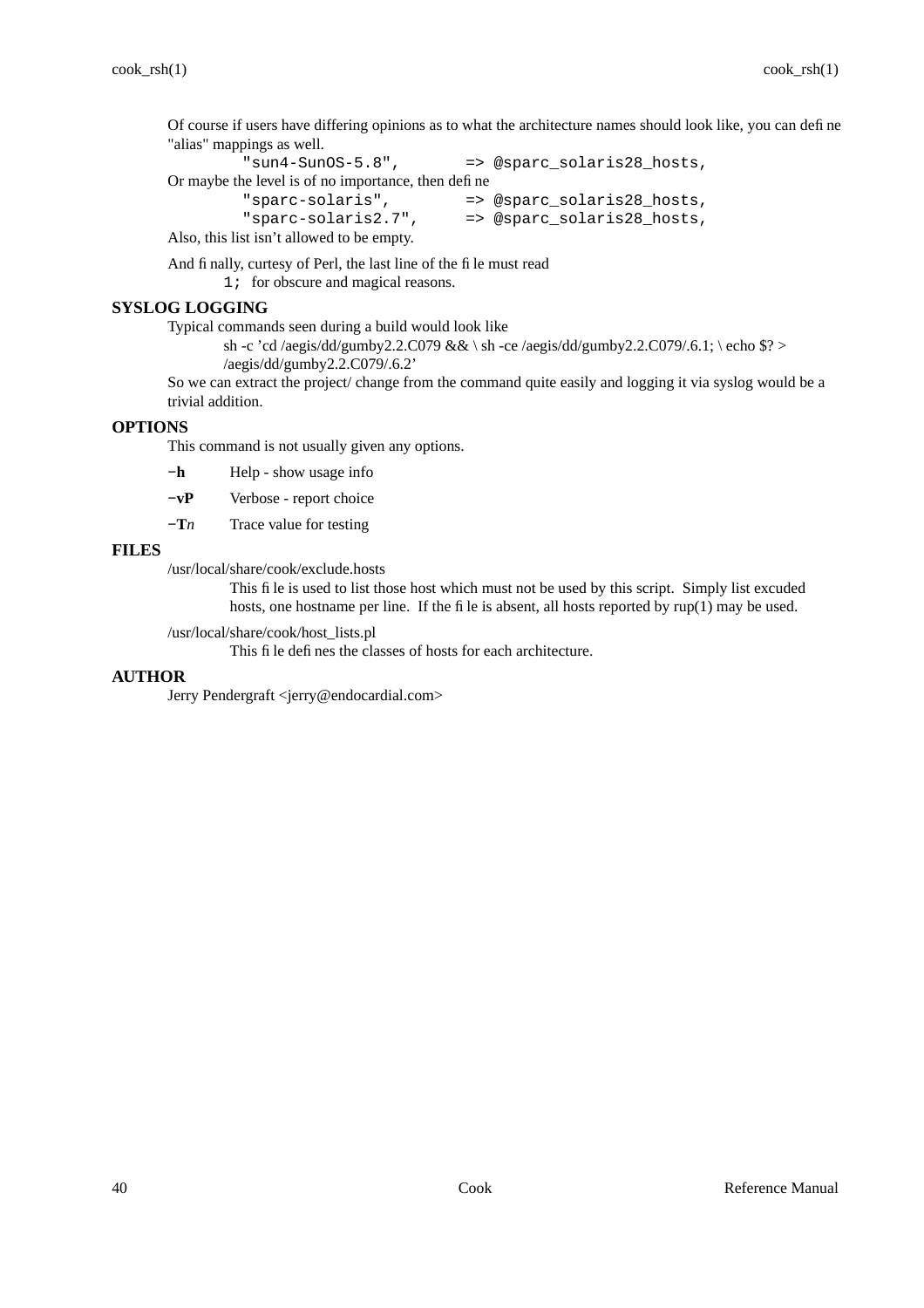Of course if users have differing opinions as to what the architecture names should look like, you can define "alias" mappings as well.

```
"sun4-SunOS-5.8",        => @sparc_solaris28_hosts,
```

Or maybe the level is of no importance, then define

```
"sparc-solaris",         => @sparc_solaris28_hosts,
"sparc-solaris2.7",      => @sparc_solaris28_hosts,
```

Also, this list isn't allowed to be empty.

And finally, curtesy of Perl, the last line of the file must read

`1;` for obscure and magical reasons.

## SYSLOG LOGGING

Typical commands seen during a build would look like

sh -c 'cd /aegis/dd/gumby2.2.C079 && \ sh -ce /aegis/dd/gumby2.2.C079/.6.1; \ echo $? > /aegis/dd/gumby2.2.C079/.6.2'

So we can extract the project/ change from the command quite easily and logging it via syslog would be a trivial addition.

## OPTIONS

This command is not usually given any options.

**−h** Help - show usage info

**−vP** Verbose - report choice

**−T***n* Trace value for testing

## FILES

/usr/local/share/cook/exclude.hosts

This file is used to list those host which must not be used by this script. Simply list excuded hosts, one hostname per line. If the file is absent, all hosts reported by rup(1) may be used.

/usr/local/share/cook/host_lists.pl

This file defines the classes of hosts for each architecture.

## AUTHOR

Jerry Pendergraft <jerry@endocardial.com>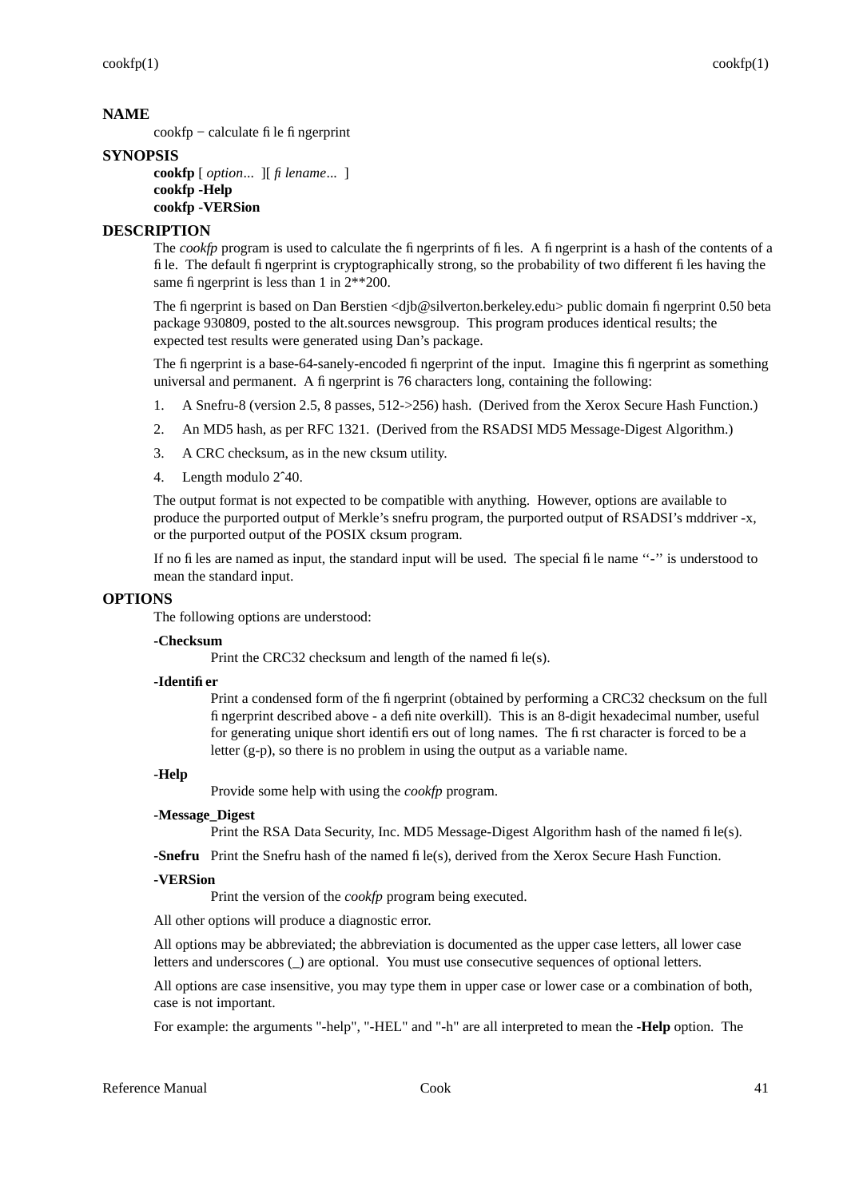## NAME

cookfp − calculate file fingerprint

## SYNOPSIS

**cookfp** [ *option*... ][ *filename*... ]
**cookfp -Help**
**cookfp -VERSion**

## DESCRIPTION

The *cookfp* program is used to calculate the fingerprints of files. A fingerprint is a hash of the contents of a file. The default fingerprint is cryptographically strong, so the probability of two different files having the same fingerprint is less than 1 in 2**200.

The fingerprint is based on Dan Berstien <djb@silverton.berkeley.edu> public domain fingerprint 0.50 beta package 930809, posted to the alt.sources newsgroup. This program produces identical results; the expected test results were generated using Dan's package.

The fingerprint is a base-64-sanely-encoded fingerprint of the input. Imagine this fingerprint as something universal and permanent. A fingerprint is 76 characters long, containing the following:

1. A Snefru-8 (version 2.5, 8 passes, 512->256) hash. (Derived from the Xerox Secure Hash Function.)
2. An MD5 hash, as per RFC 1321. (Derived from the RSADSI MD5 Message-Digest Algorithm.)
3. A CRC checksum, as in the new cksum utility.
4. Length modulo 2^40.

The output format is not expected to be compatible with anything. However, options are available to produce the purported output of Merkle's snefru program, the purported output of RSADSI's mddriver -x, or the purported output of the POSIX cksum program.

If no files are named as input, the standard input will be used. The special file name ''-'' is understood to mean the standard input.

## OPTIONS

The following options are understood:

**-Checksum**
Print the CRC32 checksum and length of the named file(s).

**-Identifier**
Print a condensed form of the fingerprint (obtained by performing a CRC32 checksum on the full fingerprint described above - a definite overkill). This is an 8-digit hexadecimal number, useful for generating unique short identifiers out of long names. The first character is forced to be a letter (g-p), so there is no problem in using the output as a variable name.

**-Help**
Provide some help with using the *cookfp* program.

**-Message_Digest**
Print the RSA Data Security, Inc. MD5 Message-Digest Algorithm hash of the named file(s).

**-Snefru**
Print the Snefru hash of the named file(s), derived from the Xerox Secure Hash Function.

**-VERSion**
Print the version of the *cookfp* program being executed.

All other options will produce a diagnostic error.

All options may be abbreviated; the abbreviation is documented as the upper case letters, all lower case letters and underscores (_) are optional. You must use consecutive sequences of optional letters.

All options are case insensitive, you may type them in upper case or lower case or a combination of both, case is not important.

For example: the arguments "-help", "-HEL" and "-h" are all interpreted to mean the **-Help** option. The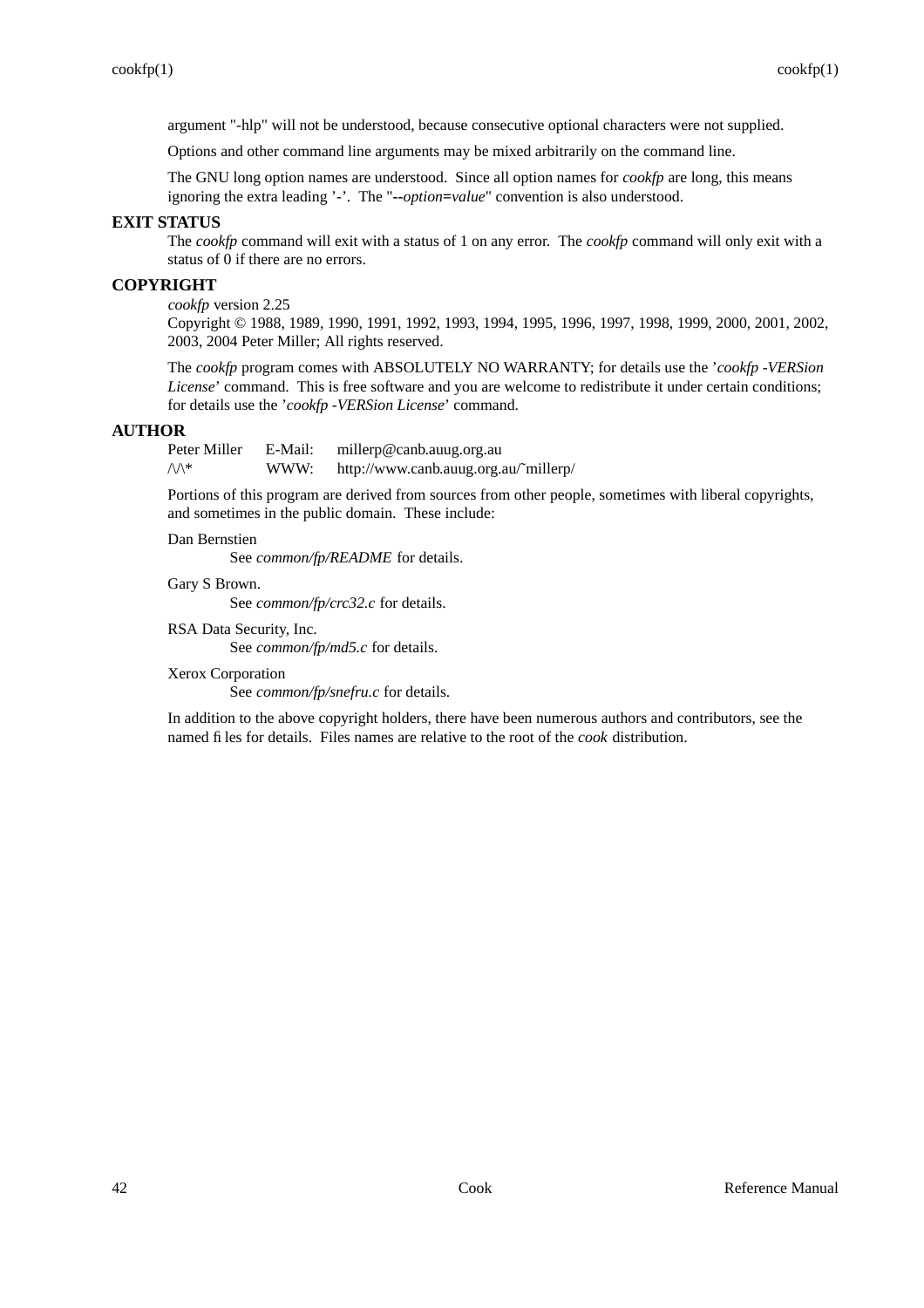argument "-hlp" will not be understood, because consecutive optional characters were not supplied.

Options and other command line arguments may be mixed arbitrarily on the command line.

The GNU long option names are understood. Since all option names for *cookfp* are long, this means ignoring the extra leading '-'. The "**--***option***=***value*" convention is also understood.

## EXIT STATUS

The *cookfp* command will exit with a status of 1 on any error. The *cookfp* command will only exit with a status of 0 if there are no errors.

## COPYRIGHT

*cookfp* version 2.25
Copyright © 1988, 1989, 1990, 1991, 1992, 1993, 1994, 1995, 1996, 1997, 1998, 1999, 2000, 2001, 2002, 2003, 2004 Peter Miller; All rights reserved.

The *cookfp* program comes with ABSOLUTELY NO WARRANTY; for details use the '*cookfp -VERSion License*' command. This is free software and you are welcome to redistribute it under certain conditions; for details use the '*cookfp -VERSion License*' command.

## AUTHOR

| | | |
|---|---|---|
| Peter Miller | E-Mail: | millerp@canb.auug.org.au |
| /\/\* | WWW: | http://www.canb.auug.org.au/~millerp/ |

Portions of this program are derived from sources from other people, sometimes with liberal copyrights, and sometimes in the public domain. These include:

Dan Bernstien
: See *common/fp/README* for details.

Gary S Brown.
: See *common/fp/crc32.c* for details.

RSA Data Security, Inc.
: See *common/fp/md5.c* for details.

Xerox Corporation
: See *common/fp/snefru.c* for details.

In addition to the above copyright holders, there have been numerous authors and contributors, see the named files for details. Files names are relative to the root of the *cook* distribution.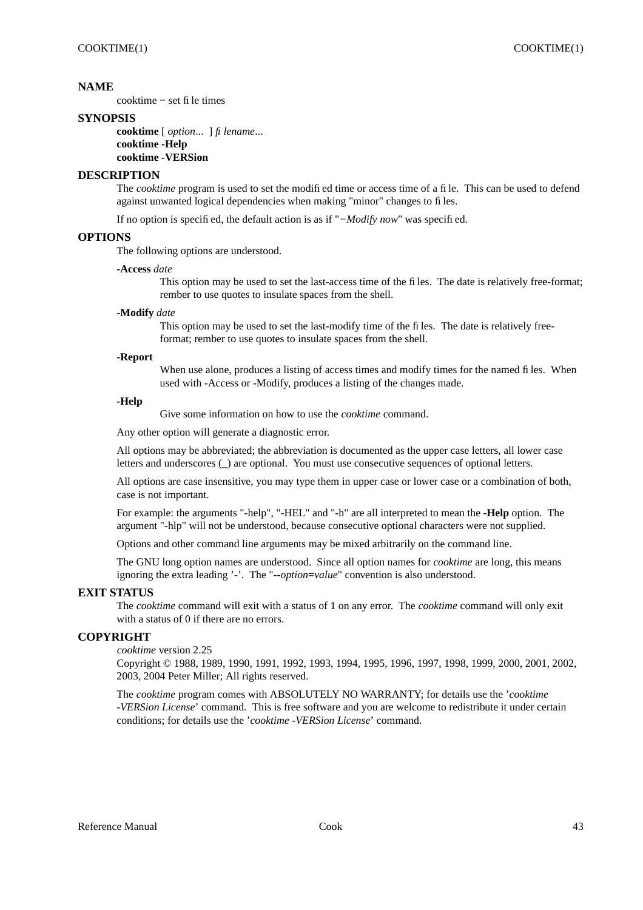## NAME

cooktime − set file times

## SYNOPSIS

**cooktime** [ *option*... ] *filename*...
**cooktime -Help**
**cooktime -VERSion**

## DESCRIPTION

The *cooktime* program is used to set the modified time or access time of a file. This can be used to defend against unwanted logical dependencies when making "minor" changes to files.

If no option is specified, the default action is as if "*−Modify now*" was specified.

## OPTIONS

The following options are understood.

**-Access** *date*

This option may be used to set the last-access time of the files. The date is relatively free-format; rember to use quotes to insulate spaces from the shell.

**-Modify** *date*

This option may be used to set the last-modify time of the files. The date is relatively free-format; rember to use quotes to insulate spaces from the shell.

**-Report**

When use alone, produces a listing of access times and modify times for the named files. When used with -Access or -Modify, produces a listing of the changes made.

**-Help**

Give some information on how to use the *cooktime* command.

Any other option will generate a diagnostic error.

All options may be abbreviated; the abbreviation is documented as the upper case letters, all lower case letters and underscores (_) are optional. You must use consecutive sequences of optional letters.

All options are case insensitive, you may type them in upper case or lower case or a combination of both, case is not important.

For example: the arguments "-help", "-HEL" and "-h" are all interpreted to mean the **-Help** option. The argument "-hlp" will not be understood, because consecutive optional characters were not supplied.

Options and other command line arguments may be mixed arbitrarily on the command line.

The GNU long option names are understood. Since all option names for *cooktime* are long, this means ignoring the extra leading '-'. The "**--***option***=***value*" convention is also understood.

## EXIT STATUS

The *cooktime* command will exit with a status of 1 on any error. The *cooktime* command will only exit with a status of 0 if there are no errors.

## COPYRIGHT

*cooktime* version 2.25
Copyright © 1988, 1989, 1990, 1991, 1992, 1993, 1994, 1995, 1996, 1997, 1998, 1999, 2000, 2001, 2002, 2003, 2004 Peter Miller; All rights reserved.

The *cooktime* program comes with ABSOLUTELY NO WARRANTY; for details use the '*cooktime -VERSion License*' command. This is free software and you are welcome to redistribute it under certain conditions; for details use the '*cooktime -VERSion License*' command.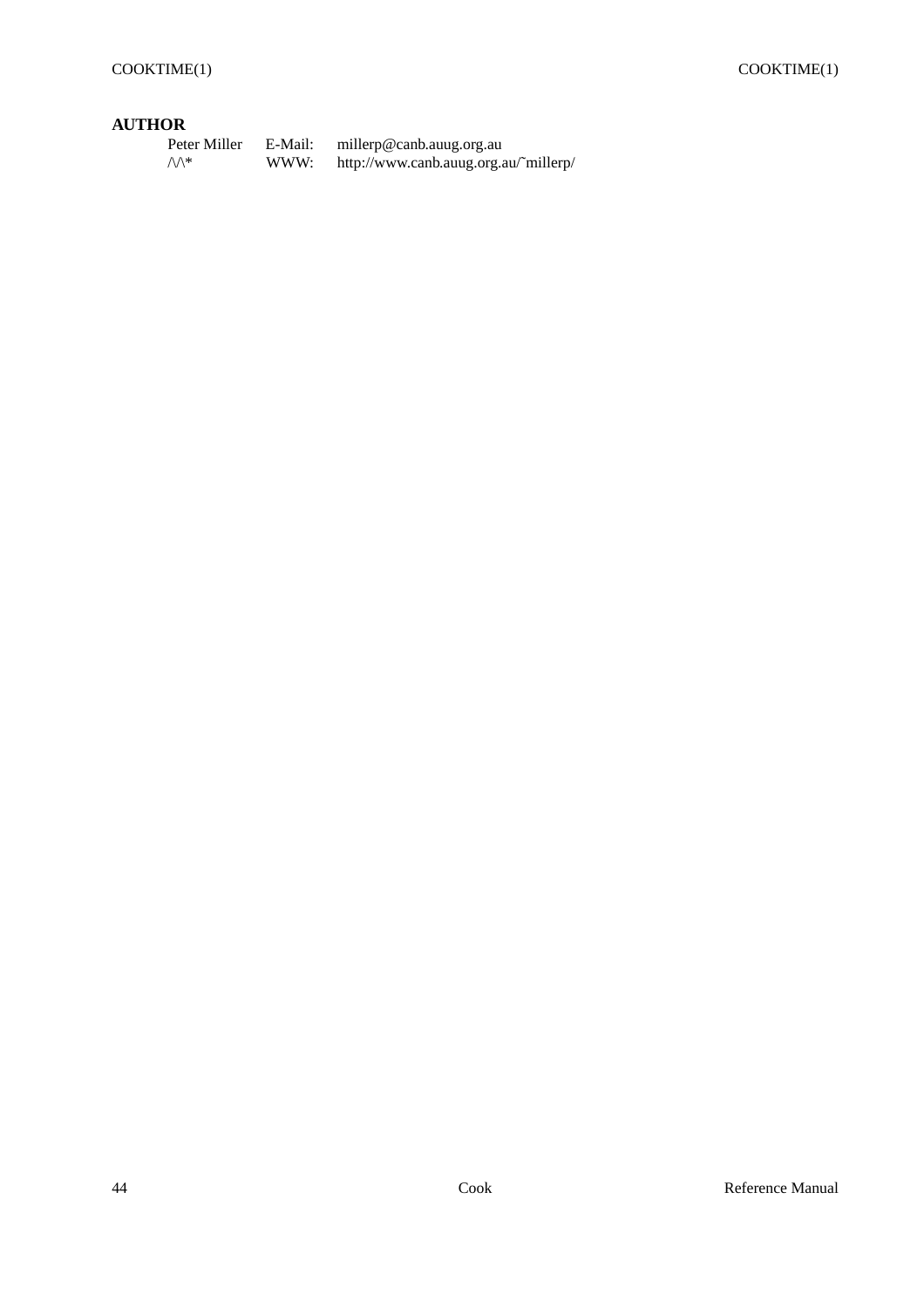## AUTHOR

| | | |
|---|---|---|
| Peter Miller | E-Mail: | millerp@canb.auug.org.au |
| /\/\* | WWW: | http://www.canb.auug.org.au/~millerp/ |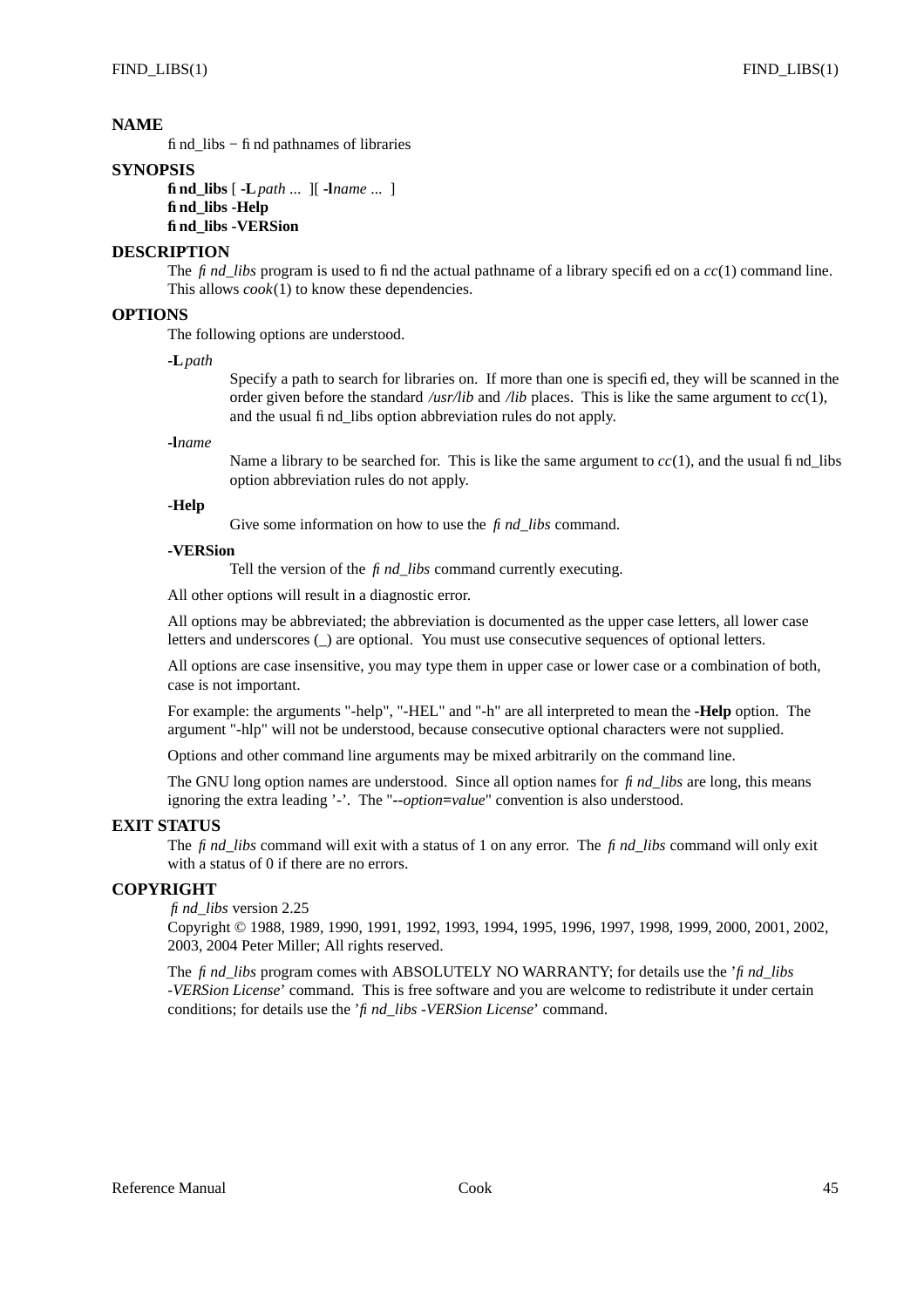## NAME

find_libs − find pathnames of libraries

## SYNOPSIS

**find_libs** [ **-L** *path* ... ][ **-l***name* ... ]
**find_libs -Help**
**find_libs -VERSion**

## DESCRIPTION

The *find_libs* program is used to find the actual pathname of a library specified on a *cc*(1) command line. This allows *cook*(1) to know these dependencies.

## OPTIONS

The following options are understood.

**-L** *path*

Specify a path to search for libraries on. If more than one is specified, they will be scanned in the order given before the standard */usr/lib* and */lib* places. This is like the same argument to *cc*(1), and the usual find_libs option abbreviation rules do not apply.

**-l***name*

Name a library to be searched for. This is like the same argument to *cc*(1), and the usual find_libs option abbreviation rules do not apply.

**-Help**

Give some information on how to use the *find_libs* command.

**-VERSion**

Tell the version of the *find_libs* command currently executing.

All other options will result in a diagnostic error.

All options may be abbreviated; the abbreviation is documented as the upper case letters, all lower case letters and underscores (_) are optional. You must use consecutive sequences of optional letters.

All options are case insensitive, you may type them in upper case or lower case or a combination of both, case is not important.

For example: the arguments "-help", "-HEL" and "-h" are all interpreted to mean the **-Help** option. The argument "-hlp" will not be understood, because consecutive optional characters were not supplied.

Options and other command line arguments may be mixed arbitrarily on the command line.

The GNU long option names are understood. Since all option names for *find_libs* are long, this means ignoring the extra leading '-'. The "**--***option***=***value*" convention is also understood.

## EXIT STATUS

The *find_libs* command will exit with a status of 1 on any error. The *find_libs* command will only exit with a status of 0 if there are no errors.

## COPYRIGHT

*find_libs* version 2.25
Copyright © 1988, 1989, 1990, 1991, 1992, 1993, 1994, 1995, 1996, 1997, 1998, 1999, 2000, 2001, 2002, 2003, 2004 Peter Miller; All rights reserved.

The *find_libs* program comes with ABSOLUTELY NO WARRANTY; for details use the '*find_libs -VERSion License*' command. This is free software and you are welcome to redistribute it under certain conditions; for details use the '*find_libs -VERSion License*' command.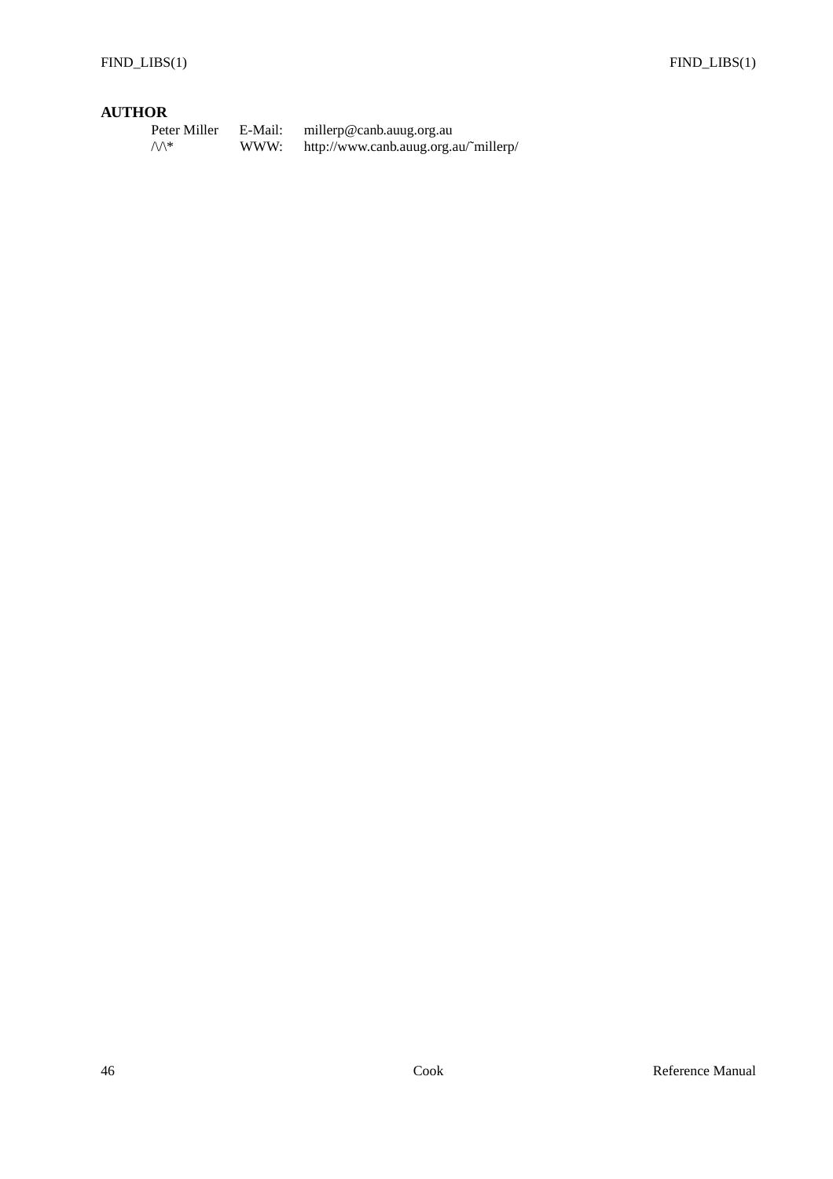## AUTHOR

| | | |
|---|---|---|
| Peter Miller | E-Mail: | millerp@canb.auug.org.au |
| /\/\* | WWW: | http://www.canb.auug.org.au/~millerp/ |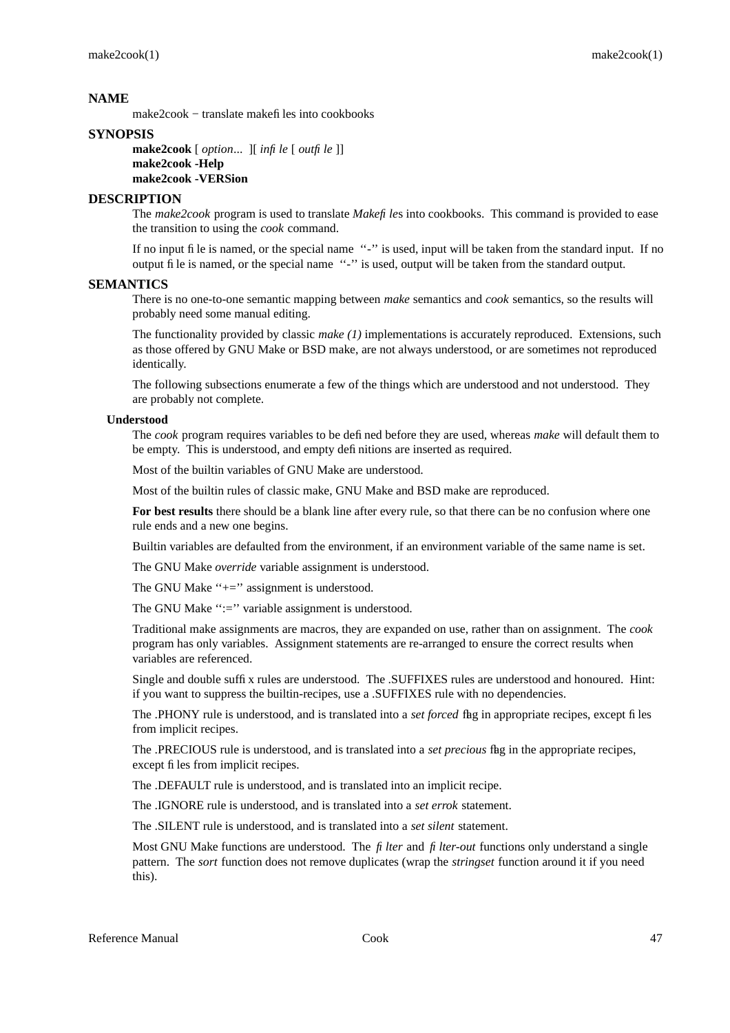## NAME

make2cook − translate makefiles into cookbooks

## SYNOPSIS

**make2cook** [ *option*... ][ *infile* [ *outfile* ]]
**make2cook -Help**
**make2cook -VERSion**

## DESCRIPTION

The *make2cook* program is used to translate *Makefile*s into cookbooks. This command is provided to ease the transition to using the *cook* command.

If no input file is named, or the special name ''-'' is used, input will be taken from the standard input. If no output file is named, or the special name ''-'' is used, output will be taken from the standard output.

## SEMANTICS

There is no one-to-one semantic mapping between *make* semantics and *cook* semantics, so the results will probably need some manual editing.

The functionality provided by classic *make (1)* implementations is accurately reproduced. Extensions, such as those offered by GNU Make or BSD make, are not always understood, or are sometimes not reproduced identically.

The following subsections enumerate a few of the things which are understood and not understood. They are probably not complete.

### Understood

The *cook* program requires variables to be defined before they are used, whereas *make* will default them to be empty. This is understood, and empty definitions are inserted as required.

Most of the builtin variables of GNU Make are understood.

Most of the builtin rules of classic make, GNU Make and BSD make are reproduced.

**For best results** there should be a blank line after every rule, so that there can be no confusion where one rule ends and a new one begins.

Builtin variables are defaulted from the environment, if an environment variable of the same name is set.

The GNU Make *override* variable assignment is understood.

The GNU Make ''+='' assignment is understood.

The GNU Make '':='' variable assignment is understood.

Traditional make assignments are macros, they are expanded on use, rather than on assignment. The *cook* program has only variables. Assignment statements are re-arranged to ensure the correct results when variables are referenced.

Single and double suffix rules are understood. The .SUFFIXES rules are understood and honoured. Hint: if you want to suppress the builtin-recipes, use a .SUFFIXES rule with no dependencies.

The .PHONY rule is understood, and is translated into a *set forced* flag in appropriate recipes, except files from implicit recipes.

The .PRECIOUS rule is understood, and is translated into a *set precious* flag in the appropriate recipes, except files from implicit recipes.

The .DEFAULT rule is understood, and is translated into an implicit recipe.

The .IGNORE rule is understood, and is translated into a *set errok* statement.

The .SILENT rule is understood, and is translated into a *set silent* statement.

Most GNU Make functions are understood. The *filter* and *filter-out* functions only understand a single pattern. The *sort* function does not remove duplicates (wrap the *stringset* function around it if you need this).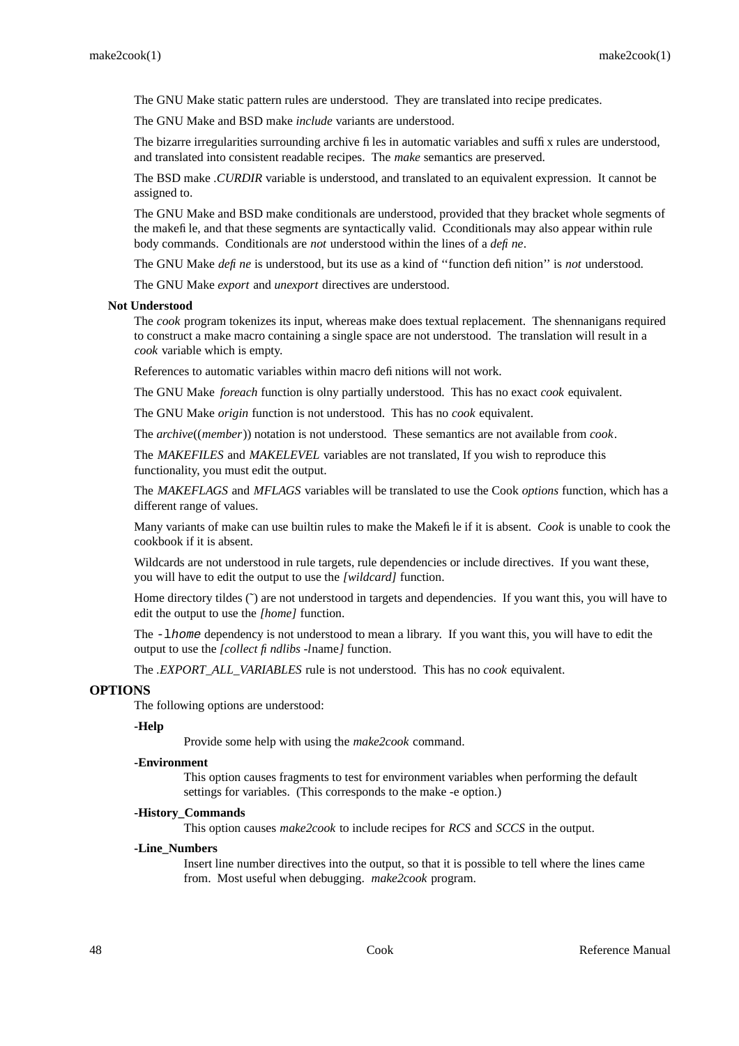The GNU Make static pattern rules are understood. They are translated into recipe predicates.

The GNU Make and BSD make *include* variants are understood.

The bizarre irregularities surrounding archive files in automatic variables and suffix rules are understood, and translated into consistent readable recipes. The *make* semantics are preserved.

The BSD make *.CURDIR* variable is understood, and translated to an equivalent expression. It cannot be assigned to.

The GNU Make and BSD make conditionals are understood, provided that they bracket whole segments of the makefile, and that these segments are syntactically valid. Cconditionals may also appear within rule body commands. Conditionals are *not* understood within the lines of a *define*.

The GNU Make *define* is understood, but its use as a kind of ''function definition'' is *not* understood.

The GNU Make *export* and *unexport* directives are understood.

**Not Understood**

The *cook* program tokenizes its input, whereas make does textual replacement. The shennanigans required to construct a make macro containing a single space are not understood. The translation will result in a *cook* variable which is empty.

References to automatic variables within macro definitions will not work.

The GNU Make *foreach* function is olny partially understood. This has no exact *cook* equivalent.

The GNU Make *origin* function is not understood. This has no *cook* equivalent.

The *archive*((*member*)) notation is not understood. These semantics are not available from *cook*.

The *MAKEFILES* and *MAKELEVEL* variables are not translated, If you wish to reproduce this functionality, you must edit the output.

The *MAKEFLAGS* and *MFLAGS* variables will be translated to use the Cook *options* function, which has a different range of values.

Many variants of make can use builtin rules to make the Makefile if it is absent. *Cook* is unable to cook the cookbook if it is absent.

Wildcards are not understood in rule targets, rule dependencies or include directives. If you want these, you will have to edit the output to use the *[wildcard]* function.

Home directory tildes (~) are not understood in targets and dependencies. If you want this, you will have to edit the output to use the *[home]* function.

The `-l`*home* dependency is not understood to mean a library. If you want this, you will have to edit the output to use the *[collect findlibs -l*name*]* function.

The *.EXPORT_ALL_VARIABLES* rule is not understood. This has no *cook* equivalent.

## OPTIONS

The following options are understood:

**-Help**

Provide some help with using the *make2cook* command.

**-Environment**

This option causes fragments to test for environment variables when performing the default settings for variables. (This corresponds to the make -e option.)

**-History_Commands**

This option causes *make2cook* to include recipes for *RCS* and *SCCS* in the output.

**-Line_Numbers**

Insert line number directives into the output, so that it is possible to tell where the lines came from. Most useful when debugging. *make2cook* program.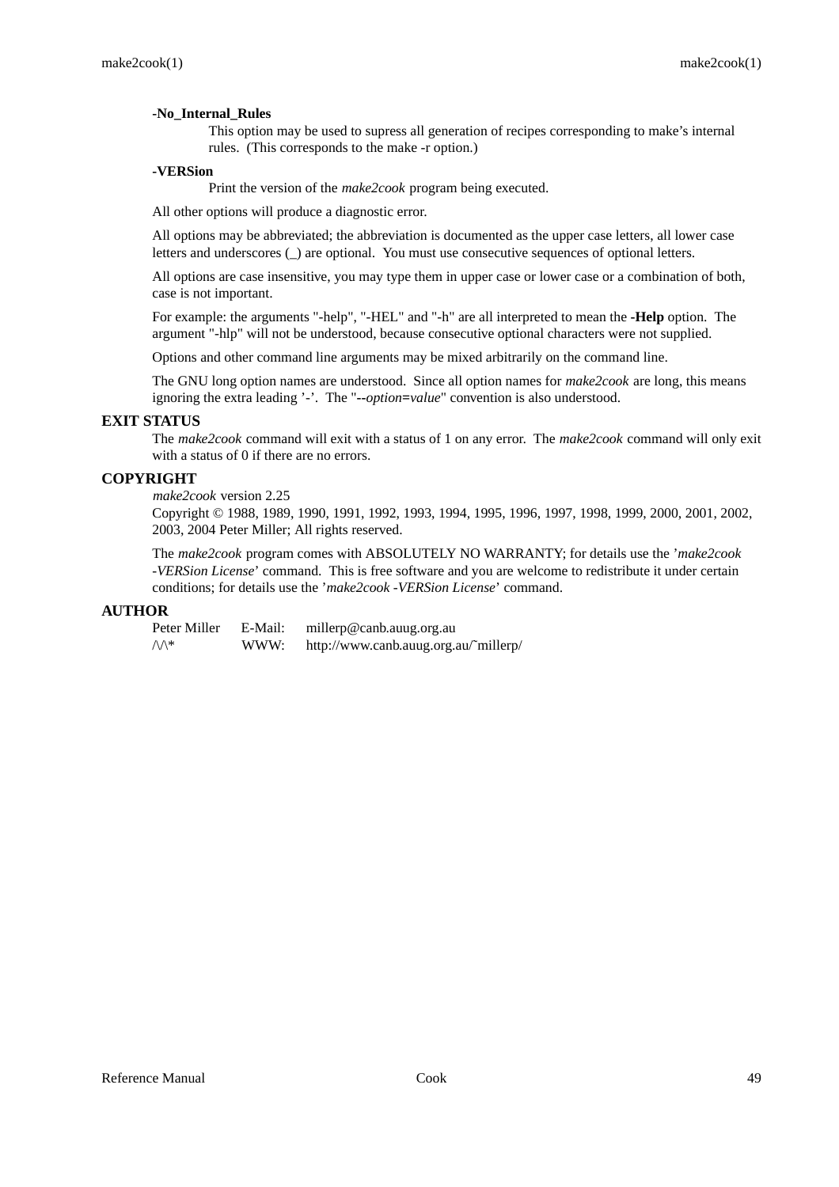**-No_Internal_Rules**

This option may be used to supress all generation of recipes corresponding to make's internal rules. (This corresponds to the make -r option.)

**-VERSion**

Print the version of the *make2cook* program being executed.

All other options will produce a diagnostic error.

All options may be abbreviated; the abbreviation is documented as the upper case letters, all lower case letters and underscores (_) are optional. You must use consecutive sequences of optional letters.

All options are case insensitive, you may type them in upper case or lower case or a combination of both, case is not important.

For example: the arguments "-help", "-HEL" and "-h" are all interpreted to mean the **-Help** option. The argument "-hlp" will not be understood, because consecutive optional characters were not supplied.

Options and other command line arguments may be mixed arbitrarily on the command line.

The GNU long option names are understood. Since all option names for *make2cook* are long, this means ignoring the extra leading '-'. The "**--***option***=***value*" convention is also understood.

## EXIT STATUS

The *make2cook* command will exit with a status of 1 on any error. The *make2cook* command will only exit with a status of 0 if there are no errors.

## COPYRIGHT

*make2cook* version 2.25
Copyright © 1988, 1989, 1990, 1991, 1992, 1993, 1994, 1995, 1996, 1997, 1998, 1999, 2000, 2001, 2002, 2003, 2004 Peter Miller; All rights reserved.

The *make2cook* program comes with ABSOLUTELY NO WARRANTY; for details use the '*make2cook -VERSion License*' command. This is free software and you are welcome to redistribute it under certain conditions; for details use the '*make2cook -VERSion License*' command.

## AUTHOR

| | | |
|---|---|---|
| Peter Miller | E-Mail: | millerp@canb.auug.org.au |
| /\/\* | WWW: | http://www.canb.auug.org.au/~millerp/ |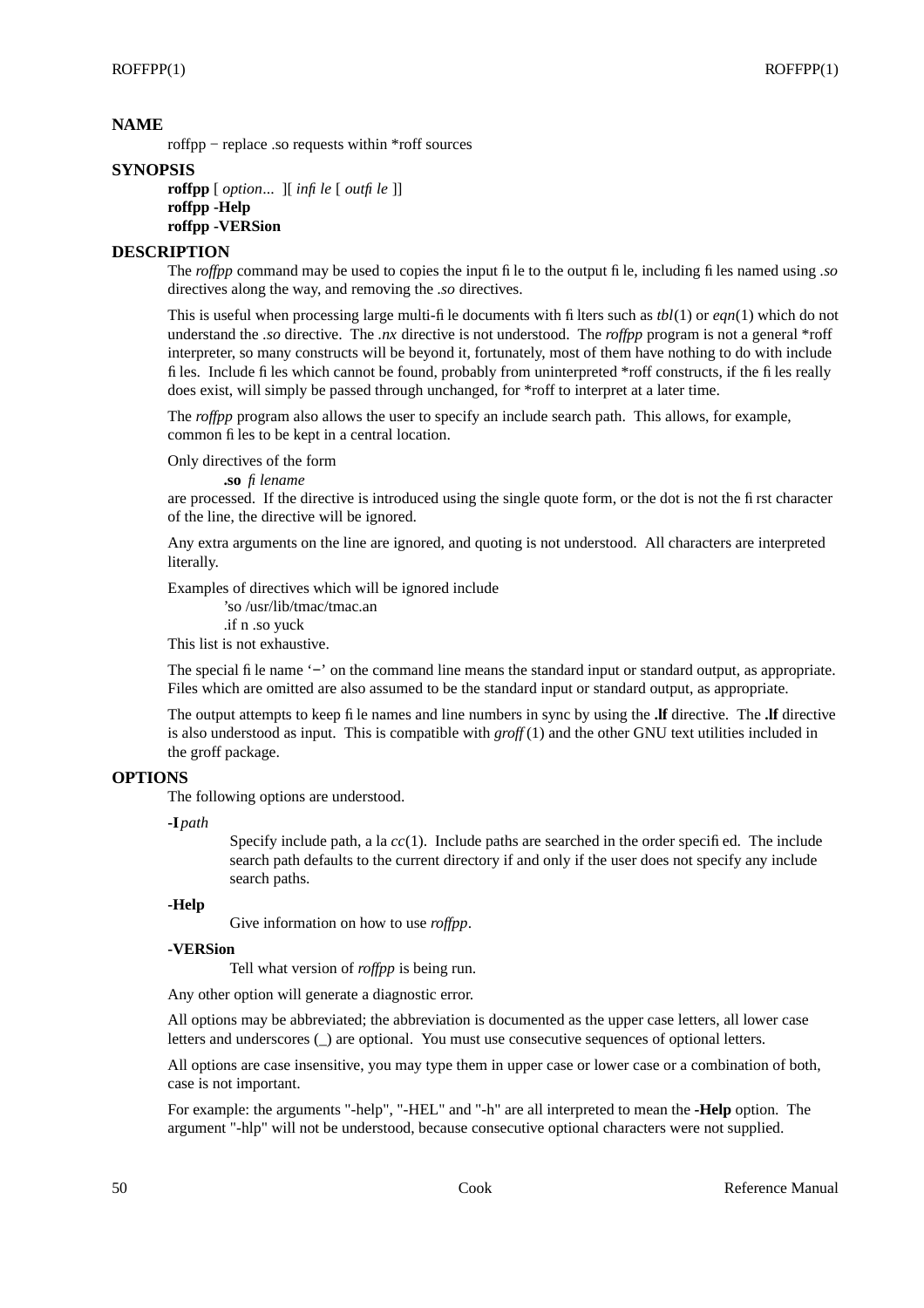## NAME

roffpp − replace .so requests within *roff sources

## SYNOPSIS

**roffpp** [ *option*... ][ *infile* [ *outfile* ]]
**roffpp -Help**
**roffpp -VERSion**

## DESCRIPTION

The *roffpp* command may be used to copies the input file to the output file, including files named using *.so* directives along the way, and removing the *.so* directives.

This is useful when processing large multi-file documents with filters such as *tbl*(1) or *eqn*(1) which do not understand the *.so* directive. The *.nx* directive is not understood. The *roffpp* program is not a general *roff interpreter, so many constructs will be beyond it, fortunately, most of them have nothing to do with include files. Include files which cannot be found, probably from uninterpreted *roff constructs, if the files really does exist, will simply be passed through unchanged, for *roff to interpret at a later time.

The *roffpp* program also allows the user to specify an include search path. This allows, for example, common files to be kept in a central location.

Only directives of the form

> **.so** *filename*

are processed. If the directive is introduced using the single quote form, or the dot is not the first character of the line, the directive will be ignored.

Any extra arguments on the line are ignored, and quoting is not understood. All characters are interpreted literally.

Examples of directives which will be ignored include

> 'so /usr/lib/tmac/tmac.an
> .if n .so yuck

This list is not exhaustive.

The special file name '−' on the command line means the standard input or standard output, as appropriate. Files which are omitted are also assumed to be the standard input or standard output, as appropriate.

The output attempts to keep file names and line numbers in sync by using the **.lf** directive. The **.lf** directive is also understood as input. This is compatible with *groff*(1) and the other GNU text utilities included in the groff package.

## OPTIONS

The following options are understood.

**-I***path*

> Specify include path, a la *cc*(1). Include paths are searched in the order specified. The include search path defaults to the current directory if and only if the user does not specify any include search paths.

**-Help**

> Give information on how to use *roffpp*.

**-VERSion**

> Tell what version of *roffpp* is being run.

Any other option will generate a diagnostic error.

All options may be abbreviated; the abbreviation is documented as the upper case letters, all lower case letters and underscores (_) are optional. You must use consecutive sequences of optional letters.

All options are case insensitive, you may type them in upper case or lower case or a combination of both, case is not important.

For example: the arguments "-help", "-HEL" and "-h" are all interpreted to mean the **-Help** option. The argument "-hlp" will not be understood, because consecutive optional characters were not supplied.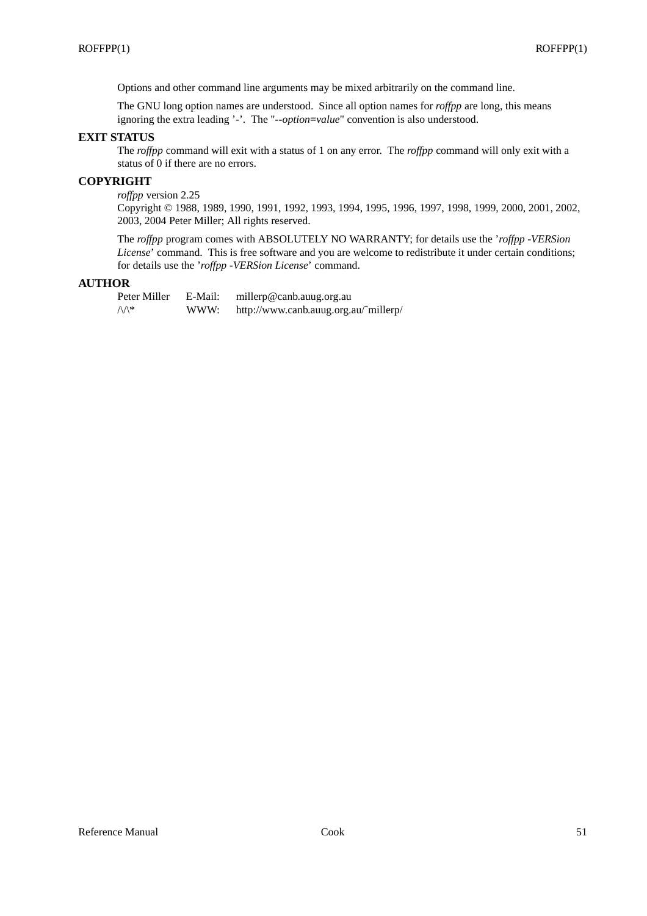Options and other command line arguments may be mixed arbitrarily on the command line.

The GNU long option names are understood. Since all option names for *roffpp* are long, this means ignoring the extra leading '-'. The "**--***option***=***value*" convention is also understood.

## EXIT STATUS

The *roffpp* command will exit with a status of 1 on any error. The *roffpp* command will only exit with a status of 0 if there are no errors.

## COPYRIGHT

*roffpp* version 2.25
Copyright © 1988, 1989, 1990, 1991, 1992, 1993, 1994, 1995, 1996, 1997, 1998, 1999, 2000, 2001, 2002, 2003, 2004 Peter Miller; All rights reserved.

The *roffpp* program comes with ABSOLUTELY NO WARRANTY; for details use the '*roffpp -VERSion License*' command. This is free software and you are welcome to redistribute it under certain conditions; for details use the '*roffpp -VERSion License*' command.

## AUTHOR

| | | |
|---|---|---|
| Peter Miller | E-Mail: | millerp@canb.auug.org.au |
| /\/\* | WWW: | http://www.canb.auug.org.au/~millerp/ |